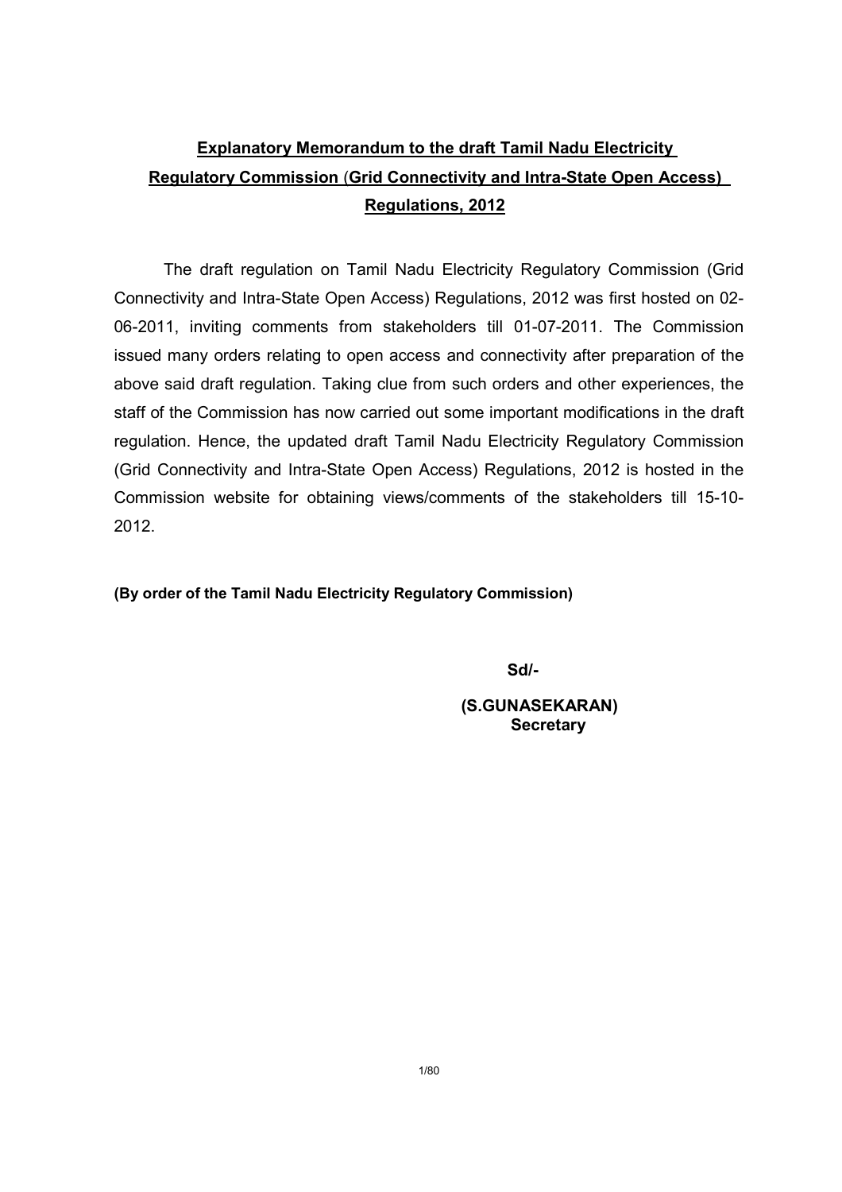# Explanatory Memorandum to the draft Tamil Nadu Electricity Regulatory Commission (Grid Connectivity and Intra-State Open Access) Regulations, 2012

The draft regulation on Tamil Nadu Electricity Regulatory Commission (Grid Connectivity and Intra-State Open Access) Regulations, 2012 was first hosted on 02-06-2011, inviting comments from stakeholders till 01-07-2011. The Commission issued many orders relating to open access and connectivity after preparation of the above said draft regulation. Taking clue from such orders and other experiences, the staff of the Commission has now carried out some important modifications in the draft regulation. Hence, the updated draft Tamil Nadu Electricity Regulatory Commission (Grid Connectivity and Intra-State Open Access) Regulations, 2012 is hosted in the Commission website for obtaining views/comments of the stakeholders till 15-10-2012.

**(By order of the Tamil Nadu Electricity Regulatory Commission)**

**Sd/-**

**(S.GUNASEKARAN)**
**Secretary**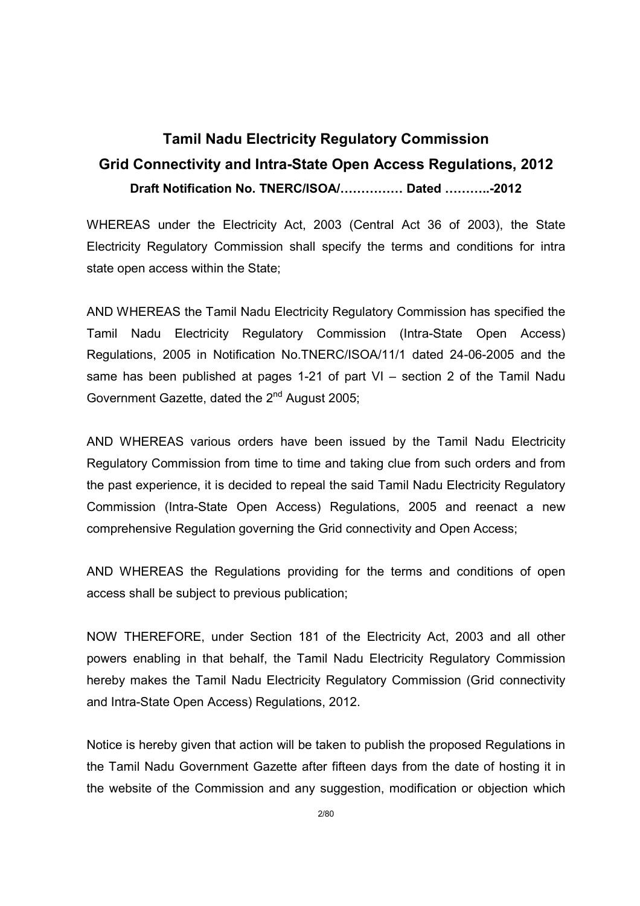# Tamil Nadu Electricity Regulatory Commission

## Grid Connectivity and Intra-State Open Access Regulations, 2012

**Draft Notification No. TNERC/ISOA/…………… Dated ………..-2012**

WHEREAS under the Electricity Act, 2003 (Central Act 36 of 2003), the State Electricity Regulatory Commission shall specify the terms and conditions for intra state open access within the State;

AND WHEREAS the Tamil Nadu Electricity Regulatory Commission has specified the Tamil Nadu Electricity Regulatory Commission (Intra-State Open Access) Regulations, 2005 in Notification No.TNERC/ISOA/11/1 dated 24-06-2005 and the same has been published at pages 1-21 of part VI – section 2 of the Tamil Nadu Government Gazette, dated the 2nd August 2005;

AND WHEREAS various orders have been issued by the Tamil Nadu Electricity Regulatory Commission from time to time and taking clue from such orders and from the past experience, it is decided to repeal the said Tamil Nadu Electricity Regulatory Commission (Intra-State Open Access) Regulations, 2005 and reenact a new comprehensive Regulation governing the Grid connectivity and Open Access;

AND WHEREAS the Regulations providing for the terms and conditions of open access shall be subject to previous publication;

NOW THEREFORE, under Section 181 of the Electricity Act, 2003 and all other powers enabling in that behalf, the Tamil Nadu Electricity Regulatory Commission hereby makes the Tamil Nadu Electricity Regulatory Commission (Grid connectivity and Intra-State Open Access) Regulations, 2012.

Notice is hereby given that action will be taken to publish the proposed Regulations in the Tamil Nadu Government Gazette after fifteen days from the date of hosting it in the website of the Commission and any suggestion, modification or objection which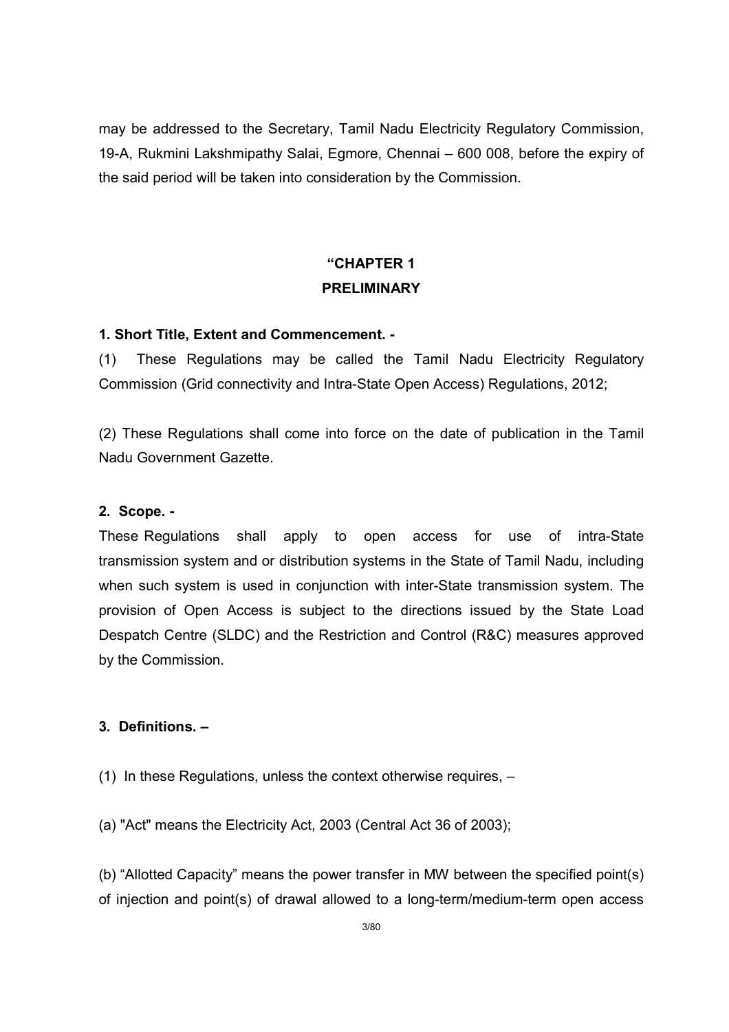may be addressed to the Secretary, Tamil Nadu Electricity Regulatory Commission, 19-A, Rukmini Lakshmipathy Salai, Egmore, Chennai – 600 008, before the expiry of the said period will be taken into consideration by the Commission.

## "CHAPTER 1
## PRELIMINARY

**1. Short Title, Extent and Commencement. -**

(1) These Regulations may be called the Tamil Nadu Electricity Regulatory Commission (Grid connectivity and Intra-State Open Access) Regulations, 2012;

(2) These Regulations shall come into force on the date of publication in the Tamil Nadu Government Gazette.

**2. Scope. -**

These Regulations shall apply to open access for use of intra-State transmission system and or distribution systems in the State of Tamil Nadu, including when such system is used in conjunction with inter-State transmission system. The provision of Open Access is subject to the directions issued by the State Load Despatch Centre (SLDC) and the Restriction and Control (R&C) measures approved by the Commission.

**3. Definitions. –**

(1) In these Regulations, unless the context otherwise requires, –

(a) "Act" means the Electricity Act, 2003 (Central Act 36 of 2003);

(b) "Allotted Capacity" means the power transfer in MW between the specified point(s) of injection and point(s) of drawal allowed to a long-term/medium-term open access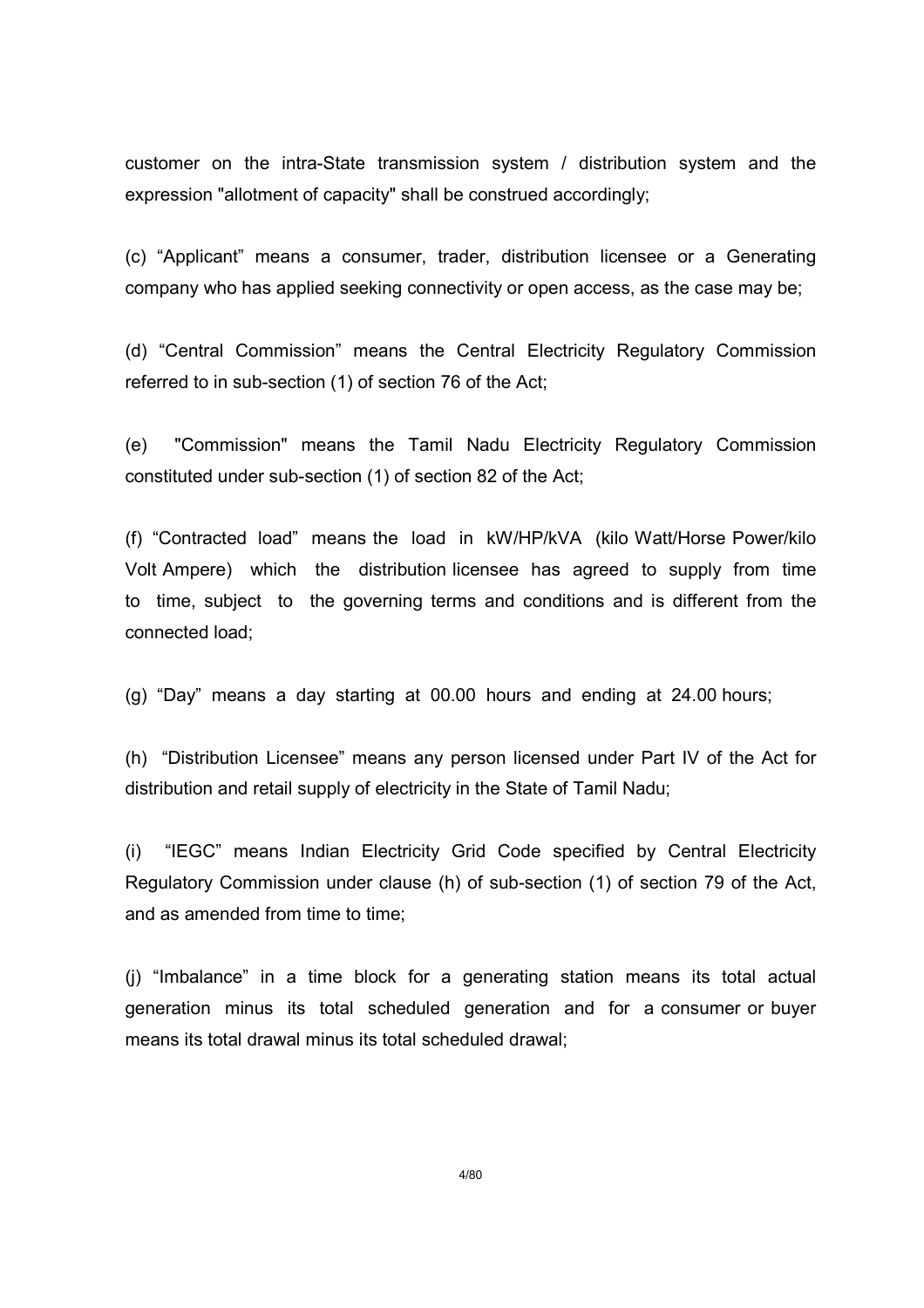customer on the intra-State transmission system / distribution system and the expression "allotment of capacity" shall be construed accordingly;

(c) “Applicant” means a consumer, trader, distribution licensee or a Generating company who has applied seeking connectivity or open access, as the case may be;

(d) “Central Commission” means the Central Electricity Regulatory Commission referred to in sub-section (1) of section 76 of the Act;

(e) "Commission" means the Tamil Nadu Electricity Regulatory Commission constituted under sub-section (1) of section 82 of the Act;

(f) “Contracted load” means the load in kW/HP/kVA (kilo Watt/Horse Power/kilo Volt Ampere) which the distribution licensee has agreed to supply from time to time, subject to the governing terms and conditions and is different from the connected load;

(g) “Day” means a day starting at 00.00 hours and ending at 24.00 hours;

(h) “Distribution Licensee” means any person licensed under Part IV of the Act for distribution and retail supply of electricity in the State of Tamil Nadu;

(i) “IEGC” means Indian Electricity Grid Code specified by Central Electricity Regulatory Commission under clause (h) of sub-section (1) of section 79 of the Act, and as amended from time to time;

(j) “Imbalance” in a time block for a generating station means its total actual generation minus its total scheduled generation and for a consumer or buyer means its total drawal minus its total scheduled drawal;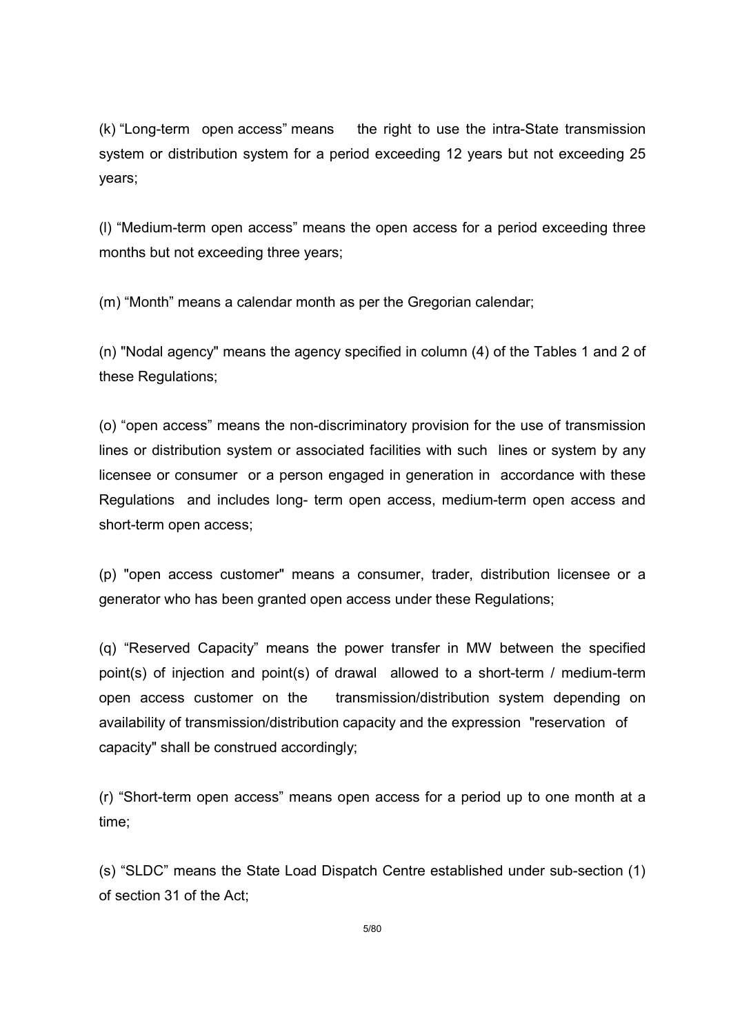(k) "Long-term open access" means the right to use the intra-State transmission system or distribution system for a period exceeding 12 years but not exceeding 25 years;

(l) "Medium-term open access" means the open access for a period exceeding three months but not exceeding three years;

(m) "Month" means a calendar month as per the Gregorian calendar;

(n) "Nodal agency" means the agency specified in column (4) of the Tables 1 and 2 of these Regulations;

(o) "open access" means the non-discriminatory provision for the use of transmission lines or distribution system or associated facilities with such lines or system by any licensee or consumer or a person engaged in generation in accordance with these Regulations and includes long- term open access, medium-term open access and short-term open access;

(p) "open access customer" means a consumer, trader, distribution licensee or a generator who has been granted open access under these Regulations;

(q) "Reserved Capacity" means the power transfer in MW between the specified point(s) of injection and point(s) of drawal allowed to a short-term / medium-term open access customer on the transmission/distribution system depending on availability of transmission/distribution capacity and the expression "reservation of capacity" shall be construed accordingly;

(r) "Short-term open access" means open access for a period up to one month at a time;

(s) "SLDC" means the State Load Dispatch Centre established under sub-section (1) of section 31 of the Act;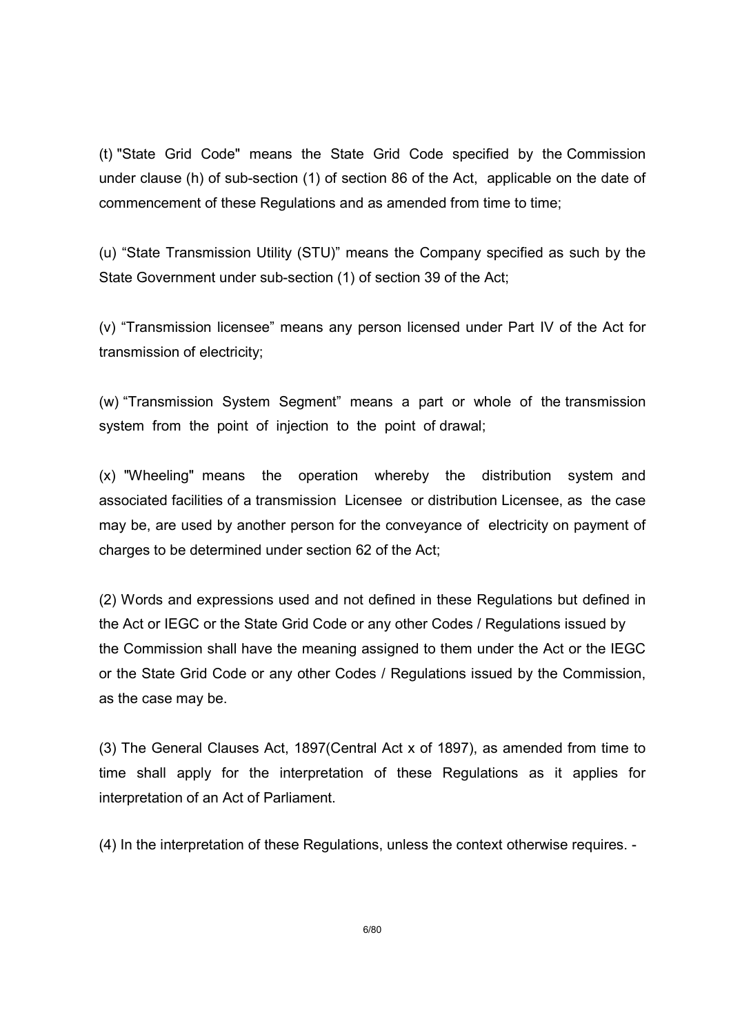(t) "State Grid Code" means the State Grid Code specified by the Commission under clause (h) of sub-section (1) of section 86 of the Act, applicable on the date of commencement of these Regulations and as amended from time to time;

(u) "State Transmission Utility (STU)" means the Company specified as such by the State Government under sub-section (1) of section 39 of the Act;

(v) "Transmission licensee" means any person licensed under Part IV of the Act for transmission of electricity;

(w) "Transmission System Segment" means a part or whole of the transmission system from the point of injection to the point of drawal;

(x) "Wheeling" means the operation whereby the distribution system and associated facilities of a transmission Licensee or distribution Licensee, as the case may be, are used by another person for the conveyance of electricity on payment of charges to be determined under section 62 of the Act;

(2) Words and expressions used and not defined in these Regulations but defined in the Act or IEGC or the State Grid Code or any other Codes / Regulations issued by the Commission shall have the meaning assigned to them under the Act or the IEGC or the State Grid Code or any other Codes / Regulations issued by the Commission, as the case may be.

(3) The General Clauses Act, 1897(Central Act x of 1897), as amended from time to time shall apply for the interpretation of these Regulations as it applies for interpretation of an Act of Parliament.

(4) In the interpretation of these Regulations, unless the context otherwise requires. -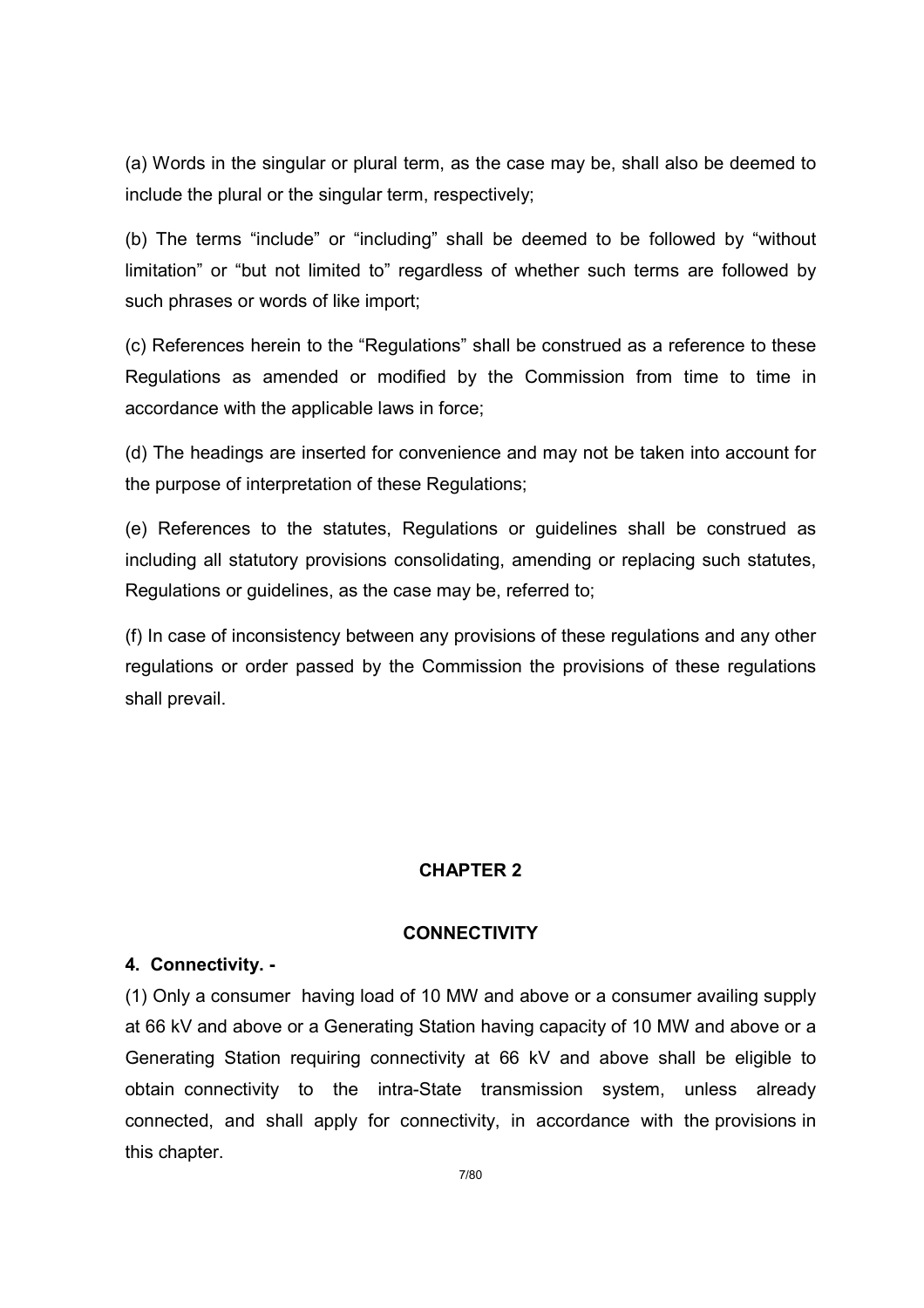(a) Words in the singular or plural term, as the case may be, shall also be deemed to include the plural or the singular term, respectively;

(b) The terms "include" or "including" shall be deemed to be followed by "without limitation" or "but not limited to" regardless of whether such terms are followed by such phrases or words of like import;

(c) References herein to the "Regulations" shall be construed as a reference to these Regulations as amended or modified by the Commission from time to time in accordance with the applicable laws in force;

(d) The headings are inserted for convenience and may not be taken into account for the purpose of interpretation of these Regulations;

(e) References to the statutes, Regulations or guidelines shall be construed as including all statutory provisions consolidating, amending or replacing such statutes, Regulations or guidelines, as the case may be, referred to;

(f) In case of inconsistency between any provisions of these regulations and any other regulations or order passed by the Commission the provisions of these regulations shall prevail.

## CHAPTER 2

## CONNECTIVITY

### 4. Connectivity. -

(1) Only a consumer having load of 10 MW and above or a consumer availing supply at 66 kV and above or a Generating Station having capacity of 10 MW and above or a Generating Station requiring connectivity at 66 kV and above shall be eligible to obtain connectivity to the intra-State transmission system, unless already connected, and shall apply for connectivity, in accordance with the provisions in this chapter.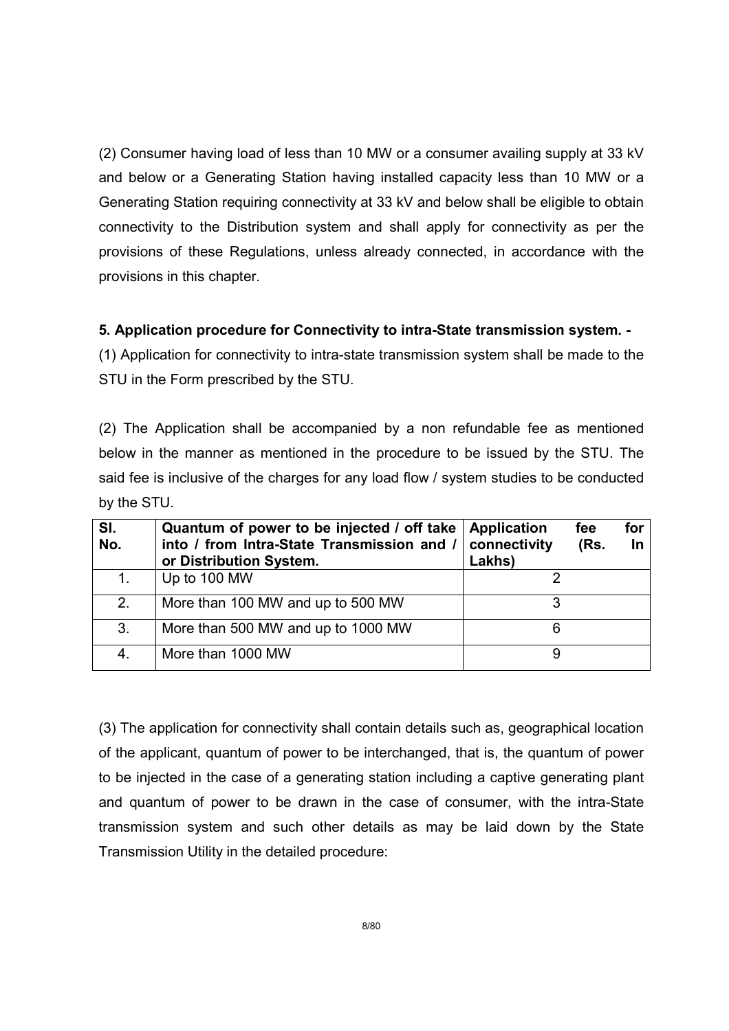(2) Consumer having load of less than 10 MW or a consumer availing supply at 33 kV and below or a Generating Station having installed capacity less than 10 MW or a Generating Station requiring connectivity at 33 kV and below shall be eligible to obtain connectivity to the Distribution system and shall apply for connectivity as per the provisions of these Regulations, unless already connected, in accordance with the provisions in this chapter.

**5. Application procedure for Connectivity to intra-State transmission system. -**

(1) Application for connectivity to intra-state transmission system shall be made to the STU in the Form prescribed by the STU.

(2) The Application shall be accompanied by a non refundable fee as mentioned below in the manner as mentioned in the procedure to be issued by the STU. The said fee is inclusive of the charges for any load flow / system studies to be conducted by the STU.

| **Sl. No.** | **Quantum of power to be injected / off take into / from Intra-State Transmission and / or Distribution System.** | **Application fee for connectivity (Rs. In Lakhs)** |
|---|---|---|
| 1. | Up to 100 MW | 2 |
| 2. | More than 100 MW and up to 500 MW | 3 |
| 3. | More than 500 MW and up to 1000 MW | 6 |
| 4. | More than 1000 MW | 9 |

(3) The application for connectivity shall contain details such as, geographical location of the applicant, quantum of power to be interchanged, that is, the quantum of power to be injected in the case of a generating station including a captive generating plant and quantum of power to be drawn in the case of consumer, with the intra-State transmission system and such other details as may be laid down by the State Transmission Utility in the detailed procedure: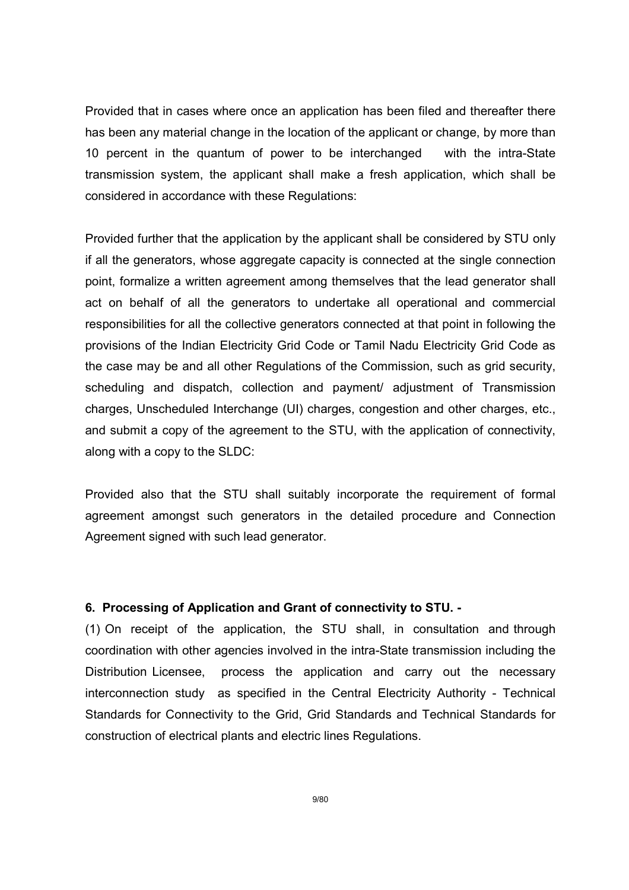Provided that in cases where once an application has been filed and thereafter there has been any material change in the location of the applicant or change, by more than 10 percent in the quantum of power to be interchanged with the intra-State transmission system, the applicant shall make a fresh application, which shall be considered in accordance with these Regulations:

Provided further that the application by the applicant shall be considered by STU only if all the generators, whose aggregate capacity is connected at the single connection point, formalize a written agreement among themselves that the lead generator shall act on behalf of all the generators to undertake all operational and commercial responsibilities for all the collective generators connected at that point in following the provisions of the Indian Electricity Grid Code or Tamil Nadu Electricity Grid Code as the case may be and all other Regulations of the Commission, such as grid security, scheduling and dispatch, collection and payment/ adjustment of Transmission charges, Unscheduled Interchange (UI) charges, congestion and other charges, etc., and submit a copy of the agreement to the STU, with the application of connectivity, along with a copy to the SLDC:

Provided also that the STU shall suitably incorporate the requirement of formal agreement amongst such generators in the detailed procedure and Connection Agreement signed with such lead generator.

**6. Processing of Application and Grant of connectivity to STU. -**

(1) On receipt of the application, the STU shall, in consultation and through coordination with other agencies involved in the intra-State transmission including the Distribution Licensee, process the application and carry out the necessary interconnection study as specified in the Central Electricity Authority - Technical Standards for Connectivity to the Grid, Grid Standards and Technical Standards for construction of electrical plants and electric lines Regulations.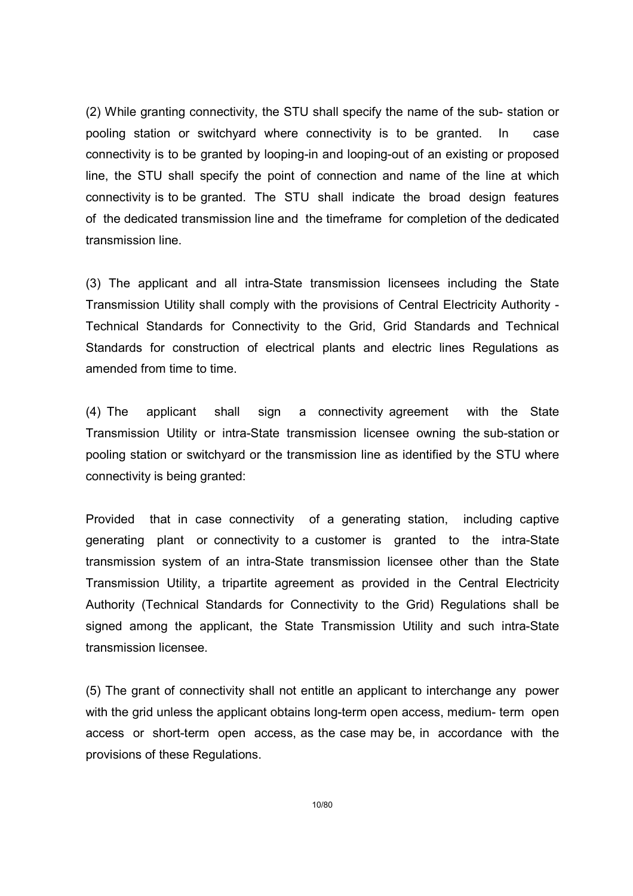(2) While granting connectivity, the STU shall specify the name of the sub- station or pooling station or switchyard where connectivity is to be granted. In case connectivity is to be granted by looping-in and looping-out of an existing or proposed line, the STU shall specify the point of connection and name of the line at which connectivity is to be granted. The STU shall indicate the broad design features of the dedicated transmission line and the timeframe for completion of the dedicated transmission line.

(3) The applicant and all intra-State transmission licensees including the State Transmission Utility shall comply with the provisions of Central Electricity Authority - Technical Standards for Connectivity to the Grid, Grid Standards and Technical Standards for construction of electrical plants and electric lines Regulations as amended from time to time.

(4) The applicant shall sign a connectivity agreement with the State Transmission Utility or intra-State transmission licensee owning the sub-station or pooling station or switchyard or the transmission line as identified by the STU where connectivity is being granted:

Provided that in case connectivity of a generating station, including captive generating plant or connectivity to a customer is granted to the intra-State transmission system of an intra-State transmission licensee other than the State Transmission Utility, a tripartite agreement as provided in the Central Electricity Authority (Technical Standards for Connectivity to the Grid) Regulations shall be signed among the applicant, the State Transmission Utility and such intra-State transmission licensee.

(5) The grant of connectivity shall not entitle an applicant to interchange any power with the grid unless the applicant obtains long-term open access, medium- term open access or short-term open access, as the case may be, in accordance with the provisions of these Regulations.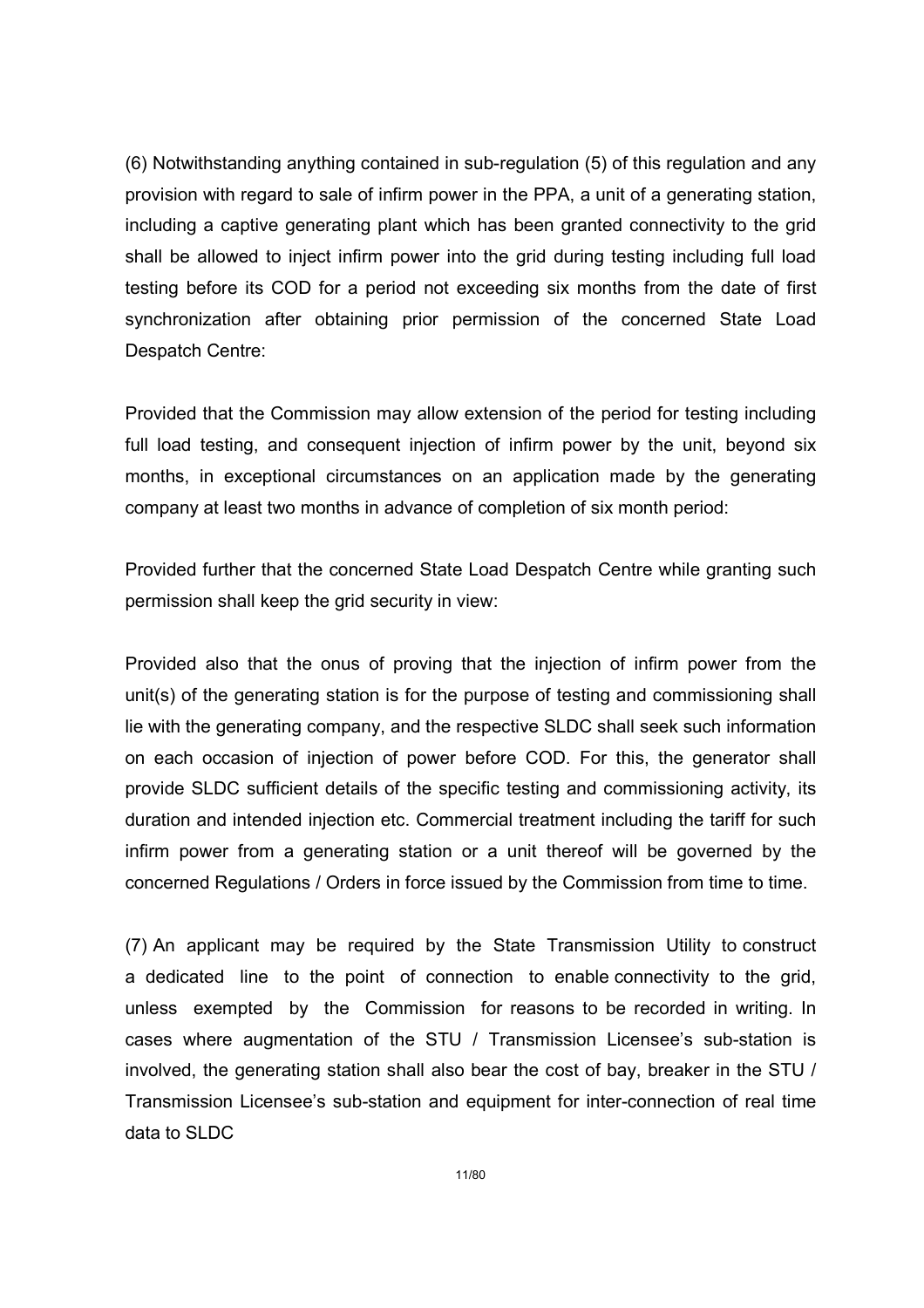(6) Notwithstanding anything contained in sub-regulation (5) of this regulation and any provision with regard to sale of infirm power in the PPA, a unit of a generating station, including a captive generating plant which has been granted connectivity to the grid shall be allowed to inject infirm power into the grid during testing including full load testing before its COD for a period not exceeding six months from the date of first synchronization after obtaining prior permission of the concerned State Load Despatch Centre:

Provided that the Commission may allow extension of the period for testing including full load testing, and consequent injection of infirm power by the unit, beyond six months, in exceptional circumstances on an application made by the generating company at least two months in advance of completion of six month period:

Provided further that the concerned State Load Despatch Centre while granting such permission shall keep the grid security in view:

Provided also that the onus of proving that the injection of infirm power from the unit(s) of the generating station is for the purpose of testing and commissioning shall lie with the generating company, and the respective SLDC shall seek such information on each occasion of injection of power before COD. For this, the generator shall provide SLDC sufficient details of the specific testing and commissioning activity, its duration and intended injection etc. Commercial treatment including the tariff for such infirm power from a generating station or a unit thereof will be governed by the concerned Regulations / Orders in force issued by the Commission from time to time.

(7) An applicant may be required by the State Transmission Utility to construct a dedicated line to the point of connection to enable connectivity to the grid, unless exempted by the Commission for reasons to be recorded in writing. In cases where augmentation of the STU / Transmission Licensee's sub-station is involved, the generating station shall also bear the cost of bay, breaker in the STU / Transmission Licensee's sub-station and equipment for inter-connection of real time data to SLDC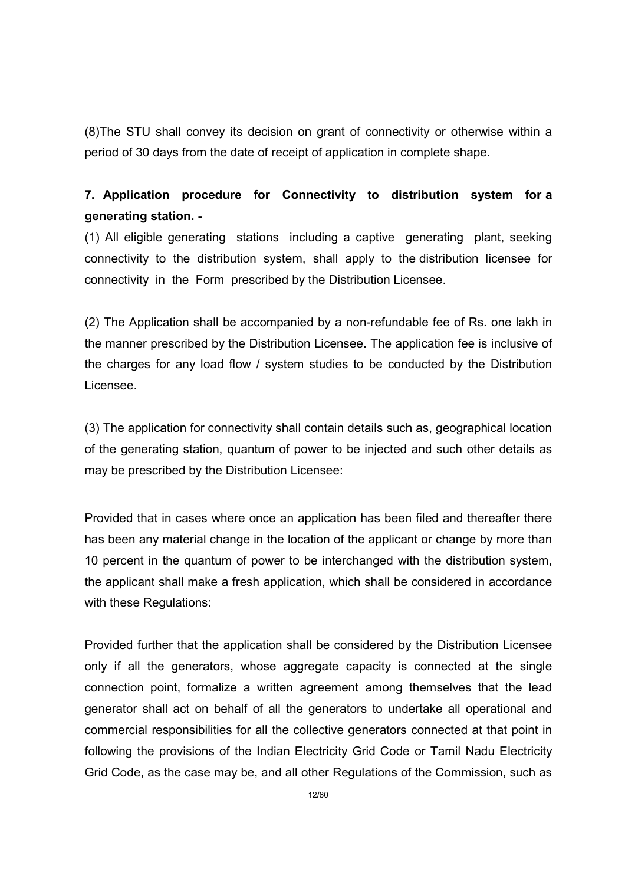(8)The STU shall convey its decision on grant of connectivity or otherwise within a period of 30 days from the date of receipt of application in complete shape.

**7. Application procedure for Connectivity to distribution system for a generating station. -**

(1) All eligible generating stations including a captive generating plant, seeking connectivity to the distribution system, shall apply to the distribution licensee for connectivity in the Form prescribed by the Distribution Licensee.

(2) The Application shall be accompanied by a non-refundable fee of Rs. one lakh in the manner prescribed by the Distribution Licensee. The application fee is inclusive of the charges for any load flow / system studies to be conducted by the Distribution Licensee.

(3) The application for connectivity shall contain details such as, geographical location of the generating station, quantum of power to be injected and such other details as may be prescribed by the Distribution Licensee:

Provided that in cases where once an application has been filed and thereafter there has been any material change in the location of the applicant or change by more than 10 percent in the quantum of power to be interchanged with the distribution system, the applicant shall make a fresh application, which shall be considered in accordance with these Regulations:

Provided further that the application shall be considered by the Distribution Licensee only if all the generators, whose aggregate capacity is connected at the single connection point, formalize a written agreement among themselves that the lead generator shall act on behalf of all the generators to undertake all operational and commercial responsibilities for all the collective generators connected at that point in following the provisions of the Indian Electricity Grid Code or Tamil Nadu Electricity Grid Code, as the case may be, and all other Regulations of the Commission, such as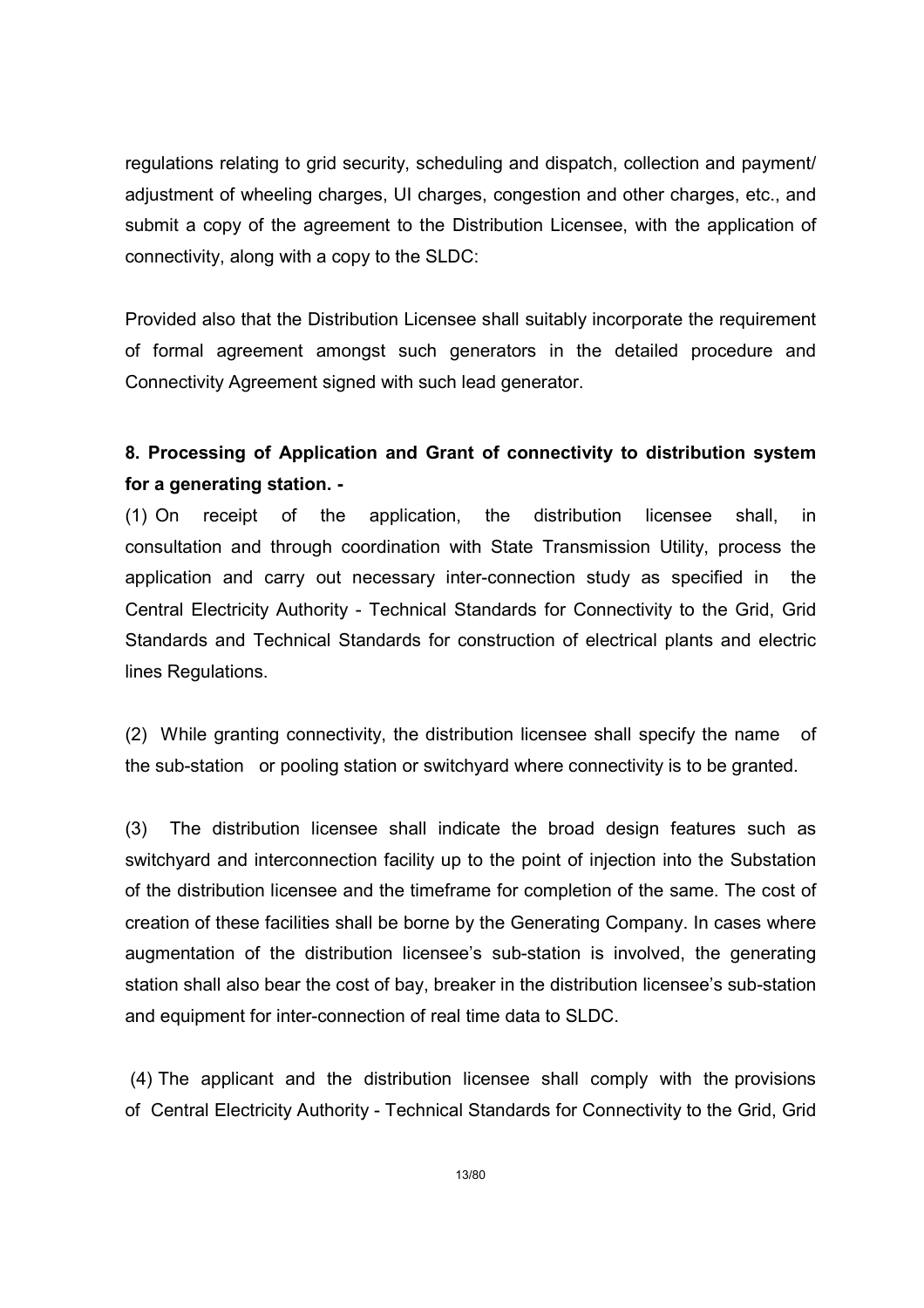regulations relating to grid security, scheduling and dispatch, collection and payment/ adjustment of wheeling charges, UI charges, congestion and other charges, etc., and submit a copy of the agreement to the Distribution Licensee, with the application of connectivity, along with a copy to the SLDC:

Provided also that the Distribution Licensee shall suitably incorporate the requirement of formal agreement amongst such generators in the detailed procedure and Connectivity Agreement signed with such lead generator.

**8. Processing of Application and Grant of connectivity to distribution system for a generating station. -**

(1) On receipt of the application, the distribution licensee shall, in consultation and through coordination with State Transmission Utility, process the application and carry out necessary inter-connection study as specified in the Central Electricity Authority - Technical Standards for Connectivity to the Grid, Grid Standards and Technical Standards for construction of electrical plants and electric lines Regulations.

(2) While granting connectivity, the distribution licensee shall specify the name of the sub-station or pooling station or switchyard where connectivity is to be granted.

(3) The distribution licensee shall indicate the broad design features such as switchyard and interconnection facility up to the point of injection into the Substation of the distribution licensee and the timeframe for completion of the same. The cost of creation of these facilities shall be borne by the Generating Company. In cases where augmentation of the distribution licensee's sub-station is involved, the generating station shall also bear the cost of bay, breaker in the distribution licensee's sub-station and equipment for inter-connection of real time data to SLDC.

(4) The applicant and the distribution licensee shall comply with the provisions of Central Electricity Authority - Technical Standards for Connectivity to the Grid, Grid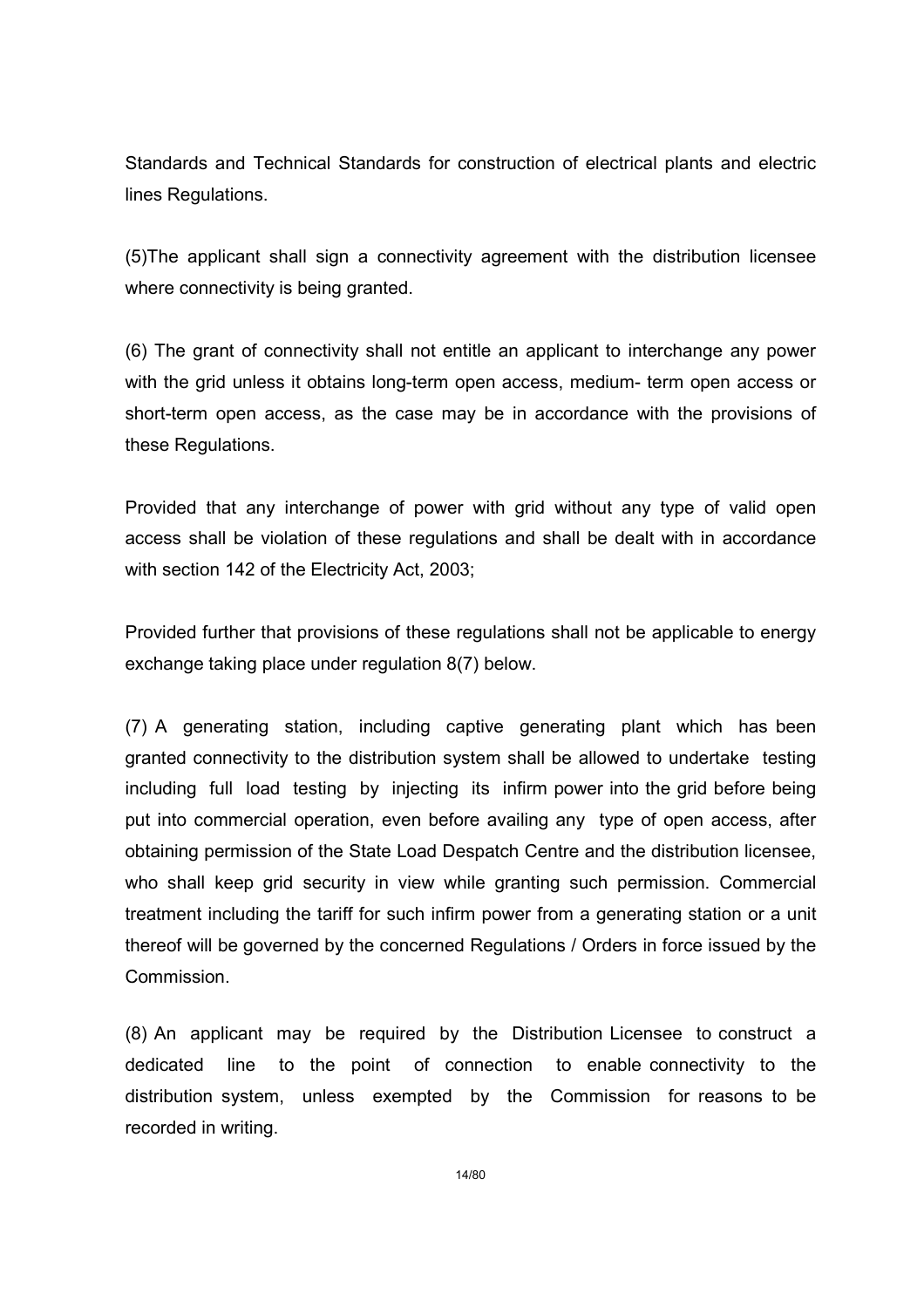Standards and Technical Standards for construction of electrical plants and electric lines Regulations.

(5)The applicant shall sign a connectivity agreement with the distribution licensee where connectivity is being granted.

(6) The grant of connectivity shall not entitle an applicant to interchange any power with the grid unless it obtains long-term open access, medium- term open access or short-term open access, as the case may be in accordance with the provisions of these Regulations.

Provided that any interchange of power with grid without any type of valid open access shall be violation of these regulations and shall be dealt with in accordance with section 142 of the Electricity Act, 2003;

Provided further that provisions of these regulations shall not be applicable to energy exchange taking place under regulation 8(7) below.

(7) A generating station, including captive generating plant which has been granted connectivity to the distribution system shall be allowed to undertake testing including full load testing by injecting its infirm power into the grid before being put into commercial operation, even before availing any type of open access, after obtaining permission of the State Load Despatch Centre and the distribution licensee, who shall keep grid security in view while granting such permission. Commercial treatment including the tariff for such infirm power from a generating station or a unit thereof will be governed by the concerned Regulations / Orders in force issued by the Commission.

(8) An applicant may be required by the Distribution Licensee to construct a dedicated line to the point of connection to enable connectivity to the distribution system, unless exempted by the Commission for reasons to be recorded in writing.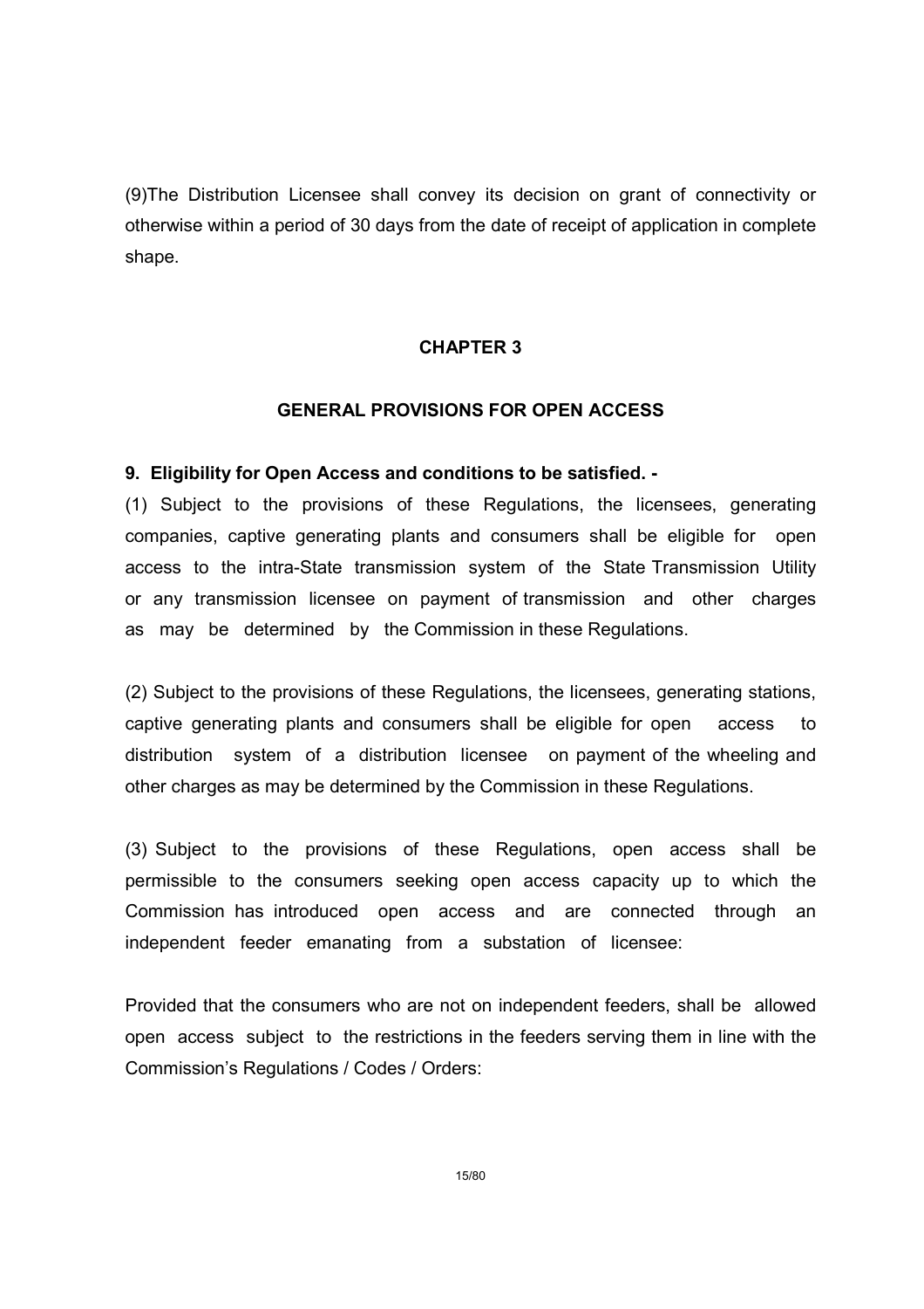(9)The Distribution Licensee shall convey its decision on grant of connectivity or otherwise within a period of 30 days from the date of receipt of application in complete shape.

## CHAPTER 3

## GENERAL PROVISIONS FOR OPEN ACCESS

**9. Eligibility for Open Access and conditions to be satisfied. -**

(1) Subject to the provisions of these Regulations, the licensees, generating companies, captive generating plants and consumers shall be eligible for open access to the intra-State transmission system of the State Transmission Utility or any transmission licensee on payment of transmission and other charges as may be determined by the Commission in these Regulations.

(2) Subject to the provisions of these Regulations, the licensees, generating stations, captive generating plants and consumers shall be eligible for open access to distribution system of a distribution licensee on payment of the wheeling and other charges as may be determined by the Commission in these Regulations.

(3) Subject to the provisions of these Regulations, open access shall be permissible to the consumers seeking open access capacity up to which the Commission has introduced open access and are connected through an independent feeder emanating from a substation of licensee:

Provided that the consumers who are not on independent feeders, shall be allowed open access subject to the restrictions in the feeders serving them in line with the Commission's Regulations / Codes / Orders: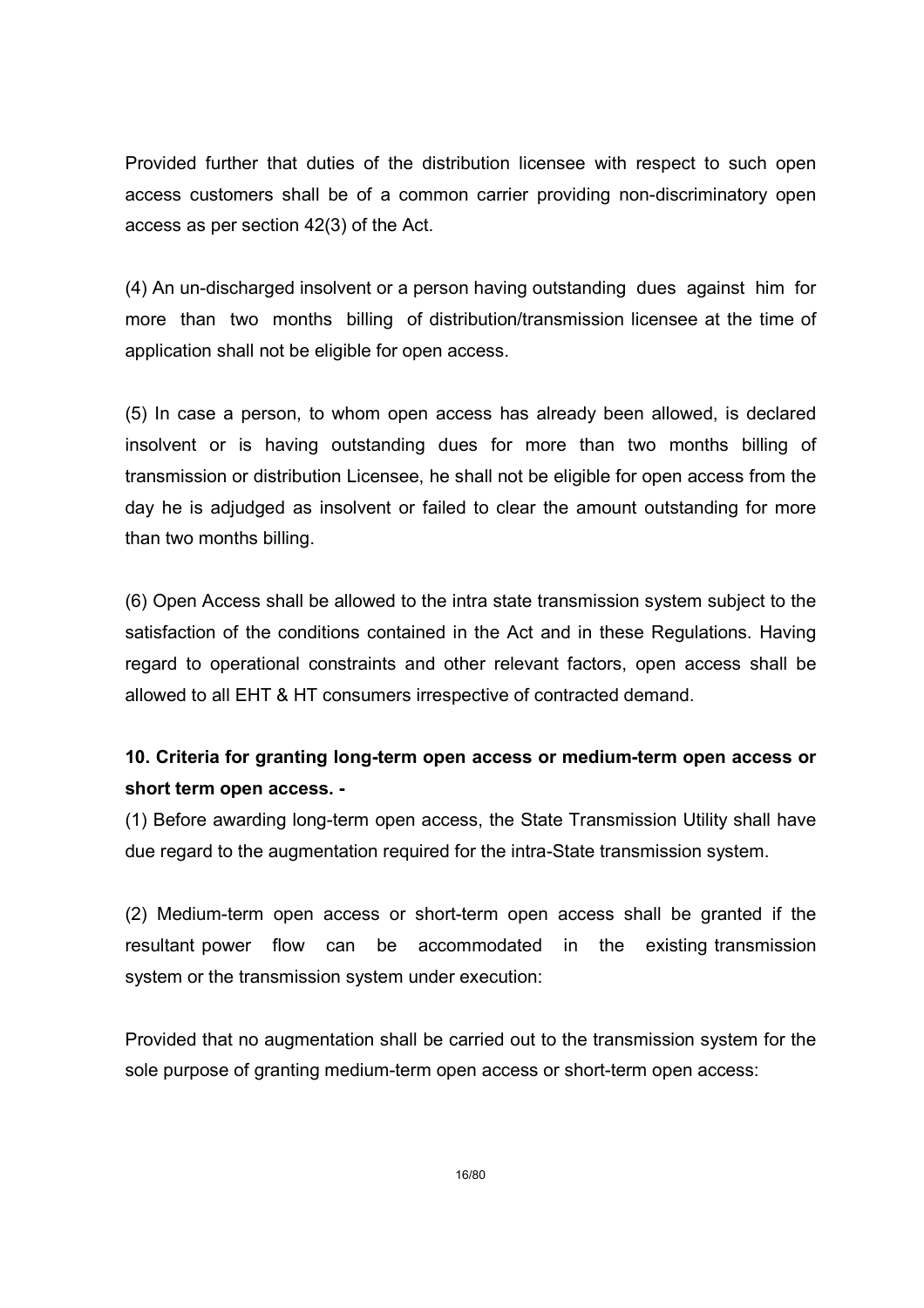Provided further that duties of the distribution licensee with respect to such open access customers shall be of a common carrier providing non-discriminatory open access as per section 42(3) of the Act.

(4) An un-discharged insolvent or a person having outstanding dues against him for more than two months billing of distribution/transmission licensee at the time of application shall not be eligible for open access.

(5) In case a person, to whom open access has already been allowed, is declared insolvent or is having outstanding dues for more than two months billing of transmission or distribution Licensee, he shall not be eligible for open access from the day he is adjudged as insolvent or failed to clear the amount outstanding for more than two months billing.

(6) Open Access shall be allowed to the intra state transmission system subject to the satisfaction of the conditions contained in the Act and in these Regulations. Having regard to operational constraints and other relevant factors, open access shall be allowed to all EHT & HT consumers irrespective of contracted demand.

**10. Criteria for granting long-term open access or medium-term open access or short term open access. -**

(1) Before awarding long-term open access, the State Transmission Utility shall have due regard to the augmentation required for the intra-State transmission system.

(2) Medium-term open access or short-term open access shall be granted if the resultant power flow can be accommodated in the existing transmission system or the transmission system under execution:

Provided that no augmentation shall be carried out to the transmission system for the sole purpose of granting medium-term open access or short-term open access: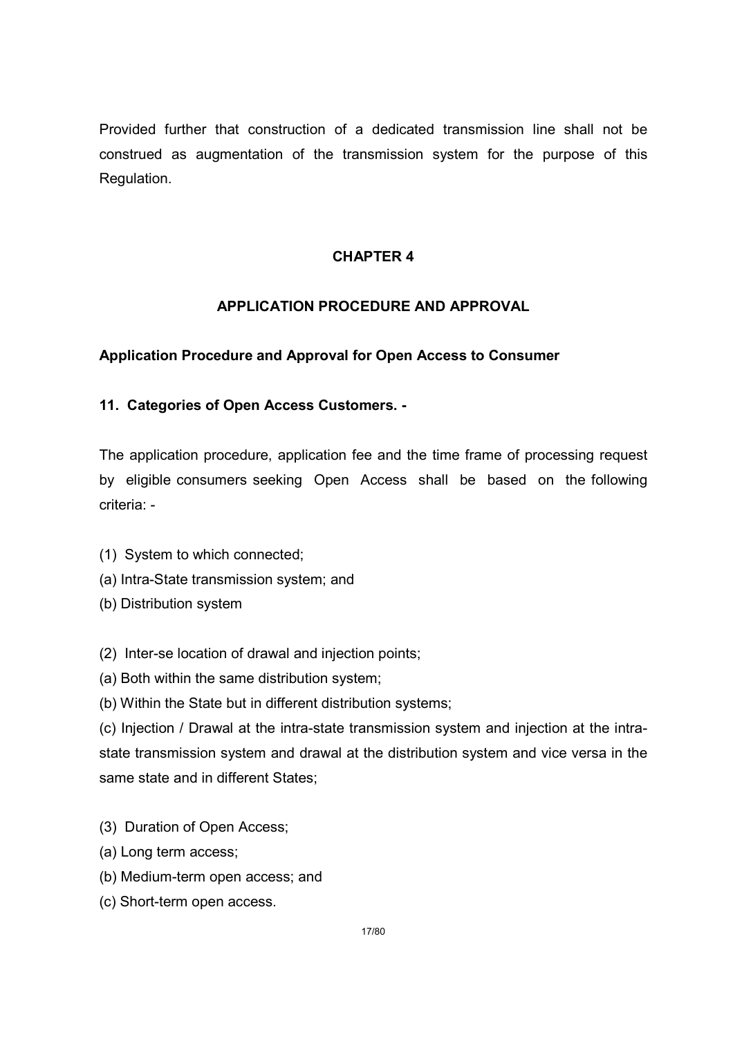Provided further that construction of a dedicated transmission line shall not be construed as augmentation of the transmission system for the purpose of this Regulation.

## CHAPTER 4

## APPLICATION PROCEDURE AND APPROVAL

### Application Procedure and Approval for Open Access to Consumer

### 11. Categories of Open Access Customers. -

The application procedure, application fee and the time frame of processing request by eligible consumers seeking Open Access shall be based on the following criteria: -

(1) System to which connected;
(a) Intra-State transmission system; and
(b) Distribution system

(2) Inter-se location of drawal and injection points;
(a) Both within the same distribution system;
(b) Within the State but in different distribution systems;
(c) Injection / Drawal at the intra-state transmission system and injection at the intra-state transmission system and drawal at the distribution system and vice versa in the same state and in different States;

(3) Duration of Open Access;
(a) Long term access;
(b) Medium-term open access; and
(c) Short-term open access.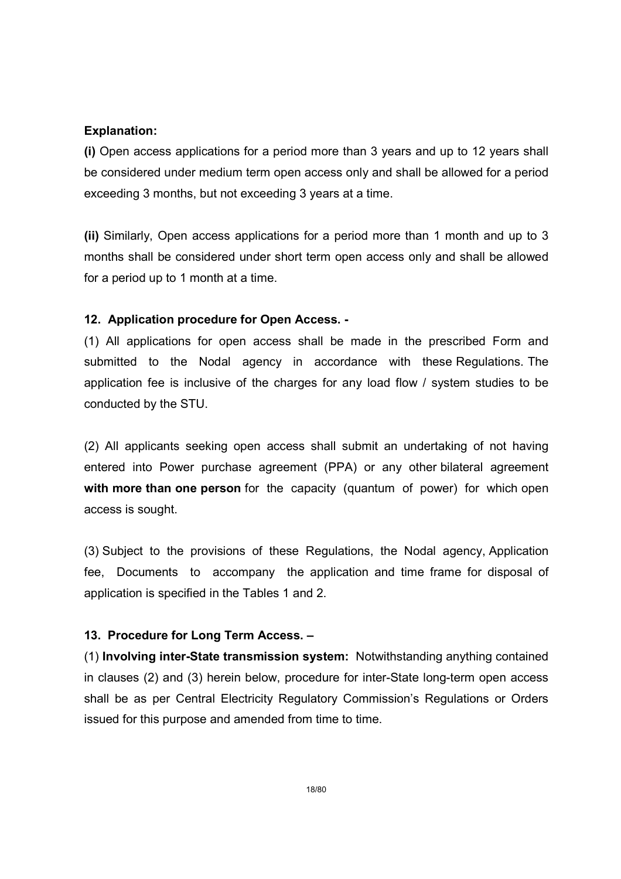**Explanation:**

**(i)** Open access applications for a period more than 3 years and up to 12 years shall be considered under medium term open access only and shall be allowed for a period exceeding 3 months, but not exceeding 3 years at a time.

**(ii)** Similarly, Open access applications for a period more than 1 month and up to 3 months shall be considered under short term open access only and shall be allowed for a period up to 1 month at a time.

**12. Application procedure for Open Access. -**

(1) All applications for open access shall be made in the prescribed Form and submitted to the Nodal agency in accordance with these Regulations. The application fee is inclusive of the charges for any load flow / system studies to be conducted by the STU.

(2) All applicants seeking open access shall submit an undertaking of not having entered into Power purchase agreement (PPA) or any other bilateral agreement **with more than one person** for the capacity (quantum of power) for which open access is sought.

(3) Subject to the provisions of these Regulations, the Nodal agency, Application fee, Documents to accompany the application and time frame for disposal of application is specified in the Tables 1 and 2.

**13. Procedure for Long Term Access. –**

(1) **Involving inter-State transmission system:** Notwithstanding anything contained in clauses (2) and (3) herein below, procedure for inter-State long-term open access shall be as per Central Electricity Regulatory Commission's Regulations or Orders issued for this purpose and amended from time to time.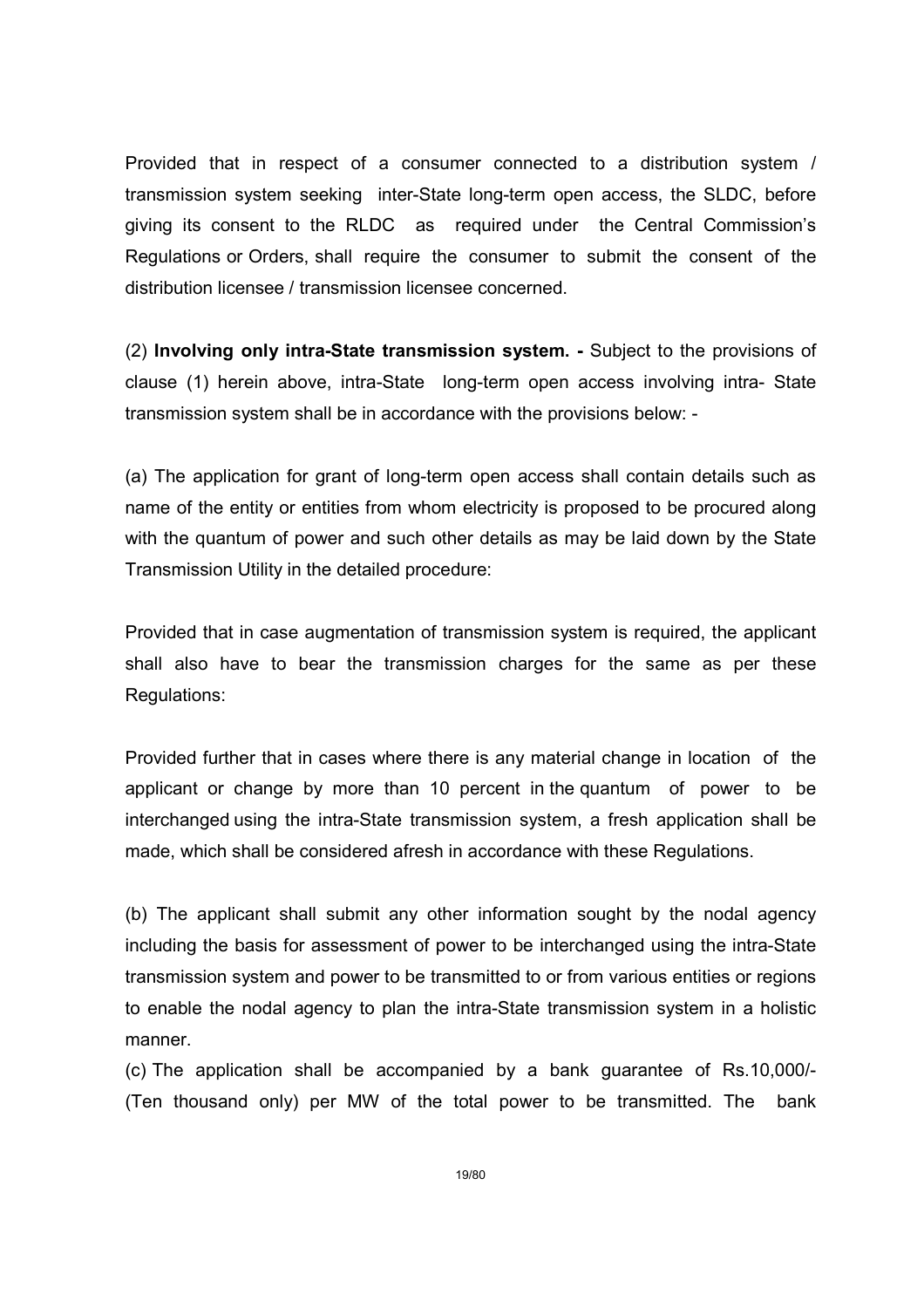Provided that in respect of a consumer connected to a distribution system / transmission system seeking inter-State long-term open access, the SLDC, before giving its consent to the RLDC as required under the Central Commission's Regulations or Orders, shall require the consumer to submit the consent of the distribution licensee / transmission licensee concerned.

(2) **Involving only intra-State transmission system. -** Subject to the provisions of clause (1) herein above, intra-State long-term open access involving intra- State transmission system shall be in accordance with the provisions below: -

(a) The application for grant of long-term open access shall contain details such as name of the entity or entities from whom electricity is proposed to be procured along with the quantum of power and such other details as may be laid down by the State Transmission Utility in the detailed procedure:

Provided that in case augmentation of transmission system is required, the applicant shall also have to bear the transmission charges for the same as per these Regulations:

Provided further that in cases where there is any material change in location of the applicant or change by more than 10 percent in the quantum of power to be interchanged using the intra-State transmission system, a fresh application shall be made, which shall be considered afresh in accordance with these Regulations.

(b) The applicant shall submit any other information sought by the nodal agency including the basis for assessment of power to be interchanged using the intra-State transmission system and power to be transmitted to or from various entities or regions to enable the nodal agency to plan the intra-State transmission system in a holistic manner.

(c) The application shall be accompanied by a bank guarantee of Rs.10,000/- (Ten thousand only) per MW of the total power to be transmitted. The bank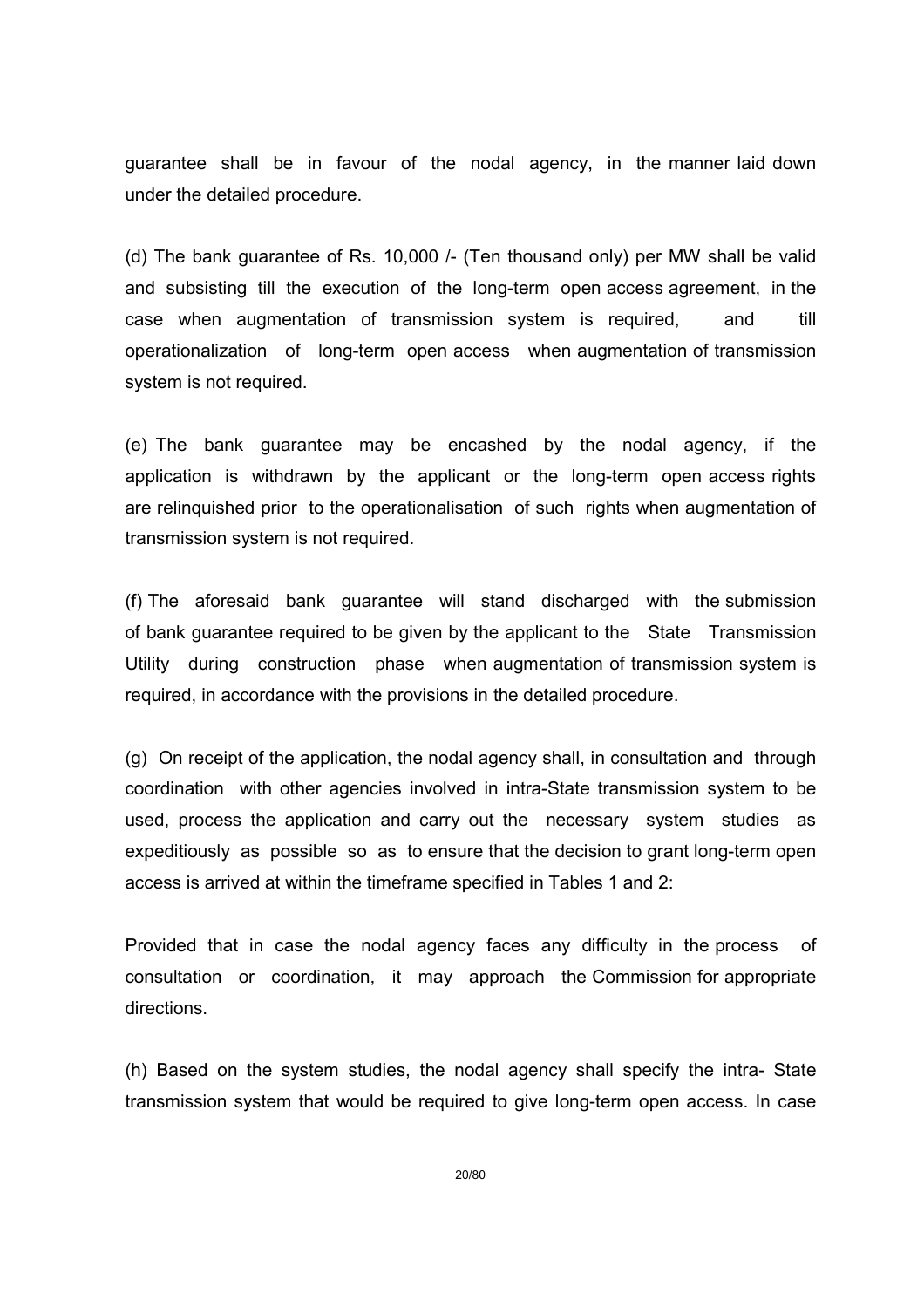guarantee shall be in favour of the nodal agency, in the manner laid down under the detailed procedure.

(d) The bank guarantee of Rs. 10,000 /- (Ten thousand only) per MW shall be valid and subsisting till the execution of the long-term open access agreement, in the case when augmentation of transmission system is required, and till operationalization of long-term open access when augmentation of transmission system is not required.

(e) The bank guarantee may be encashed by the nodal agency, if the application is withdrawn by the applicant or the long-term open access rights are relinquished prior to the operationalisation of such rights when augmentation of transmission system is not required.

(f) The aforesaid bank guarantee will stand discharged with the submission of bank guarantee required to be given by the applicant to the State Transmission Utility during construction phase when augmentation of transmission system is required, in accordance with the provisions in the detailed procedure.

(g) On receipt of the application, the nodal agency shall, in consultation and through coordination with other agencies involved in intra-State transmission system to be used, process the application and carry out the necessary system studies as expeditiously as possible so as to ensure that the decision to grant long-term open access is arrived at within the timeframe specified in Tables 1 and 2:

Provided that in case the nodal agency faces any difficulty in the process of consultation or coordination, it may approach the Commission for appropriate directions.

(h) Based on the system studies, the nodal agency shall specify the intra- State transmission system that would be required to give long-term open access. In case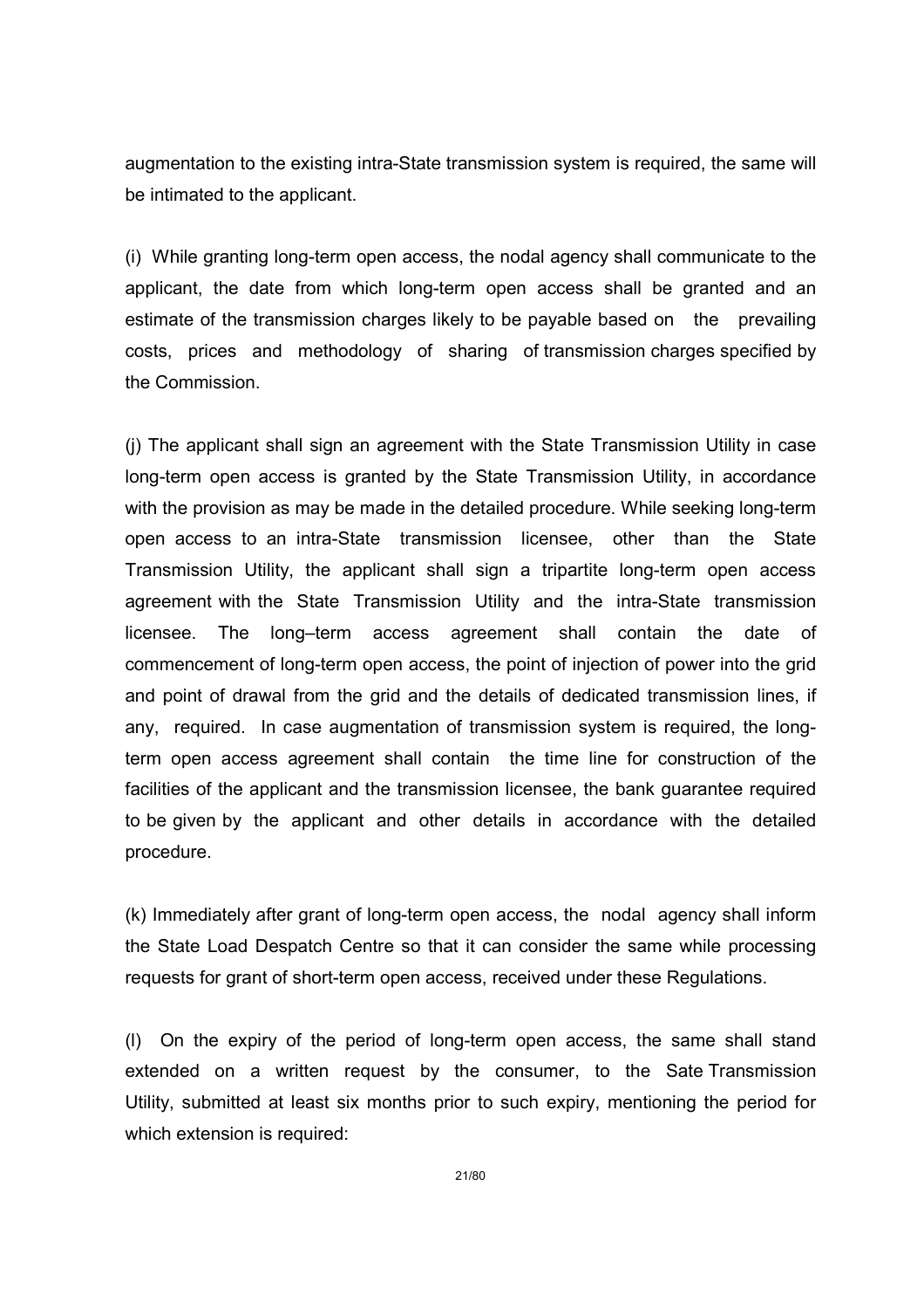augmentation to the existing intra-State transmission system is required, the same will be intimated to the applicant.

(i) While granting long-term open access, the nodal agency shall communicate to the applicant, the date from which long-term open access shall be granted and an estimate of the transmission charges likely to be payable based on the prevailing costs, prices and methodology of sharing of transmission charges specified by the Commission.

(j) The applicant shall sign an agreement with the State Transmission Utility in case long-term open access is granted by the State Transmission Utility, in accordance with the provision as may be made in the detailed procedure. While seeking long-term open access to an intra-State transmission licensee, other than the State Transmission Utility, the applicant shall sign a tripartite long-term open access agreement with the State Transmission Utility and the intra-State transmission licensee. The long–term access agreement shall contain the date of commencement of long-term open access, the point of injection of power into the grid and point of drawal from the grid and the details of dedicated transmission lines, if any, required. In case augmentation of transmission system is required, the long-term open access agreement shall contain the time line for construction of the facilities of the applicant and the transmission licensee, the bank guarantee required to be given by the applicant and other details in accordance with the detailed procedure.

(k) Immediately after grant of long-term open access, the nodal agency shall inform the State Load Despatch Centre so that it can consider the same while processing requests for grant of short-term open access, received under these Regulations.

(l) On the expiry of the period of long-term open access, the same shall stand extended on a written request by the consumer, to the Sate Transmission Utility, submitted at least six months prior to such expiry, mentioning the period for which extension is required: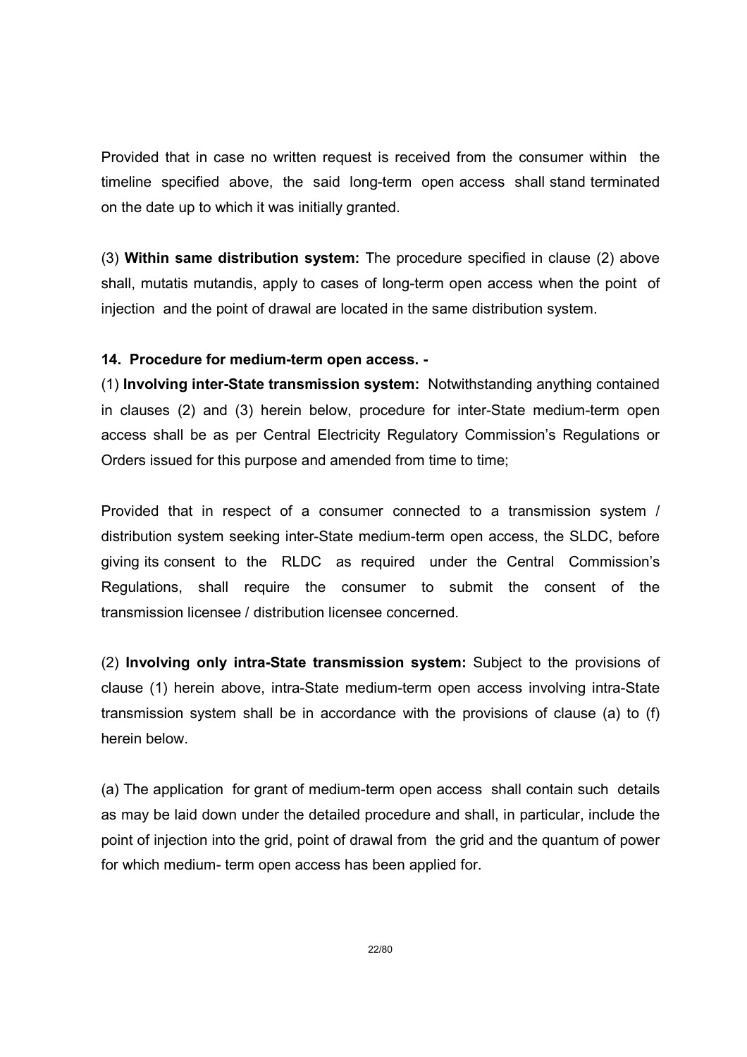Provided that in case no written request is received from the consumer within the timeline specified above, the said long-term open access shall stand terminated on the date up to which it was initially granted.

(3) **Within same distribution system:** The procedure specified in clause (2) above shall, mutatis mutandis, apply to cases of long-term open access when the point of injection and the point of drawal are located in the same distribution system.

**14. Procedure for medium-term open access. -**

(1) **Involving inter-State transmission system:** Notwithstanding anything contained in clauses (2) and (3) herein below, procedure for inter-State medium-term open access shall be as per Central Electricity Regulatory Commission's Regulations or Orders issued for this purpose and amended from time to time;

Provided that in respect of a consumer connected to a transmission system / distribution system seeking inter-State medium-term open access, the SLDC, before giving its consent to the RLDC as required under the Central Commission's Regulations, shall require the consumer to submit the consent of the transmission licensee / distribution licensee concerned.

(2) **Involving only intra-State transmission system:** Subject to the provisions of clause (1) herein above, intra-State medium-term open access involving intra-State transmission system shall be in accordance with the provisions of clause (a) to (f) herein below.

(a) The application for grant of medium-term open access shall contain such details as may be laid down under the detailed procedure and shall, in particular, include the point of injection into the grid, point of drawal from the grid and the quantum of power for which medium- term open access has been applied for.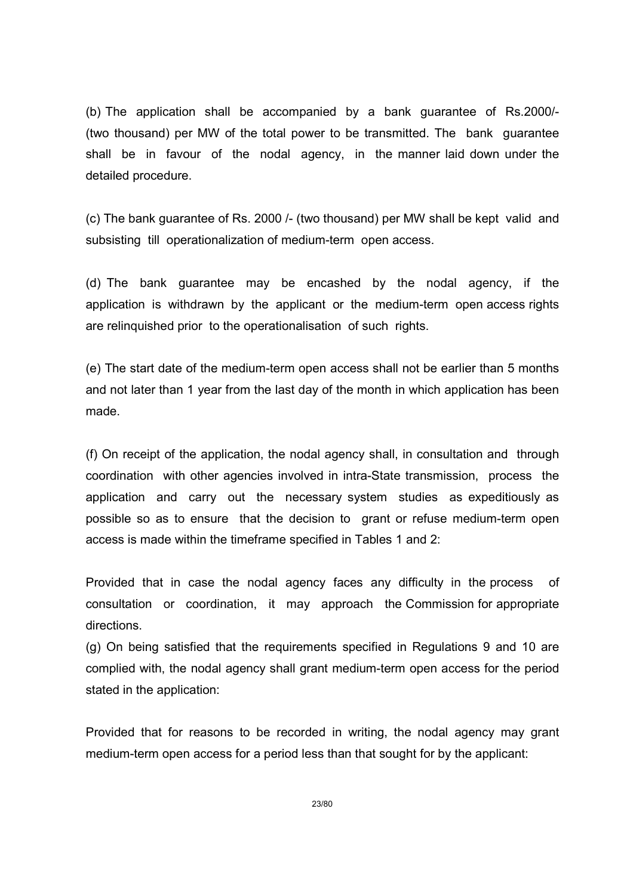(b) The application shall be accompanied by a bank guarantee of Rs.2000/- (two thousand) per MW of the total power to be transmitted. The bank guarantee shall be in favour of the nodal agency, in the manner laid down under the detailed procedure.

(c) The bank guarantee of Rs. 2000 /- (two thousand) per MW shall be kept valid and subsisting till operationalization of medium-term open access.

(d) The bank guarantee may be encashed by the nodal agency, if the application is withdrawn by the applicant or the medium-term open access rights are relinquished prior to the operationalisation of such rights.

(e) The start date of the medium-term open access shall not be earlier than 5 months and not later than 1 year from the last day of the month in which application has been made.

(f) On receipt of the application, the nodal agency shall, in consultation and through coordination with other agencies involved in intra-State transmission, process the application and carry out the necessary system studies as expeditiously as possible so as to ensure that the decision to grant or refuse medium-term open access is made within the timeframe specified in Tables 1 and 2:

Provided that in case the nodal agency faces any difficulty in the process of consultation or coordination, it may approach the Commission for appropriate directions.

(g) On being satisfied that the requirements specified in Regulations 9 and 10 are complied with, the nodal agency shall grant medium-term open access for the period stated in the application:

Provided that for reasons to be recorded in writing, the nodal agency may grant medium-term open access for a period less than that sought for by the applicant: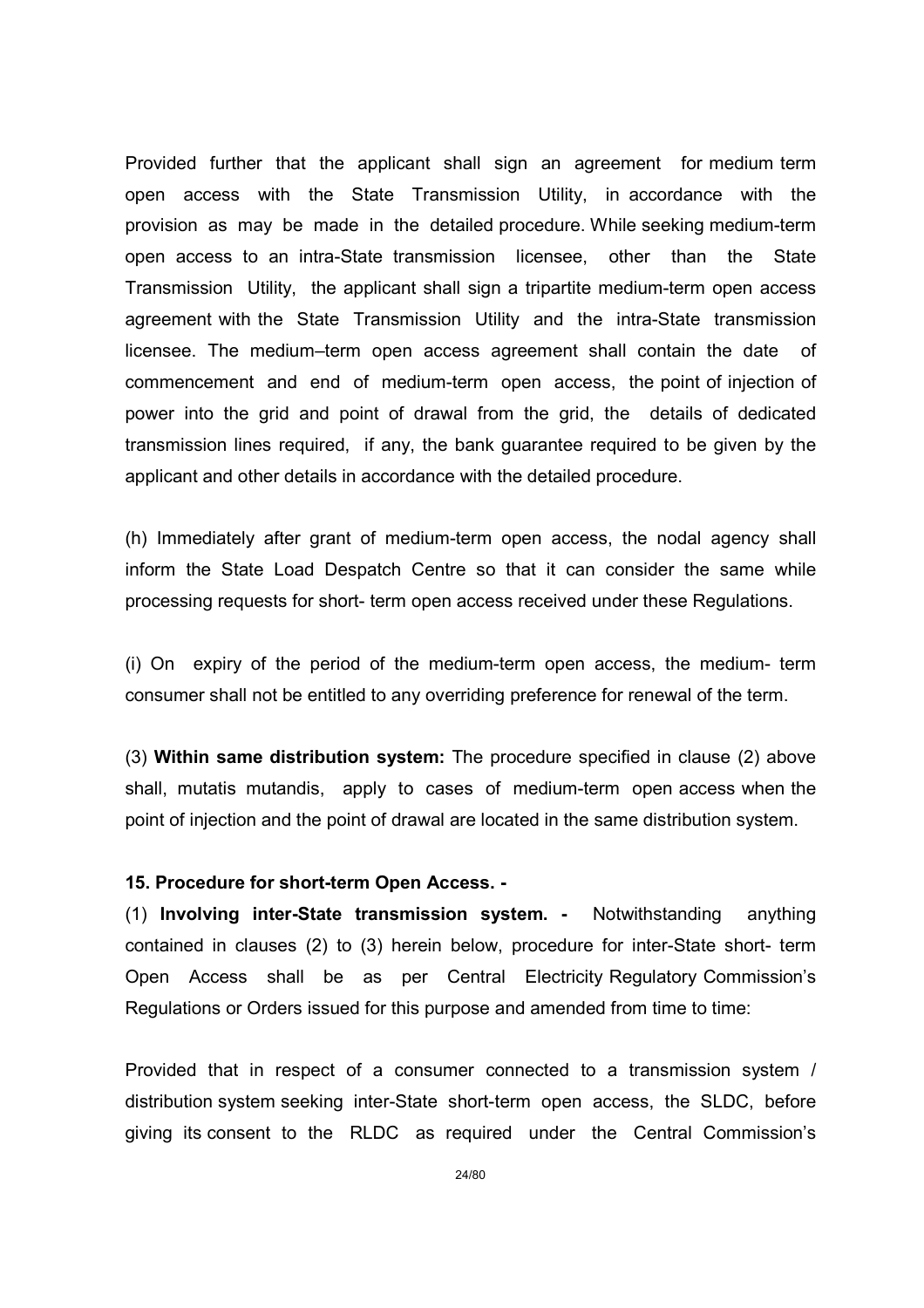Provided further that the applicant shall sign an agreement for medium term open access with the State Transmission Utility, in accordance with the provision as may be made in the detailed procedure. While seeking medium-term open access to an intra-State transmission licensee, other than the State Transmission Utility, the applicant shall sign a tripartite medium-term open access agreement with the State Transmission Utility and the intra-State transmission licensee. The medium–term open access agreement shall contain the date of commencement and end of medium-term open access, the point of injection of power into the grid and point of drawal from the grid, the details of dedicated transmission lines required, if any, the bank guarantee required to be given by the applicant and other details in accordance with the detailed procedure.

(h) Immediately after grant of medium-term open access, the nodal agency shall inform the State Load Despatch Centre so that it can consider the same while processing requests for short- term open access received under these Regulations.

(i) On expiry of the period of the medium-term open access, the medium- term consumer shall not be entitled to any overriding preference for renewal of the term.

(3) **Within same distribution system:** The procedure specified in clause (2) above shall, mutatis mutandis, apply to cases of medium-term open access when the point of injection and the point of drawal are located in the same distribution system.

**15. Procedure for short-term Open Access. -**

(1) **Involving inter-State transmission system. -** Notwithstanding anything contained in clauses (2) to (3) herein below, procedure for inter-State short- term Open Access shall be as per Central Electricity Regulatory Commission's Regulations or Orders issued for this purpose and amended from time to time:

Provided that in respect of a consumer connected to a transmission system / distribution system seeking inter-State short-term open access, the SLDC, before giving its consent to the RLDC as required under the Central Commission's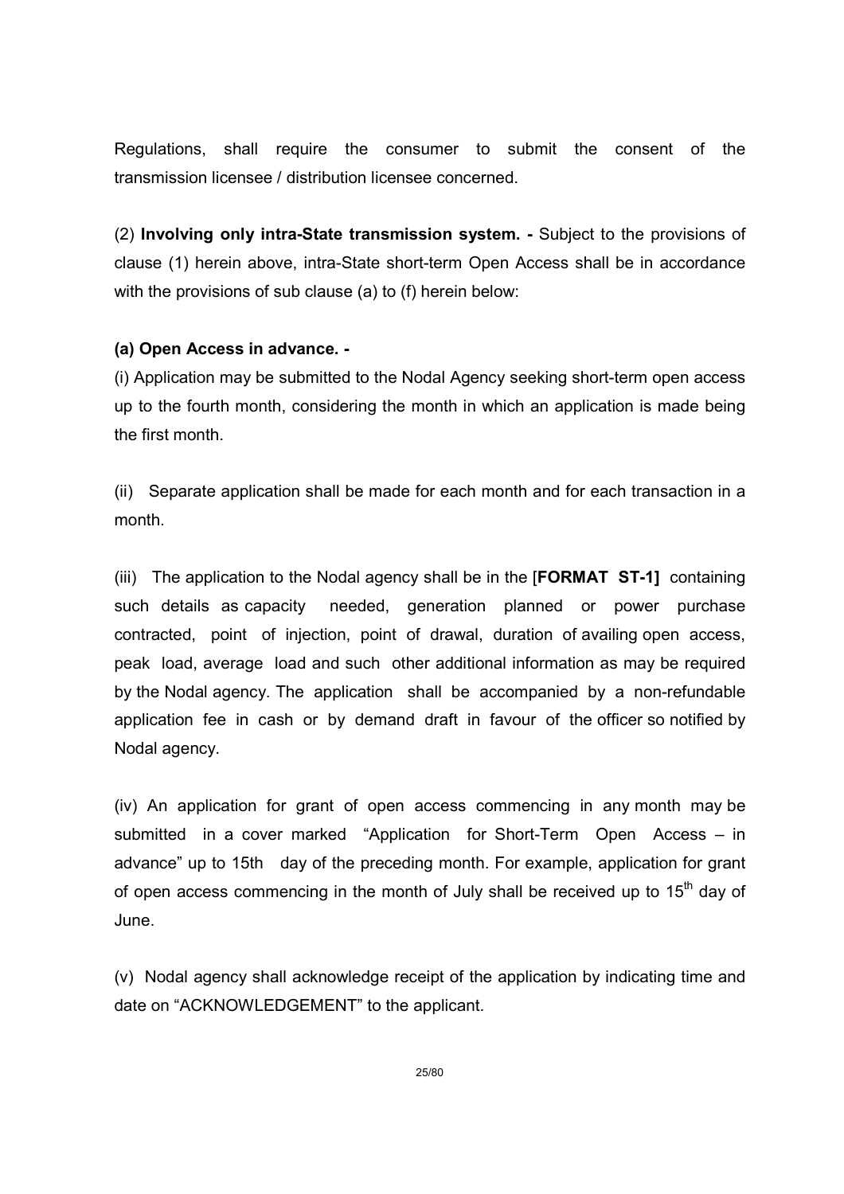Regulations, shall require the consumer to submit the consent of the transmission licensee / distribution licensee concerned.

(2) **Involving only intra-State transmission system. -** Subject to the provisions of clause (1) herein above, intra-State short-term Open Access shall be in accordance with the provisions of sub clause (a) to (f) herein below:

**(a) Open Access in advance. -**

(i) Application may be submitted to the Nodal Agency seeking short-term open access up to the fourth month, considering the month in which an application is made being the first month.

(ii) Separate application shall be made for each month and for each transaction in a month.

(iii) The application to the Nodal agency shall be in the [**FORMAT ST-1]** containing such details as capacity needed, generation planned or power purchase contracted, point of injection, point of drawal, duration of availing open access, peak load, average load and such other additional information as may be required by the Nodal agency. The application shall be accompanied by a non-refundable application fee in cash or by demand draft in favour of the officer so notified by Nodal agency.

(iv) An application for grant of open access commencing in any month may be submitted in a cover marked "Application for Short-Term Open Access – in advance" up to 15th day of the preceding month. For example, application for grant of open access commencing in the month of July shall be received up to 15th day of June.

(v) Nodal agency shall acknowledge receipt of the application by indicating time and date on "ACKNOWLEDGEMENT" to the applicant.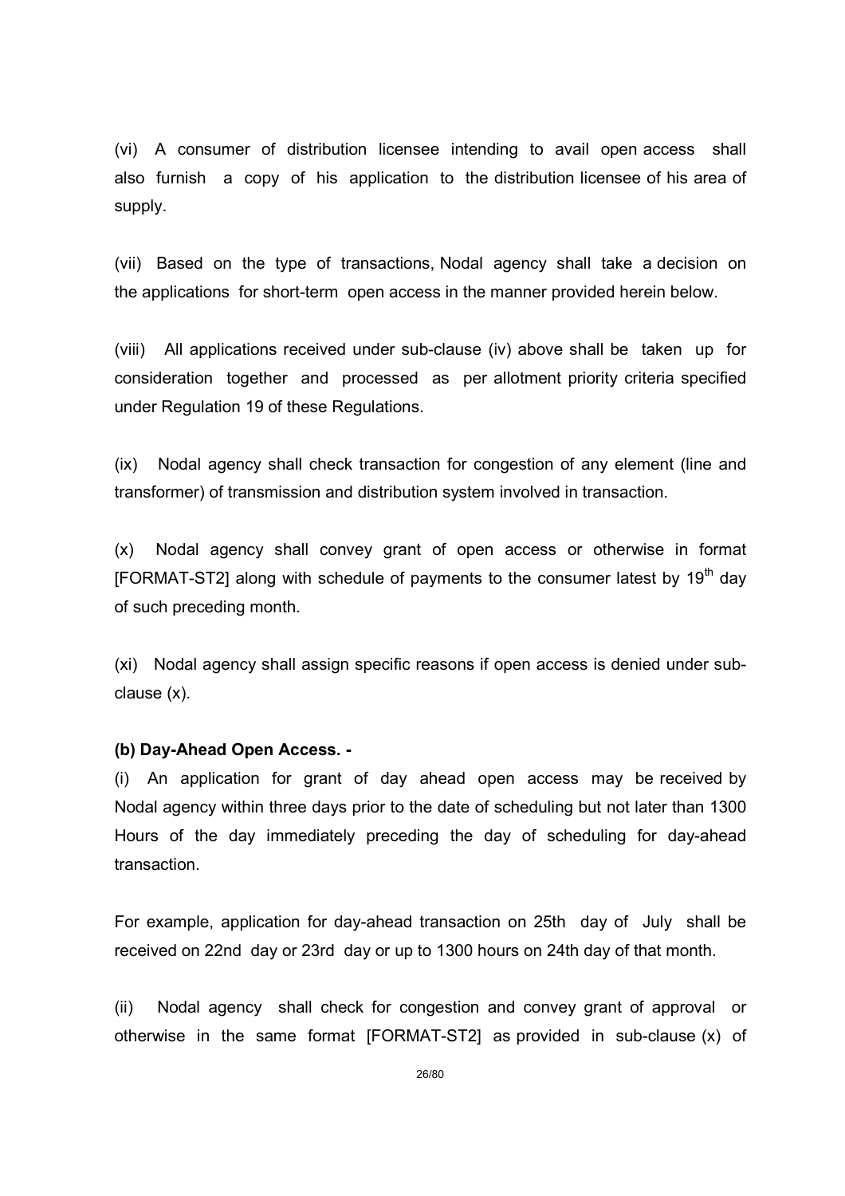(vi) A consumer of distribution licensee intending to avail open access shall also furnish a copy of his application to the distribution licensee of his area of supply.

(vii) Based on the type of transactions, Nodal agency shall take a decision on the applications for short-term open access in the manner provided herein below.

(viii) All applications received under sub-clause (iv) above shall be taken up for consideration together and processed as per allotment priority criteria specified under Regulation 19 of these Regulations.

(ix) Nodal agency shall check transaction for congestion of any element (line and transformer) of transmission and distribution system involved in transaction.

(x) Nodal agency shall convey grant of open access or otherwise in format [FORMAT-ST2] along with schedule of payments to the consumer latest by 19th day of such preceding month.

(xi) Nodal agency shall assign specific reasons if open access is denied under sub-clause (x).

**(b) Day-Ahead Open Access. -**

(i) An application for grant of day ahead open access may be received by Nodal agency within three days prior to the date of scheduling but not later than 1300 Hours of the day immediately preceding the day of scheduling for day-ahead transaction.

For example, application for day-ahead transaction on 25th day of July shall be received on 22nd day or 23rd day or up to 1300 hours on 24th day of that month.

(ii) Nodal agency shall check for congestion and convey grant of approval or otherwise in the same format [FORMAT-ST2] as provided in sub-clause (x) of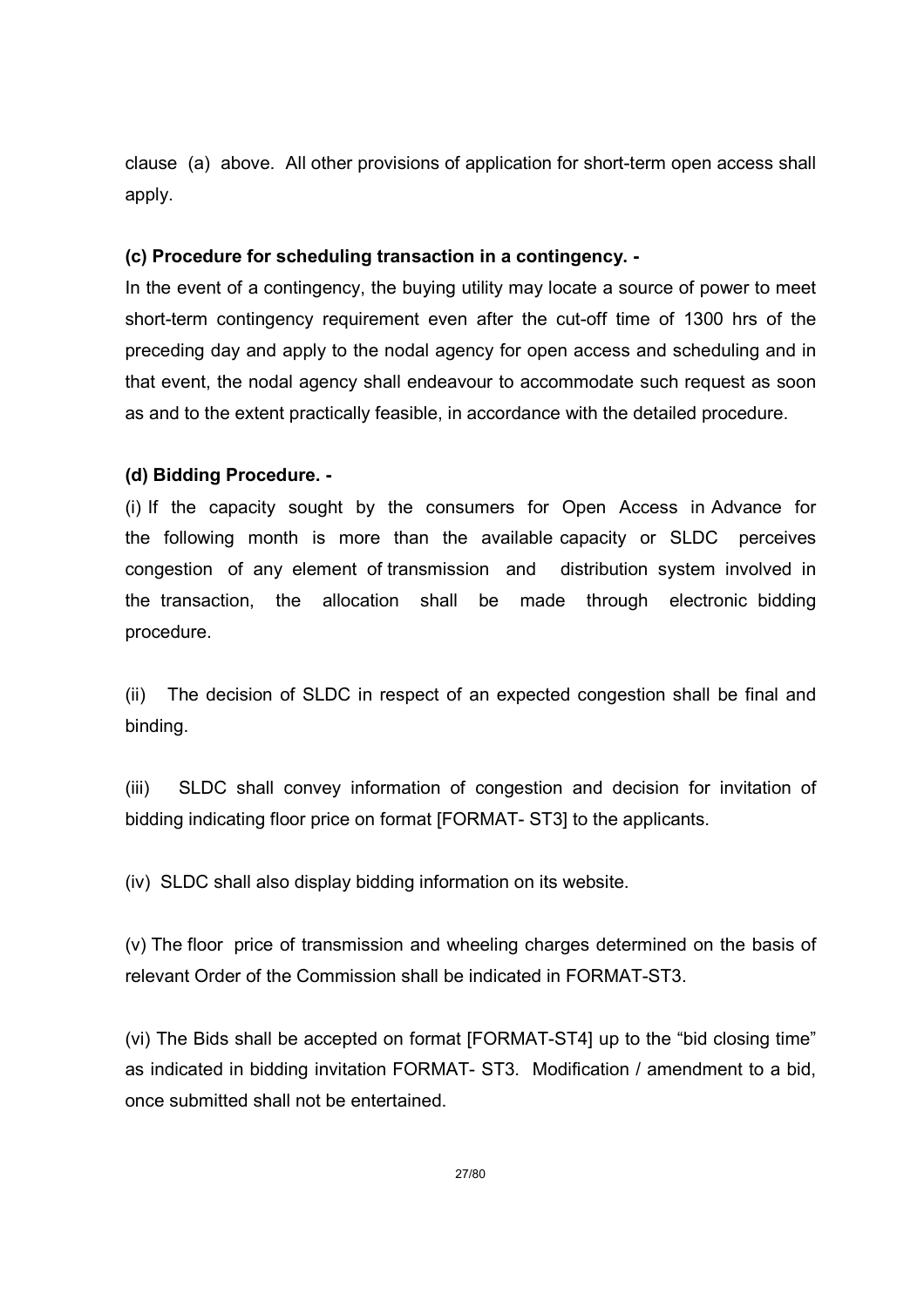clause (a) above. All other provisions of application for short-term open access shall apply.

**(c) Procedure for scheduling transaction in a contingency. -**

In the event of a contingency, the buying utility may locate a source of power to meet short-term contingency requirement even after the cut-off time of 1300 hrs of the preceding day and apply to the nodal agency for open access and scheduling and in that event, the nodal agency shall endeavour to accommodate such request as soon as and to the extent practically feasible, in accordance with the detailed procedure.

**(d) Bidding Procedure. -**

(i) If the capacity sought by the consumers for Open Access in Advance for the following month is more than the available capacity or SLDC perceives congestion of any element of transmission and distribution system involved in the transaction, the allocation shall be made through electronic bidding procedure.

(ii) The decision of SLDC in respect of an expected congestion shall be final and binding.

(iii) SLDC shall convey information of congestion and decision for invitation of bidding indicating floor price on format [FORMAT- ST3] to the applicants.

(iv) SLDC shall also display bidding information on its website.

(v) The floor price of transmission and wheeling charges determined on the basis of relevant Order of the Commission shall be indicated in FORMAT-ST3.

(vi) The Bids shall be accepted on format [FORMAT-ST4] up to the "bid closing time" as indicated in bidding invitation FORMAT- ST3. Modification / amendment to a bid, once submitted shall not be entertained.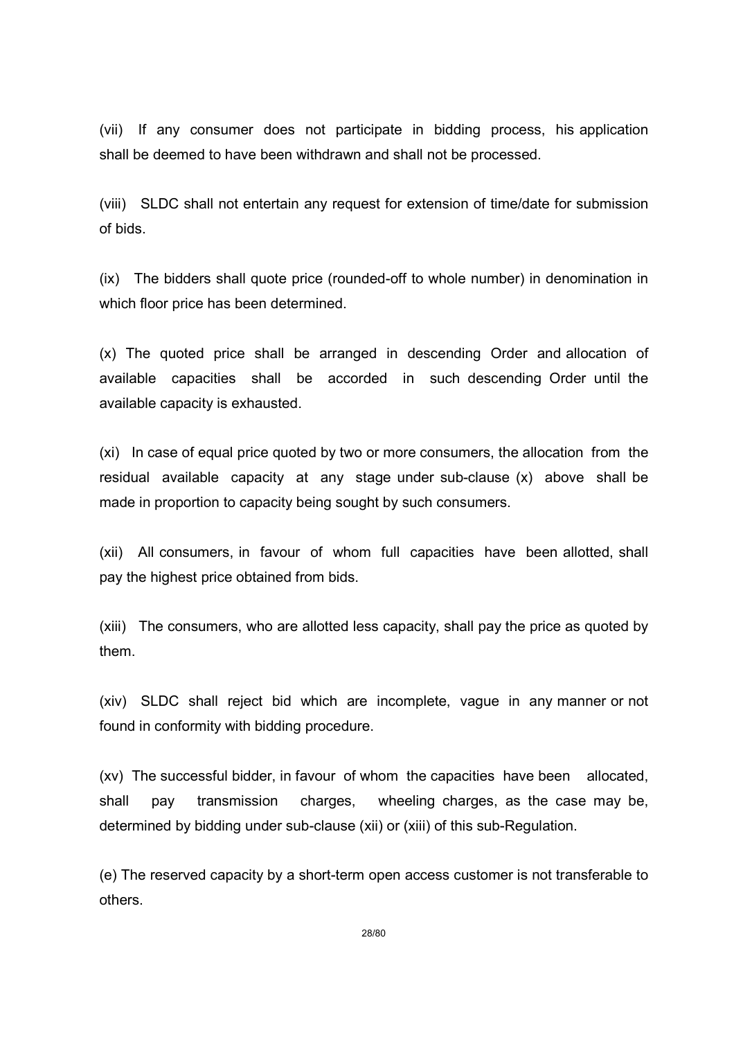(vii) If any consumer does not participate in bidding process, his application shall be deemed to have been withdrawn and shall not be processed.

(viii) SLDC shall not entertain any request for extension of time/date for submission of bids.

(ix) The bidders shall quote price (rounded-off to whole number) in denomination in which floor price has been determined.

(x) The quoted price shall be arranged in descending Order and allocation of available capacities shall be accorded in such descending Order until the available capacity is exhausted.

(xi) In case of equal price quoted by two or more consumers, the allocation from the residual available capacity at any stage under sub-clause (x) above shall be made in proportion to capacity being sought by such consumers.

(xii) All consumers, in favour of whom full capacities have been allotted, shall pay the highest price obtained from bids.

(xiii) The consumers, who are allotted less capacity, shall pay the price as quoted by them.

(xiv) SLDC shall reject bid which are incomplete, vague in any manner or not found in conformity with bidding procedure.

(xv) The successful bidder, in favour of whom the capacities have been allocated, shall pay transmission charges, wheeling charges, as the case may be, determined by bidding under sub-clause (xii) or (xiii) of this sub-Regulation.

(e) The reserved capacity by a short-term open access customer is not transferable to others.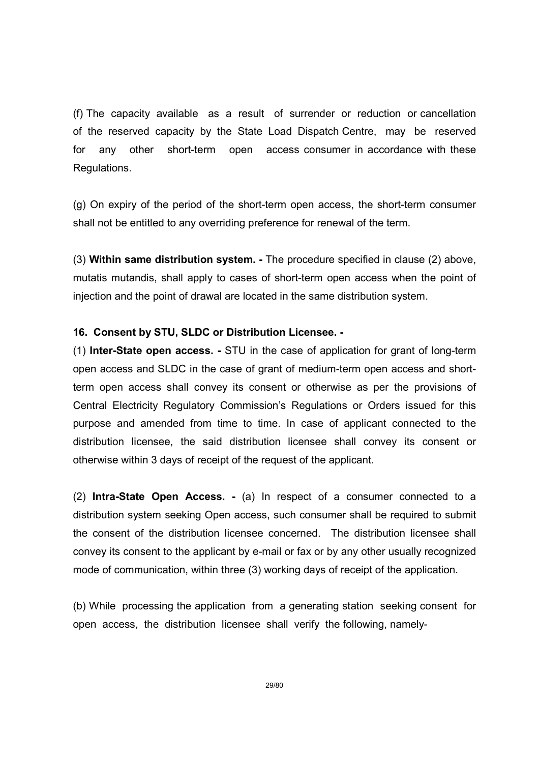(f) The capacity available as a result of surrender or reduction or cancellation of the reserved capacity by the State Load Dispatch Centre, may be reserved for any other short-term open access consumer in accordance with these Regulations.

(g) On expiry of the period of the short-term open access, the short-term consumer shall not be entitled to any overriding preference for renewal of the term.

(3) **Within same distribution system. -** The procedure specified in clause (2) above, mutatis mutandis, shall apply to cases of short-term open access when the point of injection and the point of drawal are located in the same distribution system.

**16. Consent by STU, SLDC or Distribution Licensee. -**

(1) **Inter-State open access. -** STU in the case of application for grant of long-term open access and SLDC in the case of grant of medium-term open access and short-term open access shall convey its consent or otherwise as per the provisions of Central Electricity Regulatory Commission's Regulations or Orders issued for this purpose and amended from time to time. In case of applicant connected to the distribution licensee, the said distribution licensee shall convey its consent or otherwise within 3 days of receipt of the request of the applicant.

(2) **Intra-State Open Access. -** (a) In respect of a consumer connected to a distribution system seeking Open access, such consumer shall be required to submit the consent of the distribution licensee concerned. The distribution licensee shall convey its consent to the applicant by e-mail or fax or by any other usually recognized mode of communication, within three (3) working days of receipt of the application.

(b) While processing the application from a generating station seeking consent for open access, the distribution licensee shall verify the following, namely-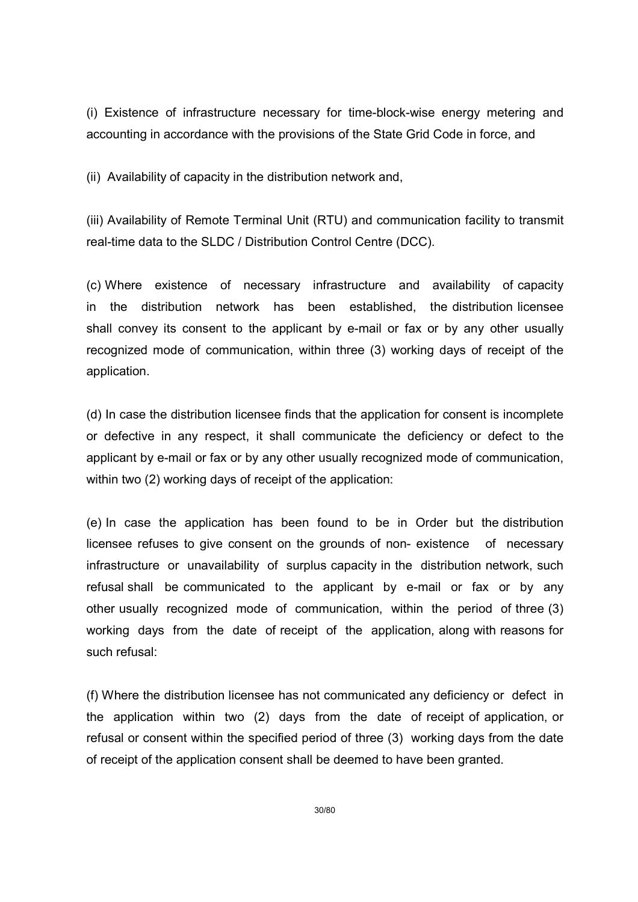(i) Existence of infrastructure necessary for time-block-wise energy metering and accounting in accordance with the provisions of the State Grid Code in force, and

(ii) Availability of capacity in the distribution network and,

(iii) Availability of Remote Terminal Unit (RTU) and communication facility to transmit real-time data to the SLDC / Distribution Control Centre (DCC).

(c) Where existence of necessary infrastructure and availability of capacity in the distribution network has been established, the distribution licensee shall convey its consent to the applicant by e-mail or fax or by any other usually recognized mode of communication, within three (3) working days of receipt of the application.

(d) In case the distribution licensee finds that the application for consent is incomplete or defective in any respect, it shall communicate the deficiency or defect to the applicant by e-mail or fax or by any other usually recognized mode of communication, within two (2) working days of receipt of the application:

(e) In case the application has been found to be in Order but the distribution licensee refuses to give consent on the grounds of non- existence of necessary infrastructure or unavailability of surplus capacity in the distribution network, such refusal shall be communicated to the applicant by e-mail or fax or by any other usually recognized mode of communication, within the period of three (3) working days from the date of receipt of the application, along with reasons for such refusal:

(f) Where the distribution licensee has not communicated any deficiency or defect in the application within two (2) days from the date of receipt of application, or refusal or consent within the specified period of three (3) working days from the date of receipt of the application consent shall be deemed to have been granted.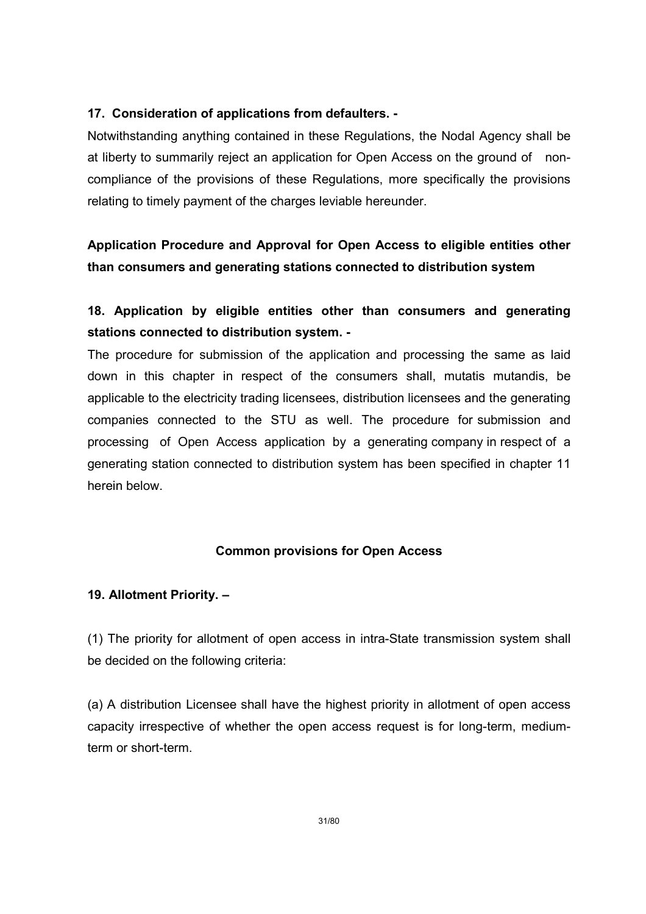**17. Consideration of applications from defaulters. -**

Notwithstanding anything contained in these Regulations, the Nodal Agency shall be at liberty to summarily reject an application for Open Access on the ground of non-compliance of the provisions of these Regulations, more specifically the provisions relating to timely payment of the charges leviable hereunder.

**Application Procedure and Approval for Open Access to eligible entities other than consumers and generating stations connected to distribution system**

**18. Application by eligible entities other than consumers and generating stations connected to distribution system. -**

The procedure for submission of the application and processing the same as laid down in this chapter in respect of the consumers shall, mutatis mutandis, be applicable to the electricity trading licensees, distribution licensees and the generating companies connected to the STU as well. The procedure for submission and processing of Open Access application by a generating company in respect of a generating station connected to distribution system has been specified in chapter 11 herein below.

**Common provisions for Open Access**

**19. Allotment Priority. –**

(1) The priority for allotment of open access in intra-State transmission system shall be decided on the following criteria:

(a) A distribution Licensee shall have the highest priority in allotment of open access capacity irrespective of whether the open access request is for long-term, medium-term or short-term.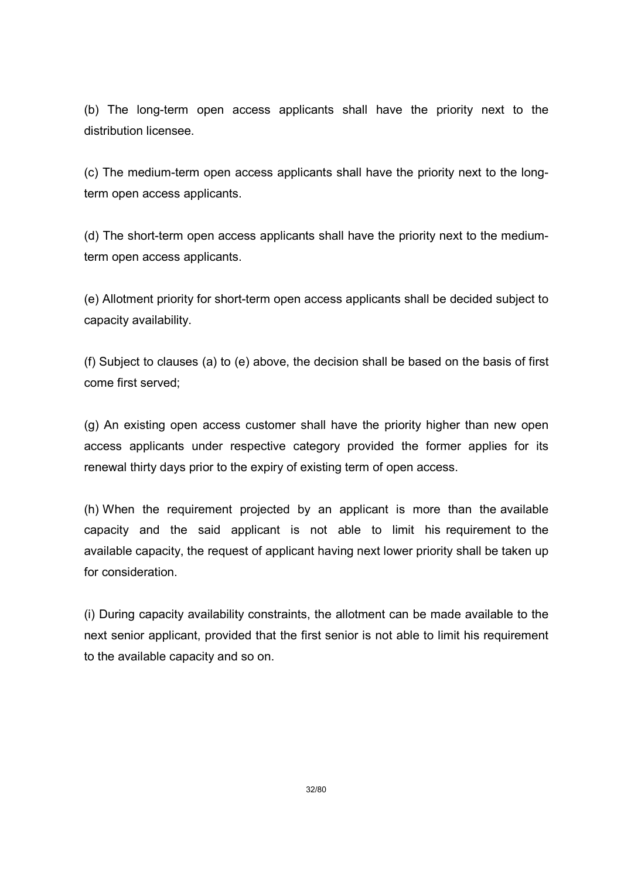(b) The long-term open access applicants shall have the priority next to the distribution licensee.

(c) The medium-term open access applicants shall have the priority next to the long-term open access applicants.

(d) The short-term open access applicants shall have the priority next to the medium-term open access applicants.

(e) Allotment priority for short-term open access applicants shall be decided subject to capacity availability.

(f) Subject to clauses (a) to (e) above, the decision shall be based on the basis of first come first served;

(g) An existing open access customer shall have the priority higher than new open access applicants under respective category provided the former applies for its renewal thirty days prior to the expiry of existing term of open access.

(h) When the requirement projected by an applicant is more than the available capacity and the said applicant is not able to limit his requirement to the available capacity, the request of applicant having next lower priority shall be taken up for consideration.

(i) During capacity availability constraints, the allotment can be made available to the next senior applicant, provided that the first senior is not able to limit his requirement to the available capacity and so on.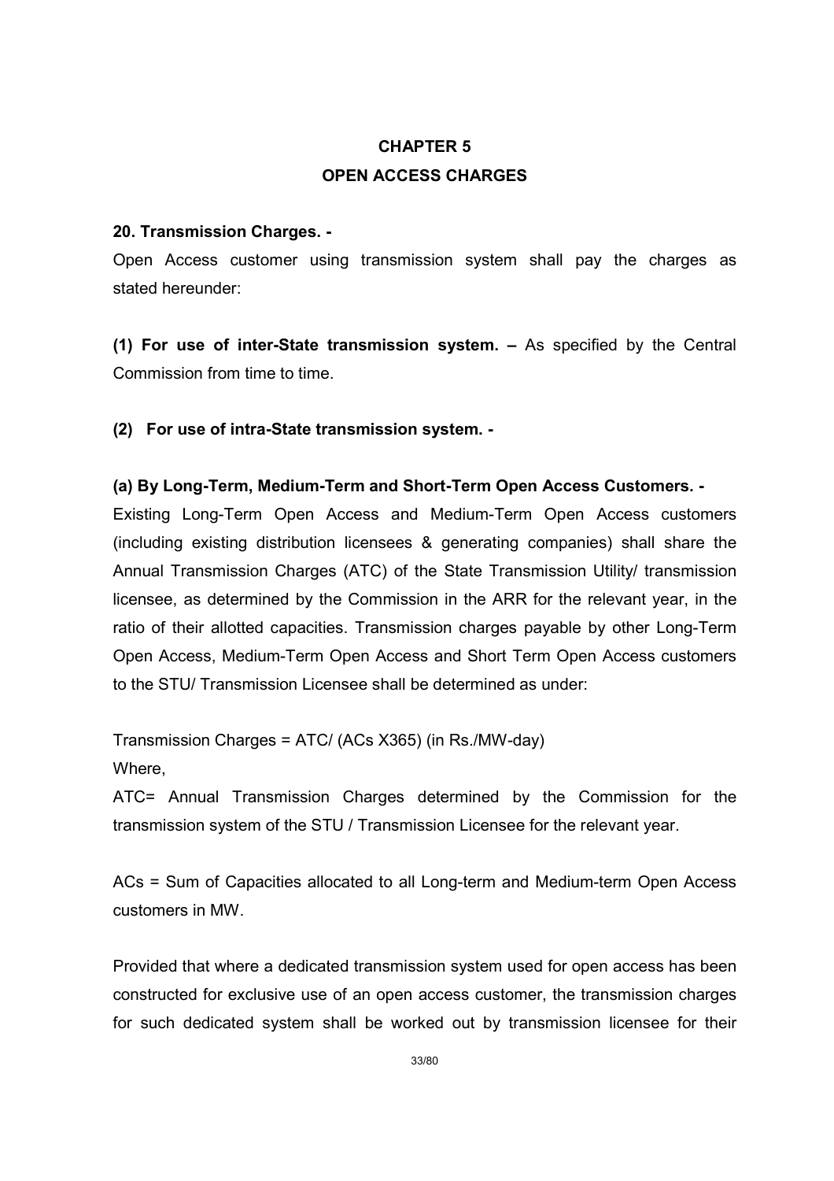# CHAPTER 5

# OPEN ACCESS CHARGES

**20. Transmission Charges. -**

Open Access customer using transmission system shall pay the charges as stated hereunder:

**(1) For use of inter-State transmission system. –** As specified by the Central Commission from time to time.

**(2) For use of intra-State transmission system. -**

**(a) By Long-Term, Medium-Term and Short-Term Open Access Customers. -**

Existing Long-Term Open Access and Medium-Term Open Access customers (including existing distribution licensees & generating companies) shall share the Annual Transmission Charges (ATC) of the State Transmission Utility/ transmission licensee, as determined by the Commission in the ARR for the relevant year, in the ratio of their allotted capacities. Transmission charges payable by other Long-Term Open Access, Medium-Term Open Access and Short Term Open Access customers to the STU/ Transmission Licensee shall be determined as under:

Transmission Charges = ATC/ (ACs X365) (in Rs./MW-day)

Where,

ATC= Annual Transmission Charges determined by the Commission for the transmission system of the STU / Transmission Licensee for the relevant year.

ACs = Sum of Capacities allocated to all Long-term and Medium-term Open Access customers in MW.

Provided that where a dedicated transmission system used for open access has been constructed for exclusive use of an open access customer, the transmission charges for such dedicated system shall be worked out by transmission licensee for their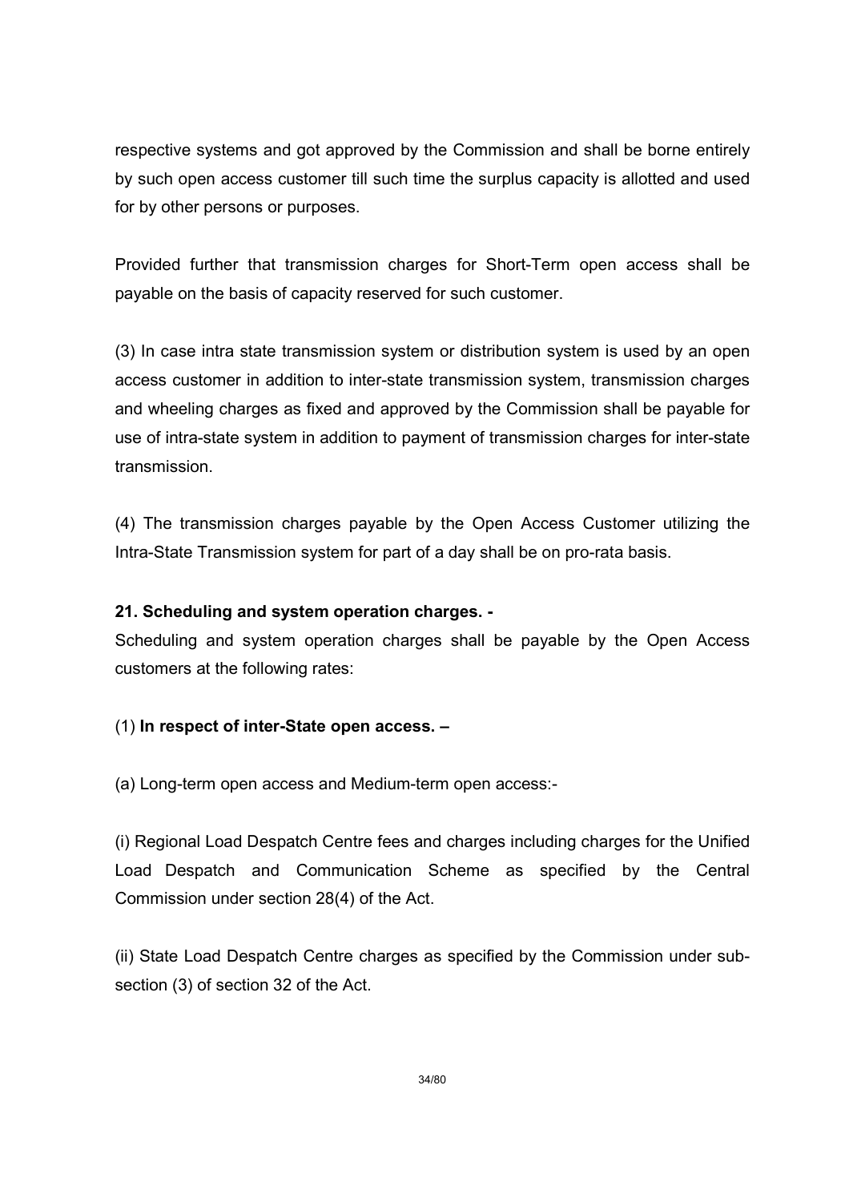respective systems and got approved by the Commission and shall be borne entirely by such open access customer till such time the surplus capacity is allotted and used for by other persons or purposes.

Provided further that transmission charges for Short-Term open access shall be payable on the basis of capacity reserved for such customer.

(3) In case intra state transmission system or distribution system is used by an open access customer in addition to inter-state transmission system, transmission charges and wheeling charges as fixed and approved by the Commission shall be payable for use of intra-state system in addition to payment of transmission charges for inter-state transmission.

(4) The transmission charges payable by the Open Access Customer utilizing the Intra-State Transmission system for part of a day shall be on pro-rata basis.

**21. Scheduling and system operation charges. -**

Scheduling and system operation charges shall be payable by the Open Access customers at the following rates:

(1) **In respect of inter-State open access. –**

(a) Long-term open access and Medium-term open access:-

(i) Regional Load Despatch Centre fees and charges including charges for the Unified Load Despatch and Communication Scheme as specified by the Central Commission under section 28(4) of the Act.

(ii) State Load Despatch Centre charges as specified by the Commission under sub-section (3) of section 32 of the Act.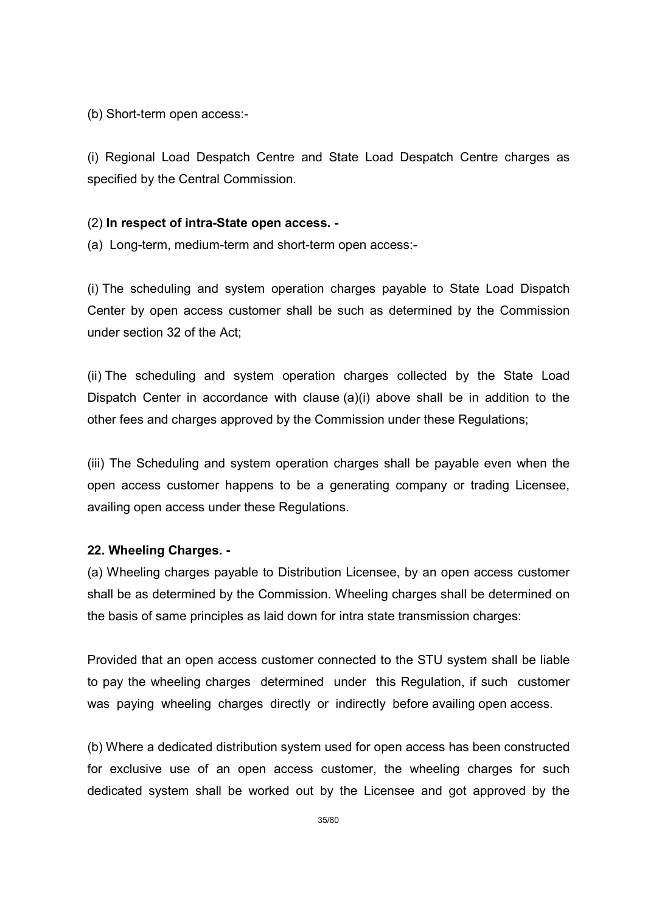(b) Short-term open access:-

(i) Regional Load Despatch Centre and State Load Despatch Centre charges as specified by the Central Commission.

(2) **In respect of intra-State open access. -**

(a) Long-term, medium-term and short-term open access:-

(i) The scheduling and system operation charges payable to State Load Dispatch Center by open access customer shall be such as determined by the Commission under section 32 of the Act;

(ii) The scheduling and system operation charges collected by the State Load Dispatch Center in accordance with clause (a)(i) above shall be in addition to the other fees and charges approved by the Commission under these Regulations;

(iii) The Scheduling and system operation charges shall be payable even when the open access customer happens to be a generating company or trading Licensee, availing open access under these Regulations.

**22. Wheeling Charges. -**

(a) Wheeling charges payable to Distribution Licensee, by an open access customer shall be as determined by the Commission. Wheeling charges shall be determined on the basis of same principles as laid down for intra state transmission charges:

Provided that an open access customer connected to the STU system shall be liable to pay the wheeling charges determined under this Regulation, if such customer was paying wheeling charges directly or indirectly before availing open access.

(b) Where a dedicated distribution system used for open access has been constructed for exclusive use of an open access customer, the wheeling charges for such dedicated system shall be worked out by the Licensee and got approved by the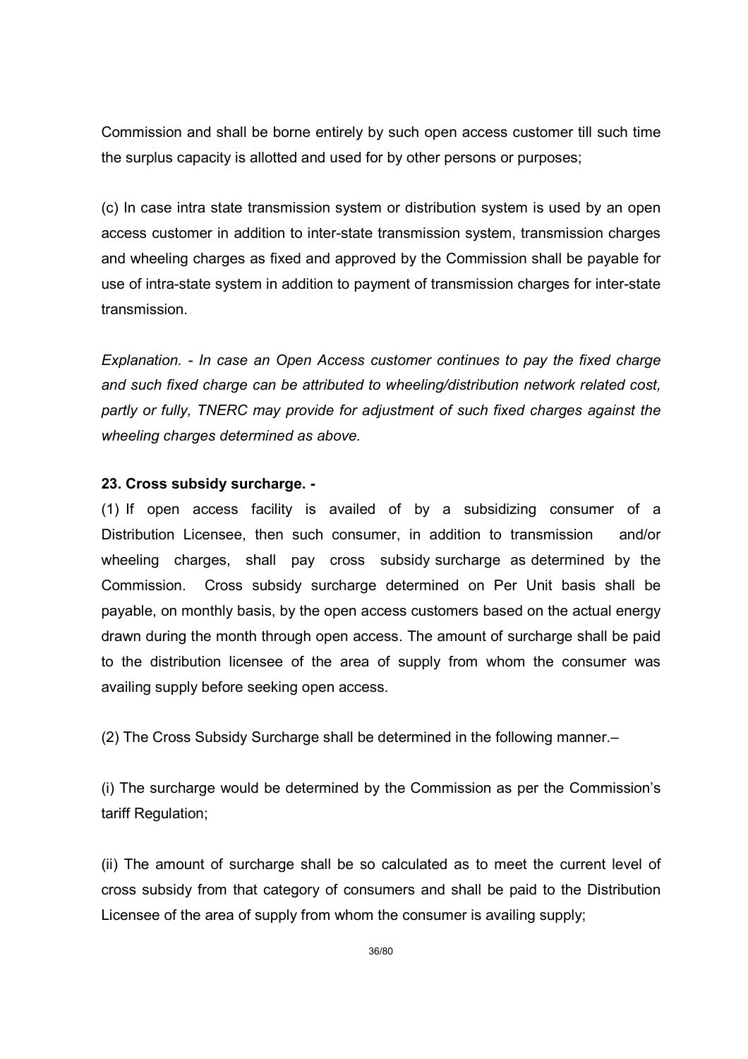Commission and shall be borne entirely by such open access customer till such time the surplus capacity is allotted and used for by other persons or purposes;

(c) In case intra state transmission system or distribution system is used by an open access customer in addition to inter-state transmission system, transmission charges and wheeling charges as fixed and approved by the Commission shall be payable for use of intra-state system in addition to payment of transmission charges for inter-state transmission.

*Explanation. - In case an Open Access customer continues to pay the fixed charge and such fixed charge can be attributed to wheeling/distribution network related cost, partly or fully, TNERC may provide for adjustment of such fixed charges against the wheeling charges determined as above.*

**23. Cross subsidy surcharge. -**

(1) If open access facility is availed of by a subsidizing consumer of a Distribution Licensee, then such consumer, in addition to transmission and/or wheeling charges, shall pay cross subsidy surcharge as determined by the Commission. Cross subsidy surcharge determined on Per Unit basis shall be payable, on monthly basis, by the open access customers based on the actual energy drawn during the month through open access. The amount of surcharge shall be paid to the distribution licensee of the area of supply from whom the consumer was availing supply before seeking open access.

(2) The Cross Subsidy Surcharge shall be determined in the following manner.–

(i) The surcharge would be determined by the Commission as per the Commission's tariff Regulation;

(ii) The amount of surcharge shall be so calculated as to meet the current level of cross subsidy from that category of consumers and shall be paid to the Distribution Licensee of the area of supply from whom the consumer is availing supply;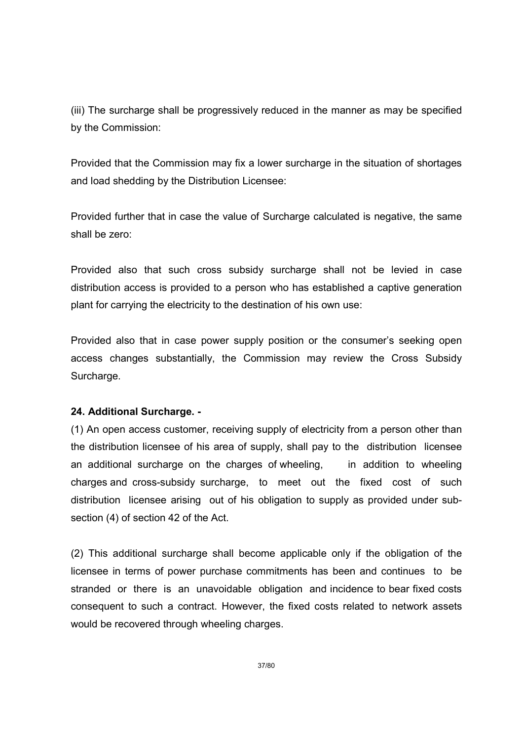(iii) The surcharge shall be progressively reduced in the manner as may be specified by the Commission:

Provided that the Commission may fix a lower surcharge in the situation of shortages and load shedding by the Distribution Licensee:

Provided further that in case the value of Surcharge calculated is negative, the same shall be zero:

Provided also that such cross subsidy surcharge shall not be levied in case distribution access is provided to a person who has established a captive generation plant for carrying the electricity to the destination of his own use:

Provided also that in case power supply position or the consumer's seeking open access changes substantially, the Commission may review the Cross Subsidy Surcharge.

**24. Additional Surcharge. -**

(1) An open access customer, receiving supply of electricity from a person other than the distribution licensee of his area of supply, shall pay to the distribution licensee an additional surcharge on the charges of wheeling, in addition to wheeling charges and cross-subsidy surcharge, to meet out the fixed cost of such distribution licensee arising out of his obligation to supply as provided under sub-section (4) of section 42 of the Act.

(2) This additional surcharge shall become applicable only if the obligation of the licensee in terms of power purchase commitments has been and continues to be stranded or there is an unavoidable obligation and incidence to bear fixed costs consequent to such a contract. However, the fixed costs related to network assets would be recovered through wheeling charges.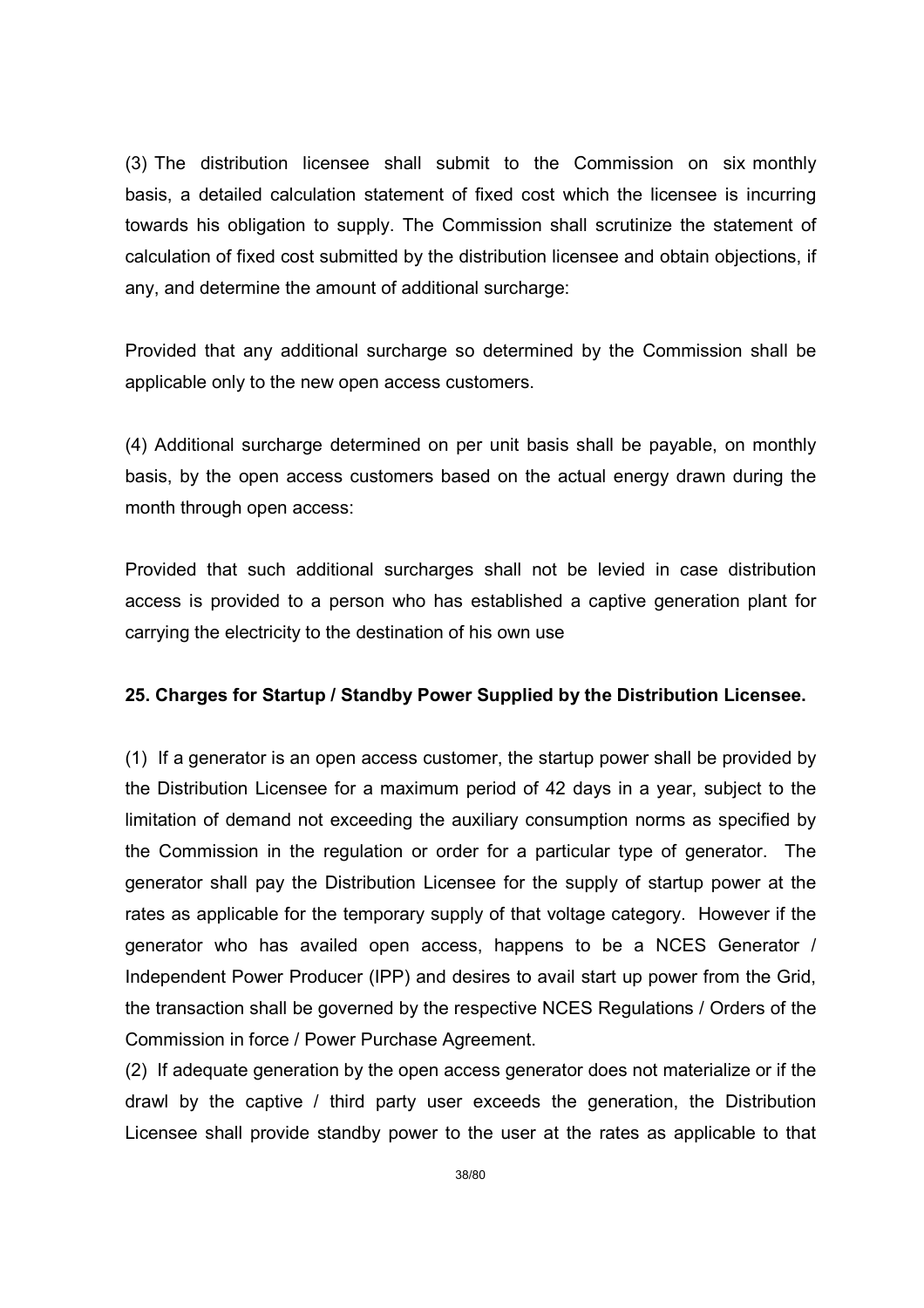(3) The distribution licensee shall submit to the Commission on six monthly basis, a detailed calculation statement of fixed cost which the licensee is incurring towards his obligation to supply. The Commission shall scrutinize the statement of calculation of fixed cost submitted by the distribution licensee and obtain objections, if any, and determine the amount of additional surcharge:

Provided that any additional surcharge so determined by the Commission shall be applicable only to the new open access customers.

(4) Additional surcharge determined on per unit basis shall be payable, on monthly basis, by the open access customers based on the actual energy drawn during the month through open access:

Provided that such additional surcharges shall not be levied in case distribution access is provided to a person who has established a captive generation plant for carrying the electricity to the destination of his own use

**25. Charges for Startup / Standby Power Supplied by the Distribution Licensee.**

(1) If a generator is an open access customer, the startup power shall be provided by the Distribution Licensee for a maximum period of 42 days in a year, subject to the limitation of demand not exceeding the auxiliary consumption norms as specified by the Commission in the regulation or order for a particular type of generator. The generator shall pay the Distribution Licensee for the supply of startup power at the rates as applicable for the temporary supply of that voltage category. However if the generator who has availed open access, happens to be a NCES Generator / Independent Power Producer (IPP) and desires to avail start up power from the Grid, the transaction shall be governed by the respective NCES Regulations / Orders of the Commission in force / Power Purchase Agreement.

(2) If adequate generation by the open access generator does not materialize or if the drawl by the captive / third party user exceeds the generation, the Distribution Licensee shall provide standby power to the user at the rates as applicable to that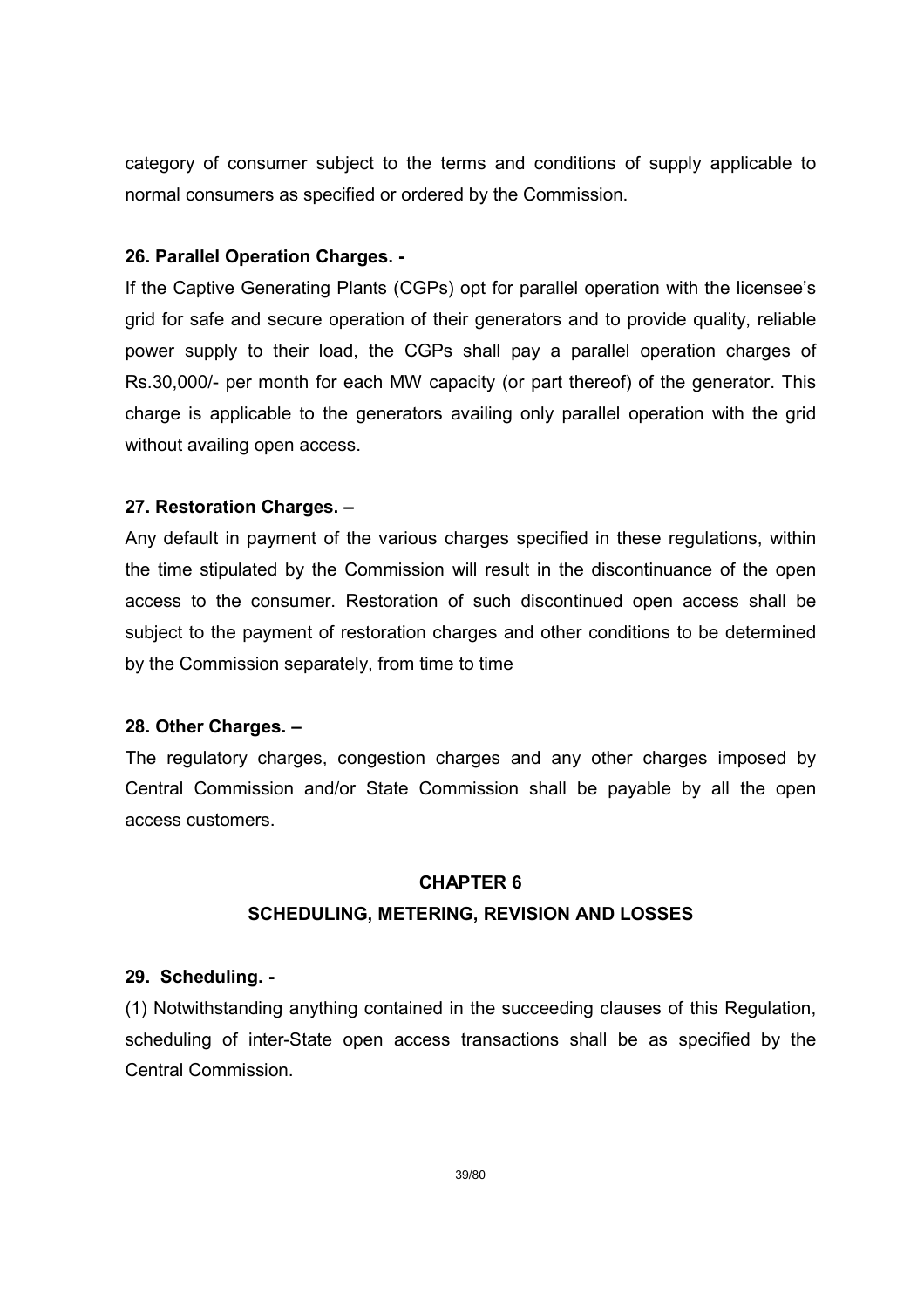category of consumer subject to the terms and conditions of supply applicable to normal consumers as specified or ordered by the Commission.

**26. Parallel Operation Charges. -**

If the Captive Generating Plants (CGPs) opt for parallel operation with the licensee's grid for safe and secure operation of their generators and to provide quality, reliable power supply to their load, the CGPs shall pay a parallel operation charges of Rs.30,000/- per month for each MW capacity (or part thereof) of the generator. This charge is applicable to the generators availing only parallel operation with the grid without availing open access.

**27. Restoration Charges. –**

Any default in payment of the various charges specified in these regulations, within the time stipulated by the Commission will result in the discontinuance of the open access to the consumer. Restoration of such discontinued open access shall be subject to the payment of restoration charges and other conditions to be determined by the Commission separately, from time to time

**28. Other Charges. –**

The regulatory charges, congestion charges and any other charges imposed by Central Commission and/or State Commission shall be payable by all the open access customers.

## CHAPTER 6

## SCHEDULING, METERING, REVISION AND LOSSES

**29. Scheduling. -**

(1) Notwithstanding anything contained in the succeeding clauses of this Regulation, scheduling of inter-State open access transactions shall be as specified by the Central Commission.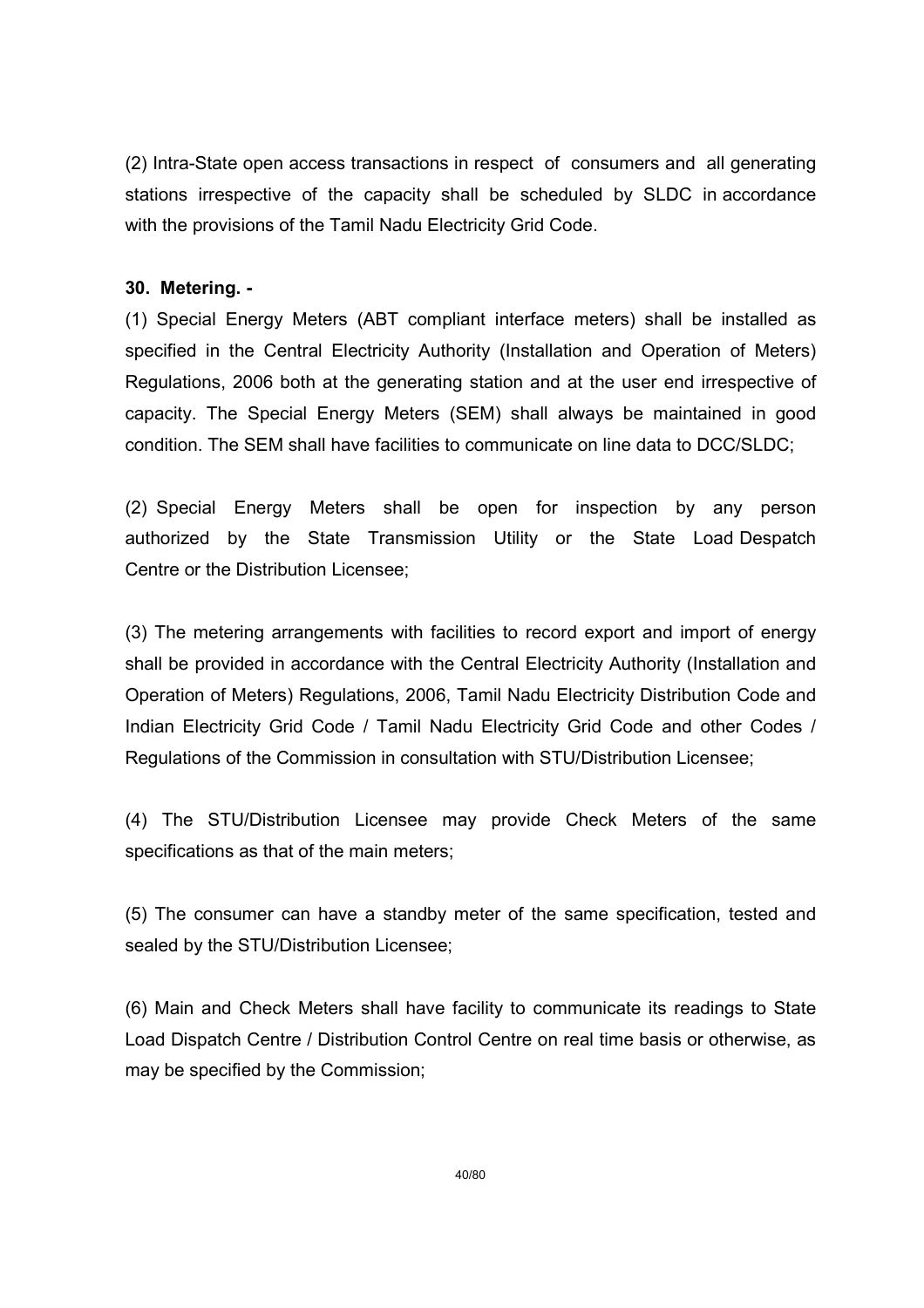(2) Intra-State open access transactions in respect of consumers and all generating stations irrespective of the capacity shall be scheduled by SLDC in accordance with the provisions of the Tamil Nadu Electricity Grid Code.

**30. Metering. -**

(1) Special Energy Meters (ABT compliant interface meters) shall be installed as specified in the Central Electricity Authority (Installation and Operation of Meters) Regulations, 2006 both at the generating station and at the user end irrespective of capacity. The Special Energy Meters (SEM) shall always be maintained in good condition. The SEM shall have facilities to communicate on line data to DCC/SLDC;

(2) Special Energy Meters shall be open for inspection by any person authorized by the State Transmission Utility or the State Load Despatch Centre or the Distribution Licensee;

(3) The metering arrangements with facilities to record export and import of energy shall be provided in accordance with the Central Electricity Authority (Installation and Operation of Meters) Regulations, 2006, Tamil Nadu Electricity Distribution Code and Indian Electricity Grid Code / Tamil Nadu Electricity Grid Code and other Codes / Regulations of the Commission in consultation with STU/Distribution Licensee;

(4) The STU/Distribution Licensee may provide Check Meters of the same specifications as that of the main meters;

(5) The consumer can have a standby meter of the same specification, tested and sealed by the STU/Distribution Licensee;

(6) Main and Check Meters shall have facility to communicate its readings to State Load Dispatch Centre / Distribution Control Centre on real time basis or otherwise, as may be specified by the Commission;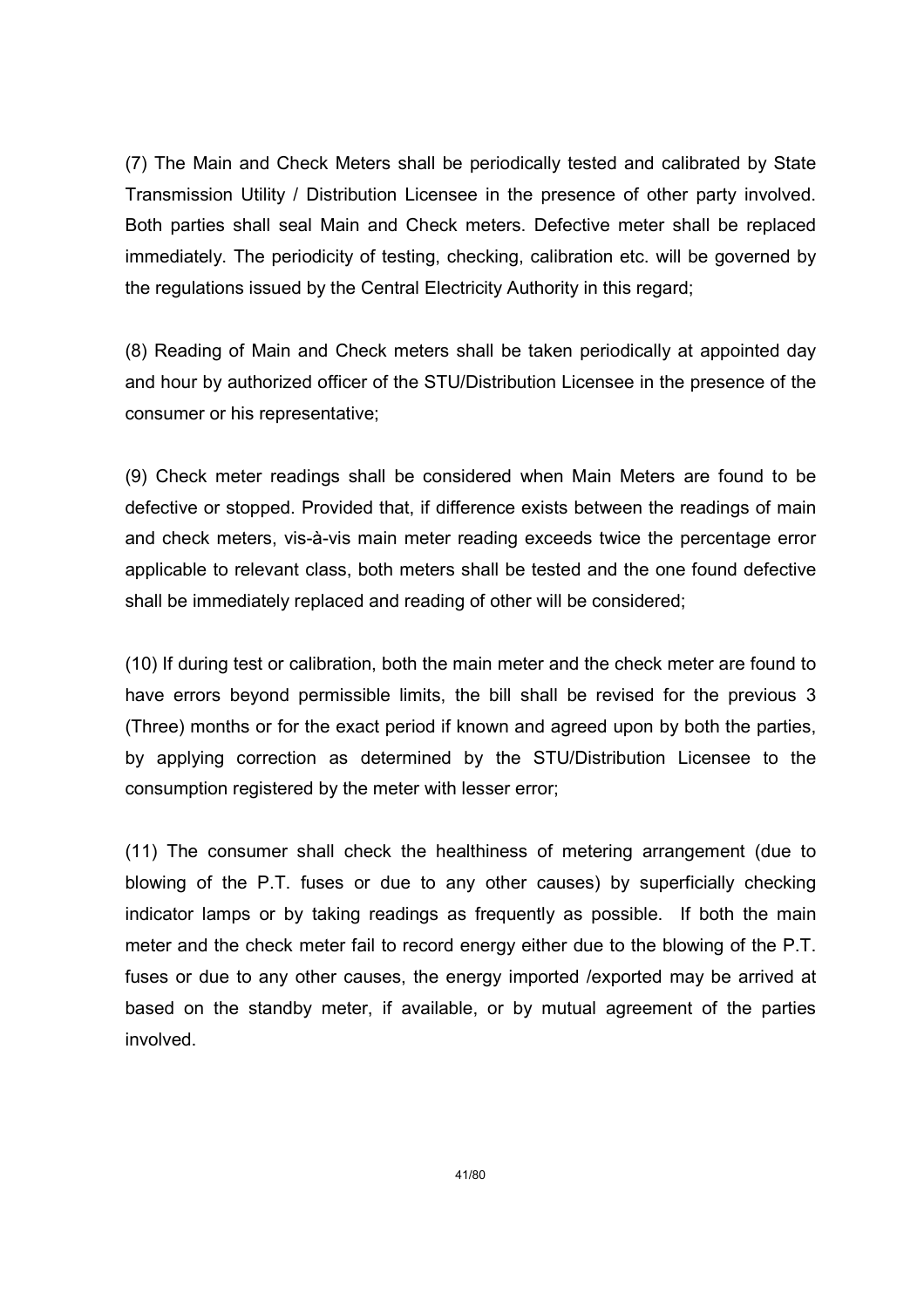(7) The Main and Check Meters shall be periodically tested and calibrated by State Transmission Utility / Distribution Licensee in the presence of other party involved. Both parties shall seal Main and Check meters. Defective meter shall be replaced immediately. The periodicity of testing, checking, calibration etc. will be governed by the regulations issued by the Central Electricity Authority in this regard;

(8) Reading of Main and Check meters shall be taken periodically at appointed day and hour by authorized officer of the STU/Distribution Licensee in the presence of the consumer or his representative;

(9) Check meter readings shall be considered when Main Meters are found to be defective or stopped. Provided that, if difference exists between the readings of main and check meters, vis-à-vis main meter reading exceeds twice the percentage error applicable to relevant class, both meters shall be tested and the one found defective shall be immediately replaced and reading of other will be considered;

(10) If during test or calibration, both the main meter and the check meter are found to have errors beyond permissible limits, the bill shall be revised for the previous 3 (Three) months or for the exact period if known and agreed upon by both the parties, by applying correction as determined by the STU/Distribution Licensee to the consumption registered by the meter with lesser error;

(11) The consumer shall check the healthiness of metering arrangement (due to blowing of the P.T. fuses or due to any other causes) by superficially checking indicator lamps or by taking readings as frequently as possible. If both the main meter and the check meter fail to record energy either due to the blowing of the P.T. fuses or due to any other causes, the energy imported /exported may be arrived at based on the standby meter, if available, or by mutual agreement of the parties involved.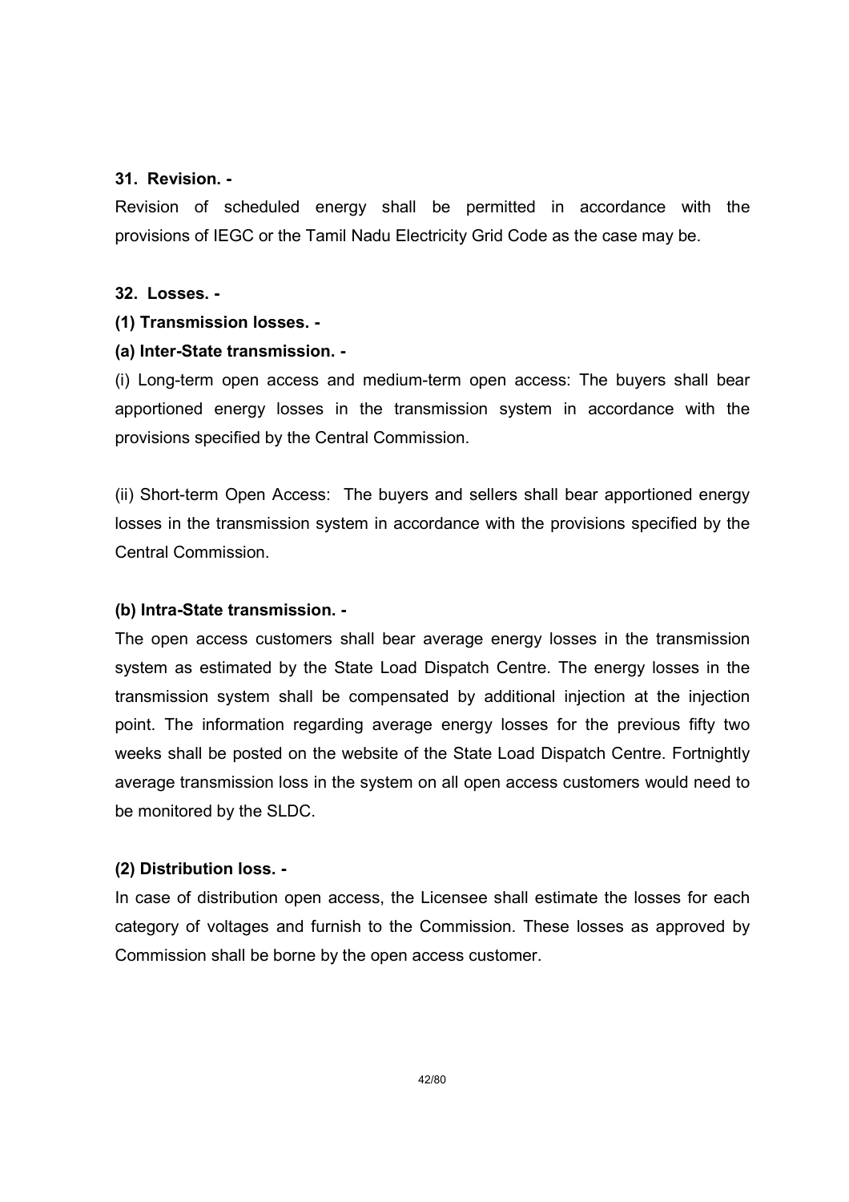**31. Revision. -**

Revision of scheduled energy shall be permitted in accordance with the provisions of IEGC or the Tamil Nadu Electricity Grid Code as the case may be.

**32. Losses. -**

**(1) Transmission losses. -**

**(a) Inter-State transmission. -**

(i) Long-term open access and medium-term open access: The buyers shall bear apportioned energy losses in the transmission system in accordance with the provisions specified by the Central Commission.

(ii) Short-term Open Access: The buyers and sellers shall bear apportioned energy losses in the transmission system in accordance with the provisions specified by the Central Commission.

**(b) Intra-State transmission. -**

The open access customers shall bear average energy losses in the transmission system as estimated by the State Load Dispatch Centre. The energy losses in the transmission system shall be compensated by additional injection at the injection point. The information regarding average energy losses for the previous fifty two weeks shall be posted on the website of the State Load Dispatch Centre. Fortnightly average transmission loss in the system on all open access customers would need to be monitored by the SLDC.

**(2) Distribution loss. -**

In case of distribution open access, the Licensee shall estimate the losses for each category of voltages and furnish to the Commission. These losses as approved by Commission shall be borne by the open access customer.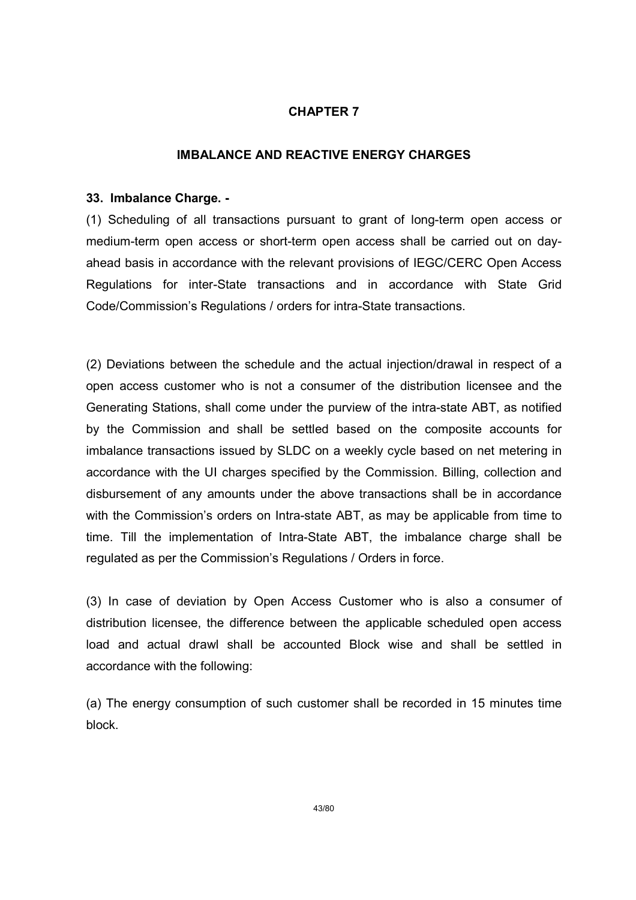# CHAPTER 7

## IMBALANCE AND REACTIVE ENERGY CHARGES

**33. Imbalance Charge. -**

(1) Scheduling of all transactions pursuant to grant of long-term open access or medium-term open access or short-term open access shall be carried out on day-ahead basis in accordance with the relevant provisions of IEGC/CERC Open Access Regulations for inter-State transactions and in accordance with State Grid Code/Commission's Regulations / orders for intra-State transactions.

(2) Deviations between the schedule and the actual injection/drawal in respect of a open access customer who is not a consumer of the distribution licensee and the Generating Stations, shall come under the purview of the intra-state ABT, as notified by the Commission and shall be settled based on the composite accounts for imbalance transactions issued by SLDC on a weekly cycle based on net metering in accordance with the UI charges specified by the Commission. Billing, collection and disbursement of any amounts under the above transactions shall be in accordance with the Commission's orders on Intra-state ABT, as may be applicable from time to time. Till the implementation of Intra-State ABT, the imbalance charge shall be regulated as per the Commission's Regulations / Orders in force.

(3) In case of deviation by Open Access Customer who is also a consumer of distribution licensee, the difference between the applicable scheduled open access load and actual drawl shall be accounted Block wise and shall be settled in accordance with the following:

(a) The energy consumption of such customer shall be recorded in 15 minutes time block.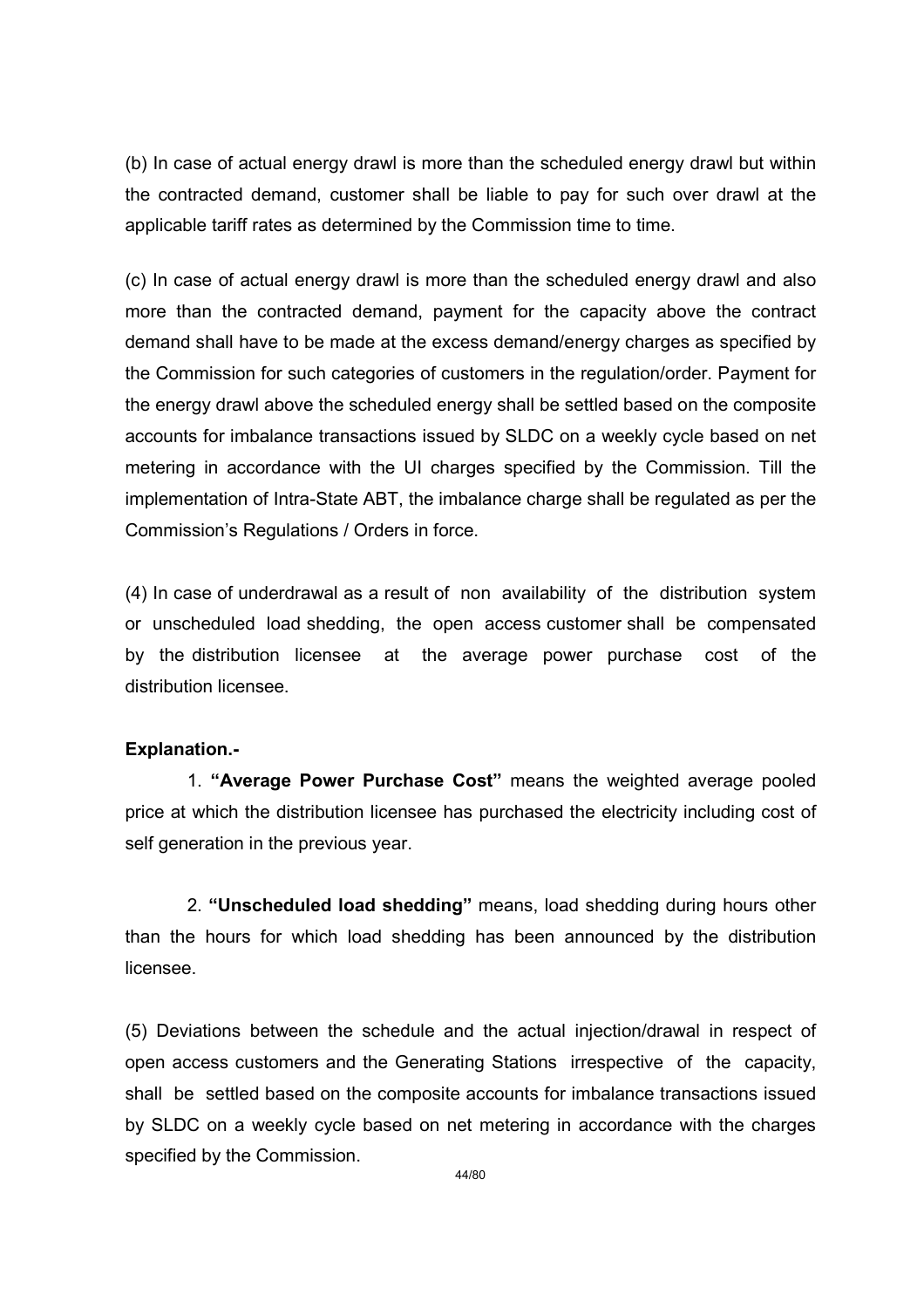(b) In case of actual energy drawl is more than the scheduled energy drawl but within the contracted demand, customer shall be liable to pay for such over drawl at the applicable tariff rates as determined by the Commission time to time.

(c) In case of actual energy drawl is more than the scheduled energy drawl and also more than the contracted demand, payment for the capacity above the contract demand shall have to be made at the excess demand/energy charges as specified by the Commission for such categories of customers in the regulation/order. Payment for the energy drawl above the scheduled energy shall be settled based on the composite accounts for imbalance transactions issued by SLDC on a weekly cycle based on net metering in accordance with the UI charges specified by the Commission. Till the implementation of Intra-State ABT, the imbalance charge shall be regulated as per the Commission's Regulations / Orders in force.

(4) In case of underdrawal as a result of non availability of the distribution system or unscheduled load shedding, the open access customer shall be compensated by the distribution licensee at the average power purchase cost of the distribution licensee.

**Explanation.-**

1. **"Average Power Purchase Cost"** means the weighted average pooled price at which the distribution licensee has purchased the electricity including cost of self generation in the previous year.

2. **"Unscheduled load shedding"** means, load shedding during hours other than the hours for which load shedding has been announced by the distribution licensee.

(5) Deviations between the schedule and the actual injection/drawal in respect of open access customers and the Generating Stations irrespective of the capacity, shall be settled based on the composite accounts for imbalance transactions issued by SLDC on a weekly cycle based on net metering in accordance with the charges specified by the Commission.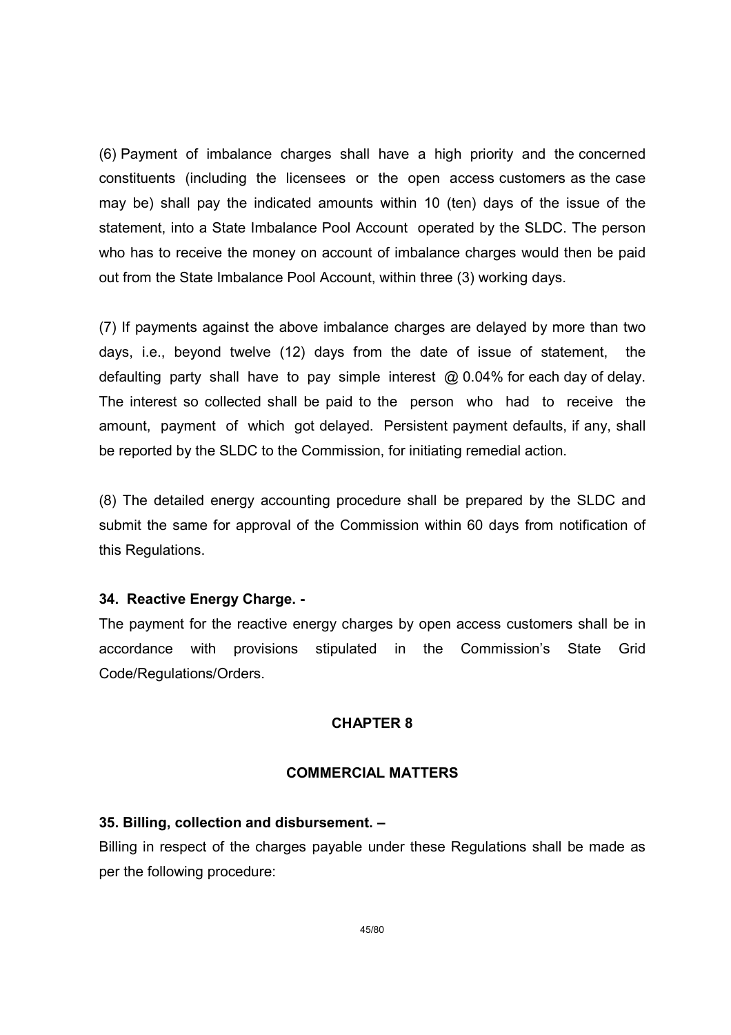(6) Payment of imbalance charges shall have a high priority and the concerned constituents (including the licensees or the open access customers as the case may be) shall pay the indicated amounts within 10 (ten) days of the issue of the statement, into a State Imbalance Pool Account operated by the SLDC. The person who has to receive the money on account of imbalance charges would then be paid out from the State Imbalance Pool Account, within three (3) working days.

(7) If payments against the above imbalance charges are delayed by more than two days, i.e., beyond twelve (12) days from the date of issue of statement, the defaulting party shall have to pay simple interest @ 0.04% for each day of delay. The interest so collected shall be paid to the person who had to receive the amount, payment of which got delayed. Persistent payment defaults, if any, shall be reported by the SLDC to the Commission, for initiating remedial action.

(8) The detailed energy accounting procedure shall be prepared by the SLDC and submit the same for approval of the Commission within 60 days from notification of this Regulations.

**34. Reactive Energy Charge. -**

The payment for the reactive energy charges by open access customers shall be in accordance with provisions stipulated in the Commission's State Grid Code/Regulations/Orders.

## CHAPTER 8

## COMMERCIAL MATTERS

**35. Billing, collection and disbursement. –**

Billing in respect of the charges payable under these Regulations shall be made as per the following procedure: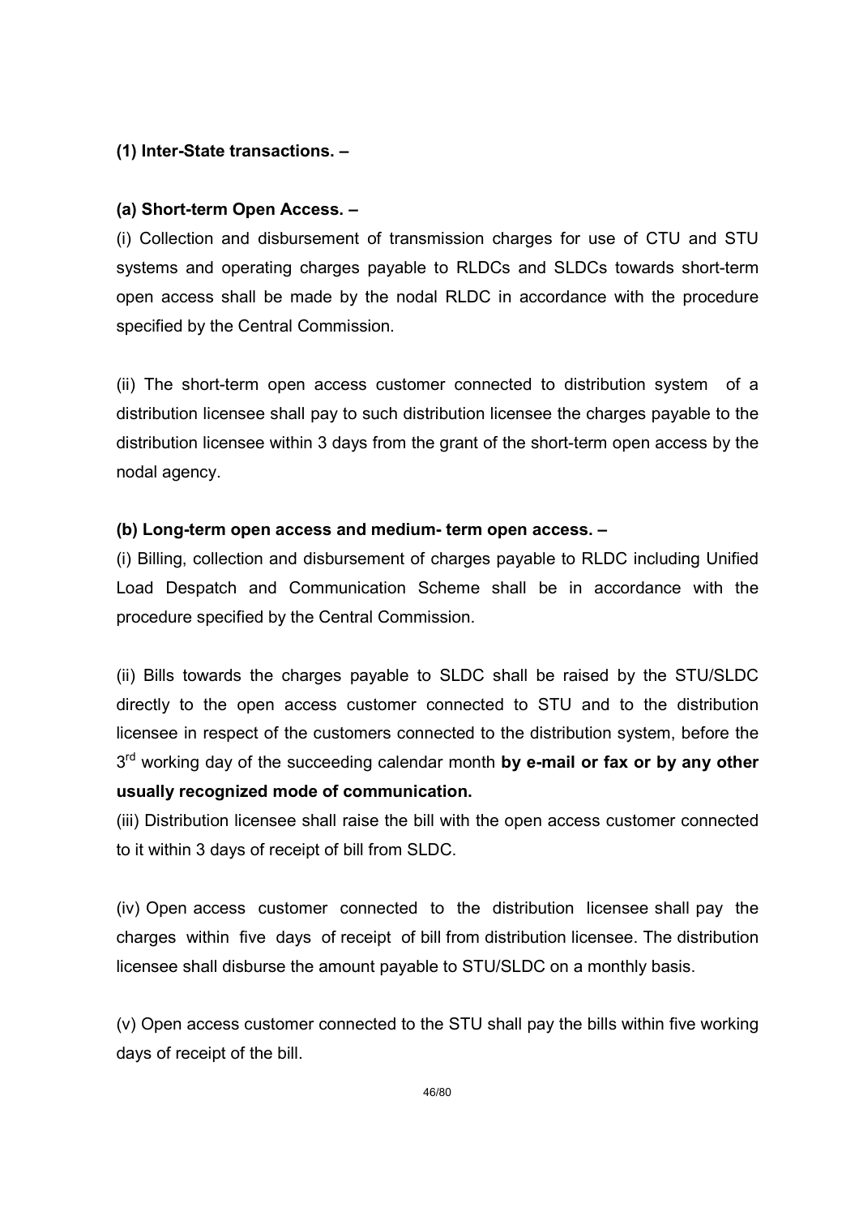**(1) Inter-State transactions. –**

**(a) Short-term Open Access. –**

(i) Collection and disbursement of transmission charges for use of CTU and STU systems and operating charges payable to RLDCs and SLDCs towards short-term open access shall be made by the nodal RLDC in accordance with the procedure specified by the Central Commission.

(ii) The short-term open access customer connected to distribution system of a distribution licensee shall pay to such distribution licensee the charges payable to the distribution licensee within 3 days from the grant of the short-term open access by the nodal agency.

**(b) Long-term open access and medium- term open access. –**

(i) Billing, collection and disbursement of charges payable to RLDC including Unified Load Despatch and Communication Scheme shall be in accordance with the procedure specified by the Central Commission.

(ii) Bills towards the charges payable to SLDC shall be raised by the STU/SLDC directly to the open access customer connected to STU and to the distribution licensee in respect of the customers connected to the distribution system, before the 3rd working day of the succeeding calendar month **by e-mail or fax or by any other usually recognized mode of communication.**

(iii) Distribution licensee shall raise the bill with the open access customer connected to it within 3 days of receipt of bill from SLDC.

(iv) Open access customer connected to the distribution licensee shall pay the charges within five days of receipt of bill from distribution licensee. The distribution licensee shall disburse the amount payable to STU/SLDC on a monthly basis.

(v) Open access customer connected to the STU shall pay the bills within five working days of receipt of the bill.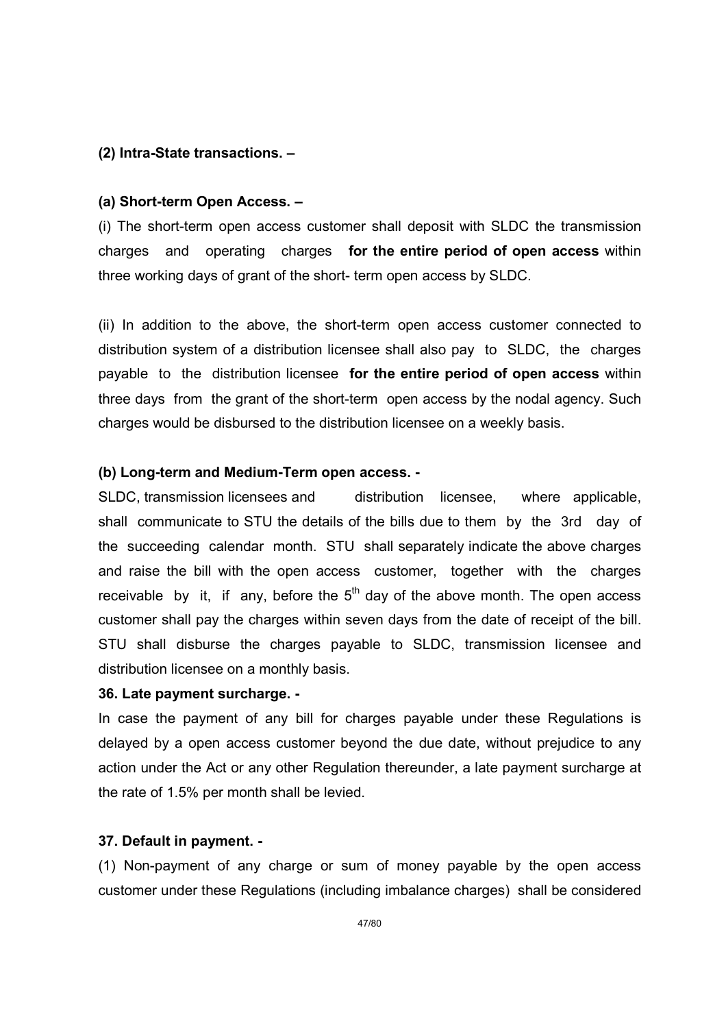**(2) Intra-State transactions. –**

**(a) Short-term Open Access. –**

(i) The short-term open access customer shall deposit with SLDC the transmission charges and operating charges **for the entire period of open access** within three working days of grant of the short- term open access by SLDC.

(ii) In addition to the above, the short-term open access customer connected to distribution system of a distribution licensee shall also pay to SLDC, the charges payable to the distribution licensee **for the entire period of open access** within three days from the grant of the short-term open access by the nodal agency. Such charges would be disbursed to the distribution licensee on a weekly basis.

**(b) Long-term and Medium-Term open access. -**

SLDC, transmission licensees and distribution licensee, where applicable, shall communicate to STU the details of the bills due to them by the 3rd day of the succeeding calendar month. STU shall separately indicate the above charges and raise the bill with the open access customer, together with the charges receivable by it, if any, before the 5th day of the above month. The open access customer shall pay the charges within seven days from the date of receipt of the bill. STU shall disburse the charges payable to SLDC, transmission licensee and distribution licensee on a monthly basis.

**36. Late payment surcharge. -**

In case the payment of any bill for charges payable under these Regulations is delayed by a open access customer beyond the due date, without prejudice to any action under the Act or any other Regulation thereunder, a late payment surcharge at the rate of 1.5% per month shall be levied.

**37. Default in payment. -**

(1) Non-payment of any charge or sum of money payable by the open access customer under these Regulations (including imbalance charges) shall be considered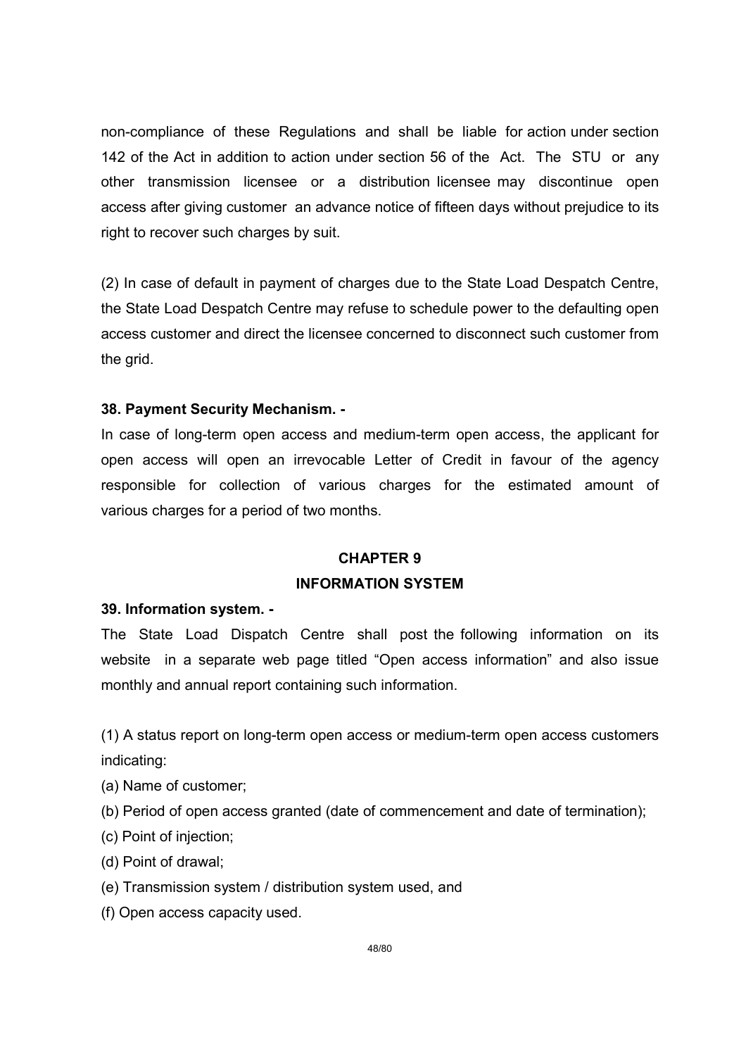non-compliance of these Regulations and shall be liable for action under section 142 of the Act in addition to action under section 56 of the Act. The STU or any other transmission licensee or a distribution licensee may discontinue open access after giving customer an advance notice of fifteen days without prejudice to its right to recover such charges by suit.

(2) In case of default in payment of charges due to the State Load Despatch Centre, the State Load Despatch Centre may refuse to schedule power to the defaulting open access customer and direct the licensee concerned to disconnect such customer from the grid.

**38. Payment Security Mechanism. -**

In case of long-term open access and medium-term open access, the applicant for open access will open an irrevocable Letter of Credit in favour of the agency responsible for collection of various charges for the estimated amount of various charges for a period of two months.

## CHAPTER 9

## INFORMATION SYSTEM

**39. Information system. -**

The State Load Dispatch Centre shall post the following information on its website in a separate web page titled "Open access information" and also issue monthly and annual report containing such information.

(1) A status report on long-term open access or medium-term open access customers indicating:

(a) Name of customer;

(b) Period of open access granted (date of commencement and date of termination);

(c) Point of injection;

(d) Point of drawal;

(e) Transmission system / distribution system used, and

(f) Open access capacity used.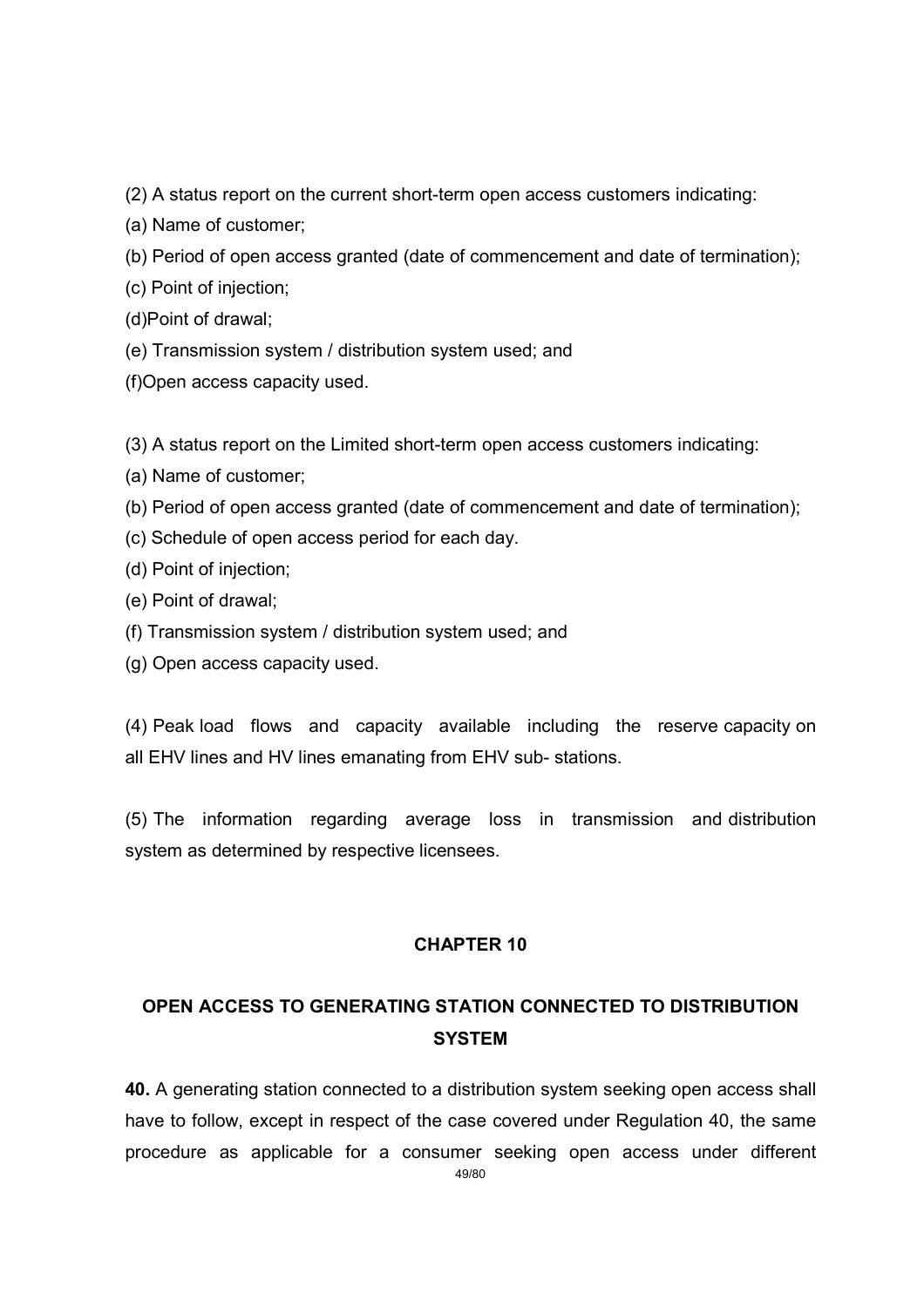(2) A status report on the current short-term open access customers indicating:

(a) Name of customer;

(b) Period of open access granted (date of commencement and date of termination);

(c) Point of injection;

(d)Point of drawal;

(e) Transmission system / distribution system used; and

(f)Open access capacity used.

(3) A status report on the Limited short-term open access customers indicating:

(a) Name of customer;

(b) Period of open access granted (date of commencement and date of termination);

(c) Schedule of open access period for each day.

(d) Point of injection;

(e) Point of drawal;

(f) Transmission system / distribution system used; and

(g) Open access capacity used.

(4) Peak load flows and capacity available including the reserve capacity on all EHV lines and HV lines emanating from EHV sub- stations.

(5) The information regarding average loss in transmission and distribution system as determined by respective licensees.

## CHAPTER 10

## OPEN ACCESS TO GENERATING STATION CONNECTED TO DISTRIBUTION SYSTEM

**40.** A generating station connected to a distribution system seeking open access shall have to follow, except in respect of the case covered under Regulation 40, the same procedure as applicable for a consumer seeking open access under different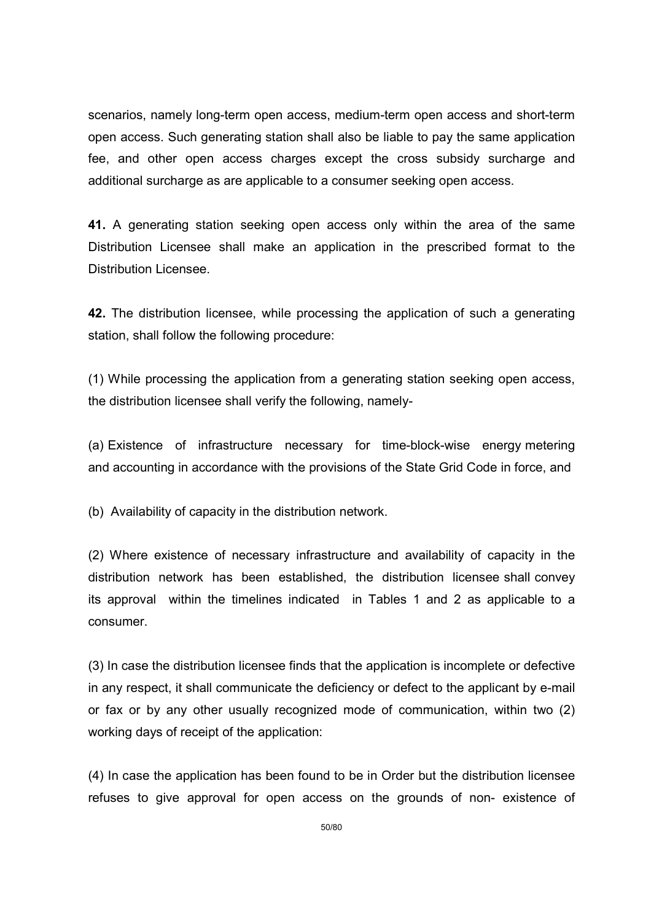scenarios, namely long-term open access, medium-term open access and short-term open access. Such generating station shall also be liable to pay the same application fee, and other open access charges except the cross subsidy surcharge and additional surcharge as are applicable to a consumer seeking open access.

**41.** A generating station seeking open access only within the area of the same Distribution Licensee shall make an application in the prescribed format to the Distribution Licensee.

**42.** The distribution licensee, while processing the application of such a generating station, shall follow the following procedure:

(1) While processing the application from a generating station seeking open access, the distribution licensee shall verify the following, namely-

(a) Existence of infrastructure necessary for time-block-wise energy metering and accounting in accordance with the provisions of the State Grid Code in force, and

(b) Availability of capacity in the distribution network.

(2) Where existence of necessary infrastructure and availability of capacity in the distribution network has been established, the distribution licensee shall convey its approval within the timelines indicated in Tables 1 and 2 as applicable to a consumer.

(3) In case the distribution licensee finds that the application is incomplete or defective in any respect, it shall communicate the deficiency or defect to the applicant by e-mail or fax or by any other usually recognized mode of communication, within two (2) working days of receipt of the application:

(4) In case the application has been found to be in Order but the distribution licensee refuses to give approval for open access on the grounds of non- existence of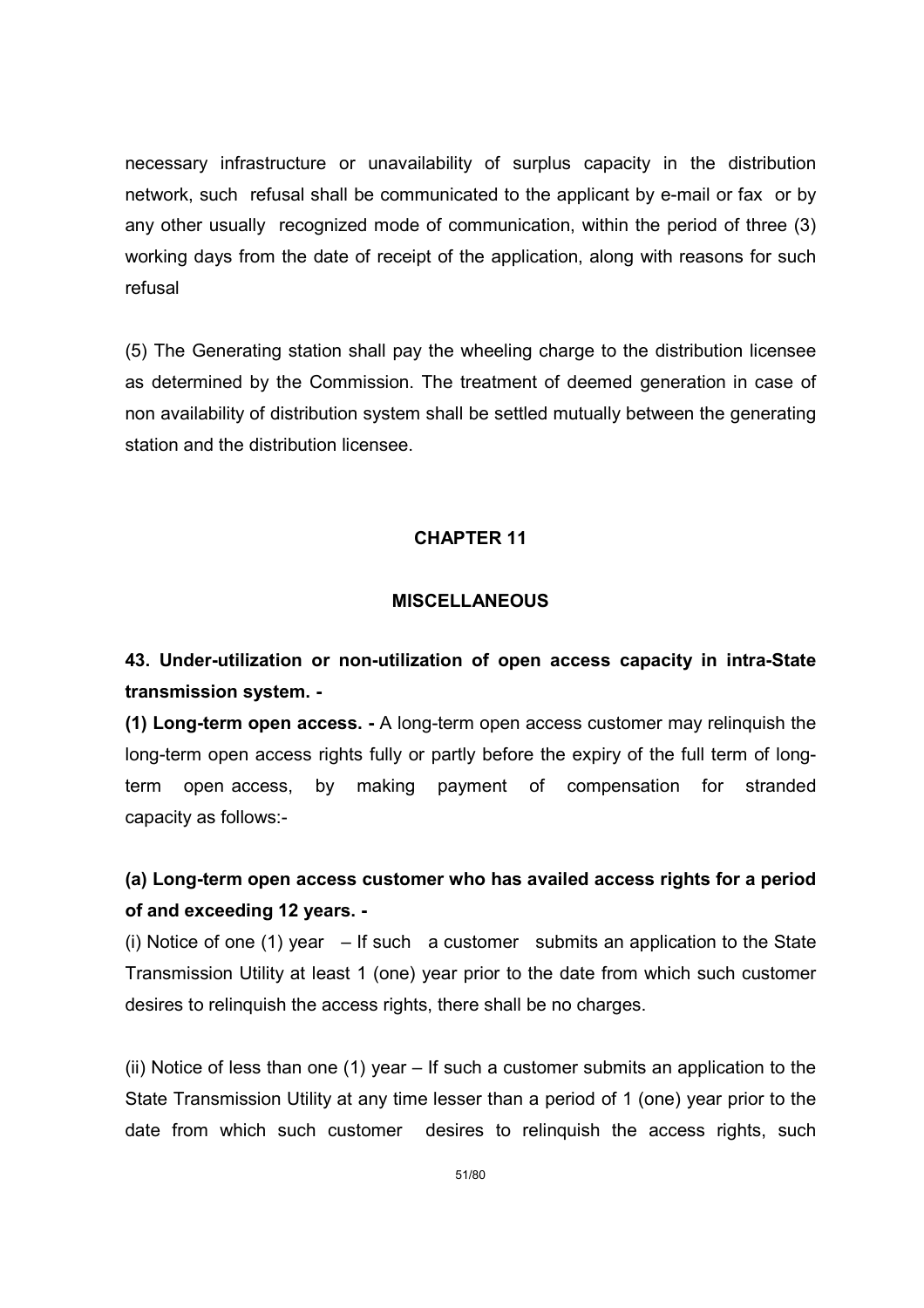necessary infrastructure or unavailability of surplus capacity in the distribution network, such refusal shall be communicated to the applicant by e-mail or fax or by any other usually recognized mode of communication, within the period of three (3) working days from the date of receipt of the application, along with reasons for such refusal

(5) The Generating station shall pay the wheeling charge to the distribution licensee as determined by the Commission. The treatment of deemed generation in case of non availability of distribution system shall be settled mutually between the generating station and the distribution licensee.

## CHAPTER 11

## MISCELLANEOUS

### 43. Under-utilization or non-utilization of open access capacity in intra-State transmission system. -

**(1) Long-term open access. -** A long-term open access customer may relinquish the long-term open access rights fully or partly before the expiry of the full term of long-term open access, by making payment of compensation for stranded capacity as follows:-

### (a) Long-term open access customer who has availed access rights for a period of and exceeding 12 years. -

(i) Notice of one (1) year – If such a customer submits an application to the State Transmission Utility at least 1 (one) year prior to the date from which such customer desires to relinquish the access rights, there shall be no charges.

(ii) Notice of less than one (1) year – If such a customer submits an application to the State Transmission Utility at any time lesser than a period of 1 (one) year prior to the date from which such customer desires to relinquish the access rights, such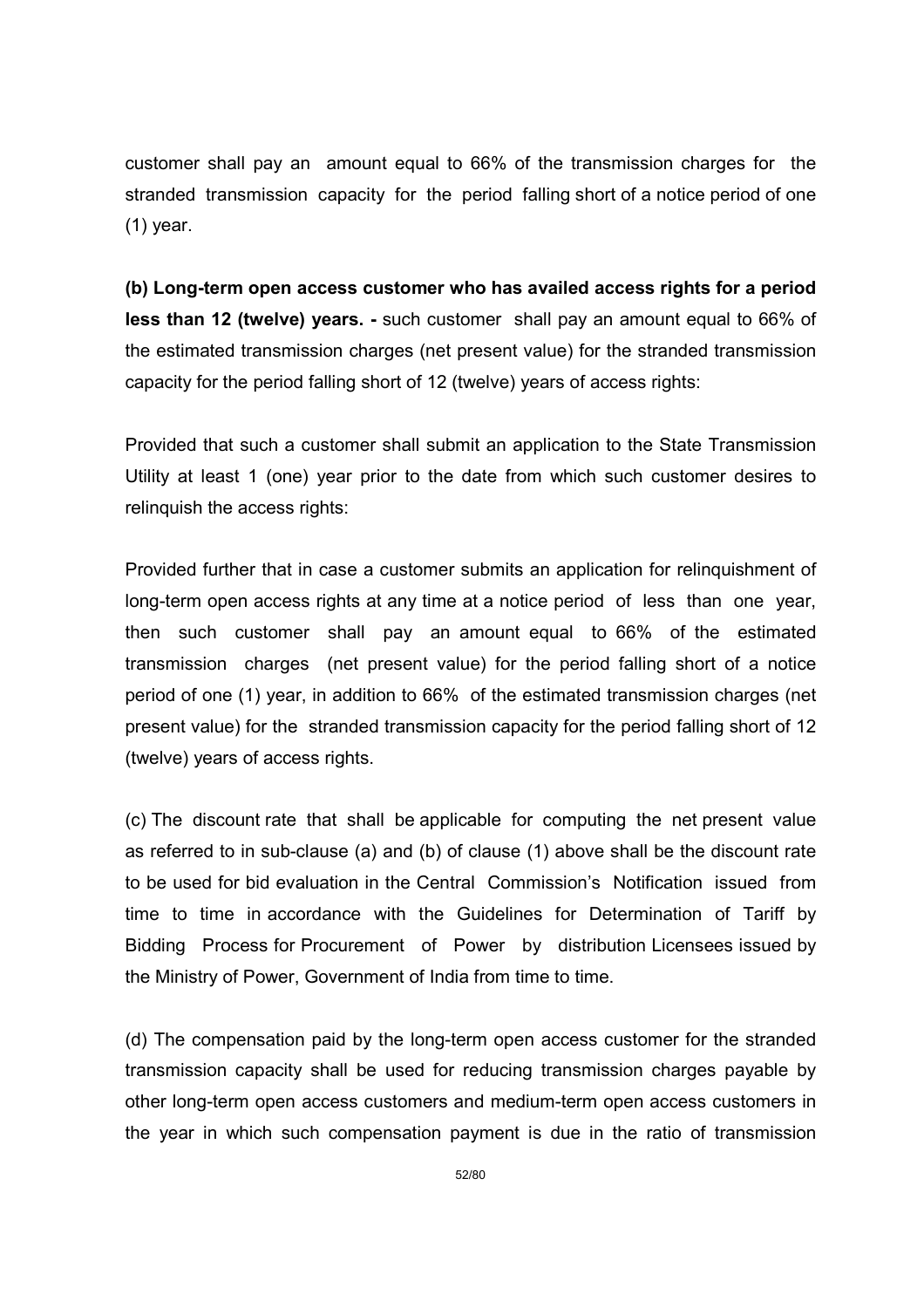customer shall pay an amount equal to 66% of the transmission charges for the stranded transmission capacity for the period falling short of a notice period of one (1) year.

**(b) Long-term open access customer who has availed access rights for a period less than 12 (twelve) years. -** such customer shall pay an amount equal to 66% of the estimated transmission charges (net present value) for the stranded transmission capacity for the period falling short of 12 (twelve) years of access rights:

Provided that such a customer shall submit an application to the State Transmission Utility at least 1 (one) year prior to the date from which such customer desires to relinquish the access rights:

Provided further that in case a customer submits an application for relinquishment of long-term open access rights at any time at a notice period of less than one year, then such customer shall pay an amount equal to 66% of the estimated transmission charges (net present value) for the period falling short of a notice period of one (1) year, in addition to 66% of the estimated transmission charges (net present value) for the stranded transmission capacity for the period falling short of 12 (twelve) years of access rights.

(c) The discount rate that shall be applicable for computing the net present value as referred to in sub-clause (a) and (b) of clause (1) above shall be the discount rate to be used for bid evaluation in the Central Commission's Notification issued from time to time in accordance with the Guidelines for Determination of Tariff by Bidding Process for Procurement of Power by distribution Licensees issued by the Ministry of Power, Government of India from time to time.

(d) The compensation paid by the long-term open access customer for the stranded transmission capacity shall be used for reducing transmission charges payable by other long-term open access customers and medium-term open access customers in the year in which such compensation payment is due in the ratio of transmission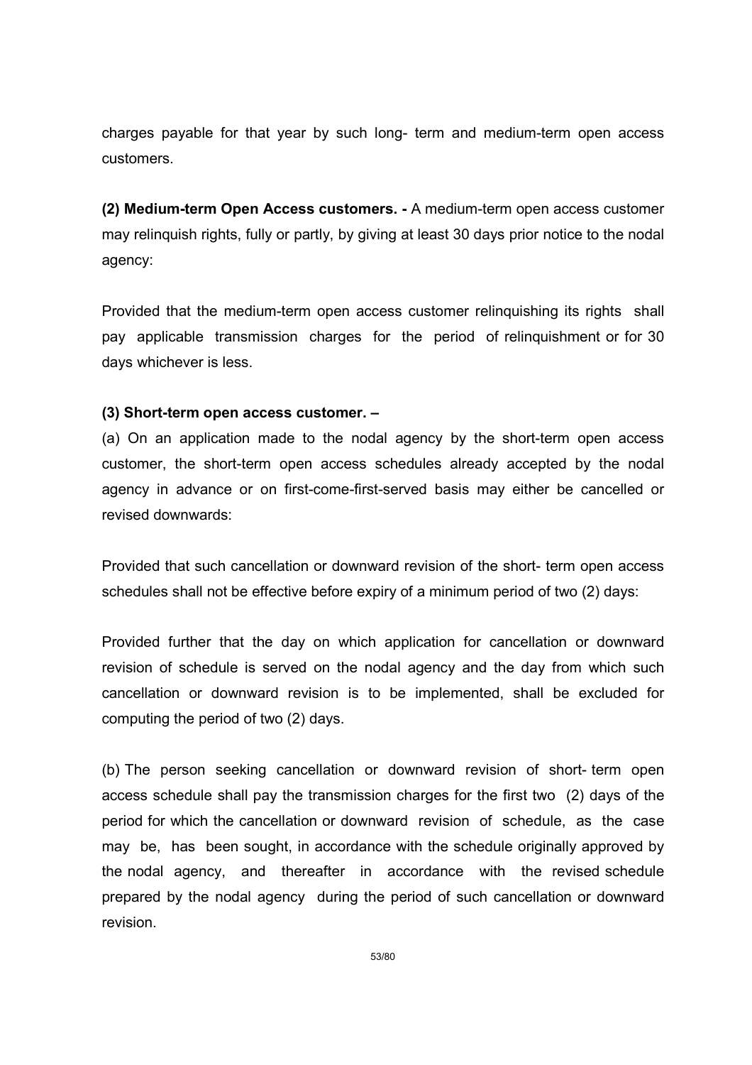charges payable for that year by such long- term and medium-term open access customers.

**(2) Medium-term Open Access customers. -** A medium-term open access customer may relinquish rights, fully or partly, by giving at least 30 days prior notice to the nodal agency:

Provided that the medium-term open access customer relinquishing its rights shall pay applicable transmission charges for the period of relinquishment or for 30 days whichever is less.

**(3) Short-term open access customer. –**

(a) On an application made to the nodal agency by the short-term open access customer, the short-term open access schedules already accepted by the nodal agency in advance or on first-come-first-served basis may either be cancelled or revised downwards:

Provided that such cancellation or downward revision of the short- term open access schedules shall not be effective before expiry of a minimum period of two (2) days:

Provided further that the day on which application for cancellation or downward revision of schedule is served on the nodal agency and the day from which such cancellation or downward revision is to be implemented, shall be excluded for computing the period of two (2) days.

(b) The person seeking cancellation or downward revision of short- term open access schedule shall pay the transmission charges for the first two (2) days of the period for which the cancellation or downward revision of schedule, as the case may be, has been sought, in accordance with the schedule originally approved by the nodal agency, and thereafter in accordance with the revised schedule prepared by the nodal agency during the period of such cancellation or downward revision.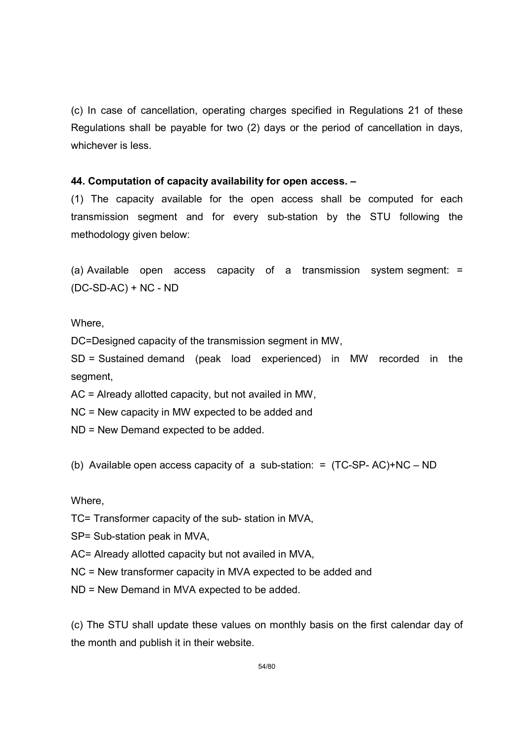(c) In case of cancellation, operating charges specified in Regulations 21 of these Regulations shall be payable for two (2) days or the period of cancellation in days, whichever is less.

**44. Computation of capacity availability for open access. –**

(1) The capacity available for the open access shall be computed for each transmission segment and for every sub-station by the STU following the methodology given below:

(a) Available open access capacity of a transmission system segment: = (DC-SD-AC) + NC - ND

Where,

DC=Designed capacity of the transmission segment in MW,

SD = Sustained demand (peak load experienced) in MW recorded in the segment,

AC = Already allotted capacity, but not availed in MW,

NC = New capacity in MW expected to be added and

ND = New Demand expected to be added.

(b) Available open access capacity of a sub-station: = (TC-SP- AC)+NC – ND

Where,

TC= Transformer capacity of the sub- station in MVA,

SP= Sub-station peak in MVA,

AC= Already allotted capacity but not availed in MVA,

NC = New transformer capacity in MVA expected to be added and

ND = New Demand in MVA expected to be added.

(c) The STU shall update these values on monthly basis on the first calendar day of the month and publish it in their website.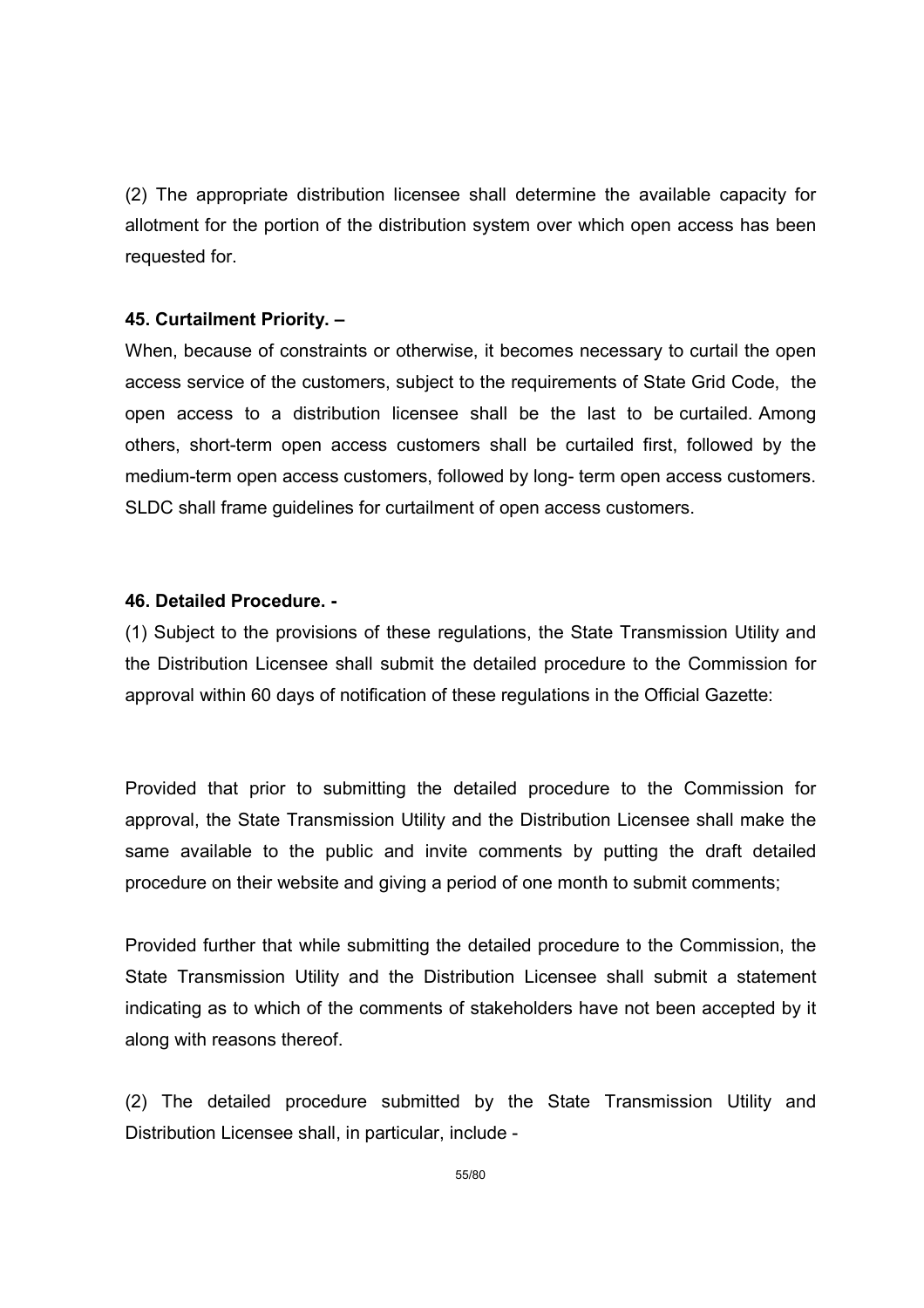(2) The appropriate distribution licensee shall determine the available capacity for allotment for the portion of the distribution system over which open access has been requested for.

**45. Curtailment Priority. –**

When, because of constraints or otherwise, it becomes necessary to curtail the open access service of the customers, subject to the requirements of State Grid Code, the open access to a distribution licensee shall be the last to be curtailed. Among others, short-term open access customers shall be curtailed first, followed by the medium-term open access customers, followed by long- term open access customers. SLDC shall frame guidelines for curtailment of open access customers.

**46. Detailed Procedure. -**

(1) Subject to the provisions of these regulations, the State Transmission Utility and the Distribution Licensee shall submit the detailed procedure to the Commission for approval within 60 days of notification of these regulations in the Official Gazette:

Provided that prior to submitting the detailed procedure to the Commission for approval, the State Transmission Utility and the Distribution Licensee shall make the same available to the public and invite comments by putting the draft detailed procedure on their website and giving a period of one month to submit comments;

Provided further that while submitting the detailed procedure to the Commission, the State Transmission Utility and the Distribution Licensee shall submit a statement indicating as to which of the comments of stakeholders have not been accepted by it along with reasons thereof.

(2) The detailed procedure submitted by the State Transmission Utility and Distribution Licensee shall, in particular, include -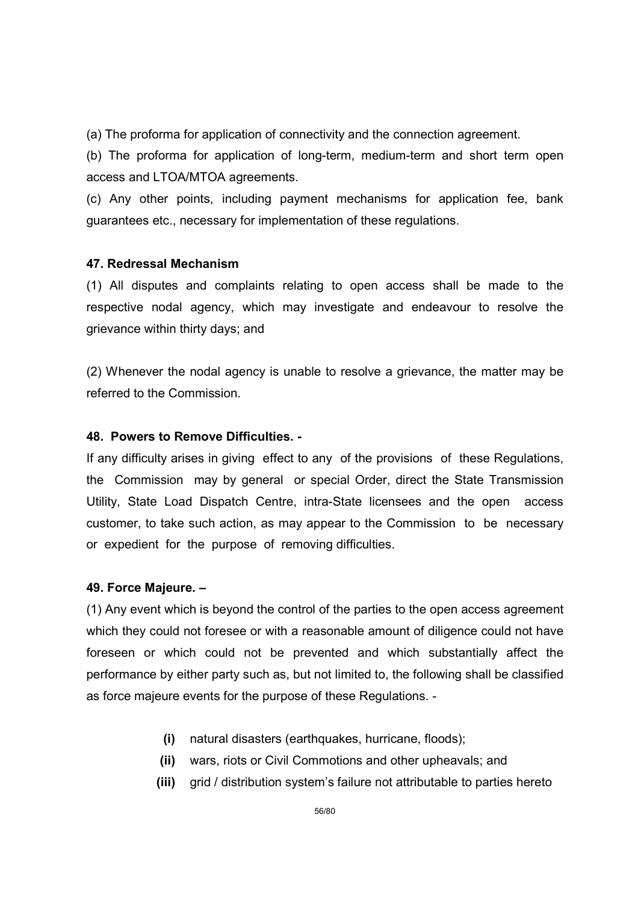(a) The proforma for application of connectivity and the connection agreement.

(b) The proforma for application of long-term, medium-term and short term open access and LTOA/MTOA agreements.

(c) Any other points, including payment mechanisms for application fee, bank guarantees etc., necessary for implementation of these regulations.

**47. Redressal Mechanism**

(1) All disputes and complaints relating to open access shall be made to the respective nodal agency, which may investigate and endeavour to resolve the grievance within thirty days; and

(2) Whenever the nodal agency is unable to resolve a grievance, the matter may be referred to the Commission.

**48. Powers to Remove Difficulties. -**

If any difficulty arises in giving effect to any of the provisions of these Regulations, the Commission may by general or special Order, direct the State Transmission Utility, State Load Dispatch Centre, intra-State licensees and the open access customer, to take such action, as may appear to the Commission to be necessary or expedient for the purpose of removing difficulties.

**49. Force Majeure. –**

(1) Any event which is beyond the control of the parties to the open access agreement which they could not foresee or with a reasonable amount of diligence could not have foreseen or which could not be prevented and which substantially affect the performance by either party such as, but not limited to, the following shall be classified as force majeure events for the purpose of these Regulations. -

- **(i)** natural disasters (earthquakes, hurricane, floods);
- **(ii)** wars, riots or Civil Commotions and other upheavals; and
- **(iii)** grid / distribution system's failure not attributable to parties hereto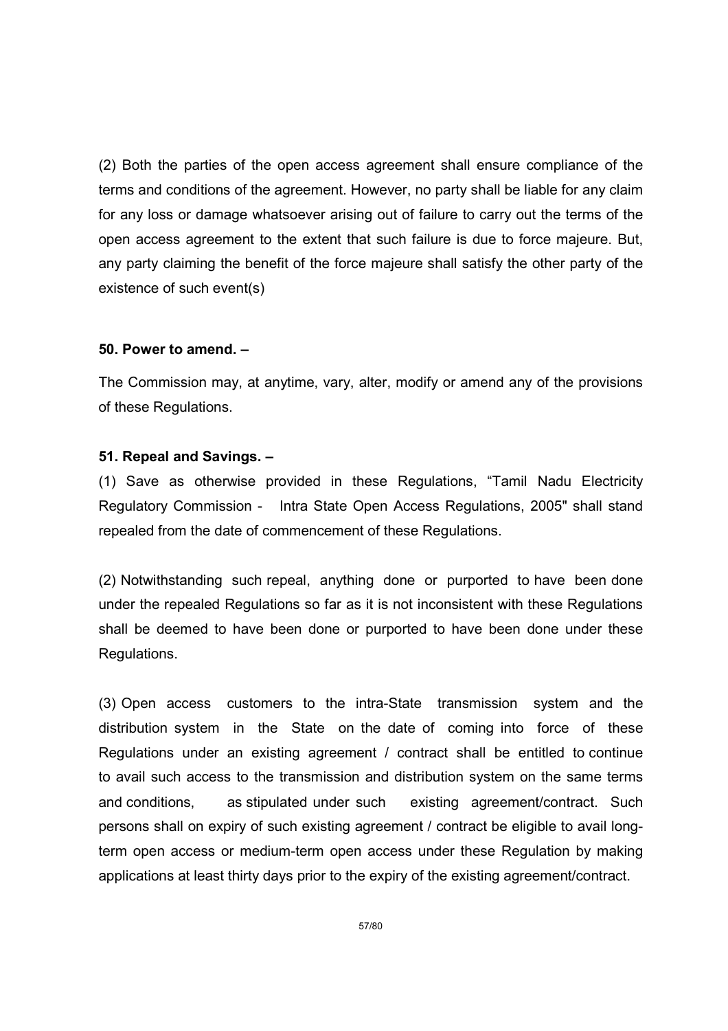(2) Both the parties of the open access agreement shall ensure compliance of the terms and conditions of the agreement. However, no party shall be liable for any claim for any loss or damage whatsoever arising out of failure to carry out the terms of the open access agreement to the extent that such failure is due to force majeure. But, any party claiming the benefit of the force majeure shall satisfy the other party of the existence of such event(s)

**50. Power to amend. –**

The Commission may, at anytime, vary, alter, modify or amend any of the provisions of these Regulations.

**51. Repeal and Savings. –**

(1) Save as otherwise provided in these Regulations, "Tamil Nadu Electricity Regulatory Commission - Intra State Open Access Regulations, 2005" shall stand repealed from the date of commencement of these Regulations.

(2) Notwithstanding such repeal, anything done or purported to have been done under the repealed Regulations so far as it is not inconsistent with these Regulations shall be deemed to have been done or purported to have been done under these Regulations.

(3) Open access customers to the intra-State transmission system and the distribution system in the State on the date of coming into force of these Regulations under an existing agreement / contract shall be entitled to continue to avail such access to the transmission and distribution system on the same terms and conditions, as stipulated under such existing agreement/contract. Such persons shall on expiry of such existing agreement / contract be eligible to avail long-term open access or medium-term open access under these Regulation by making applications at least thirty days prior to the expiry of the existing agreement/contract.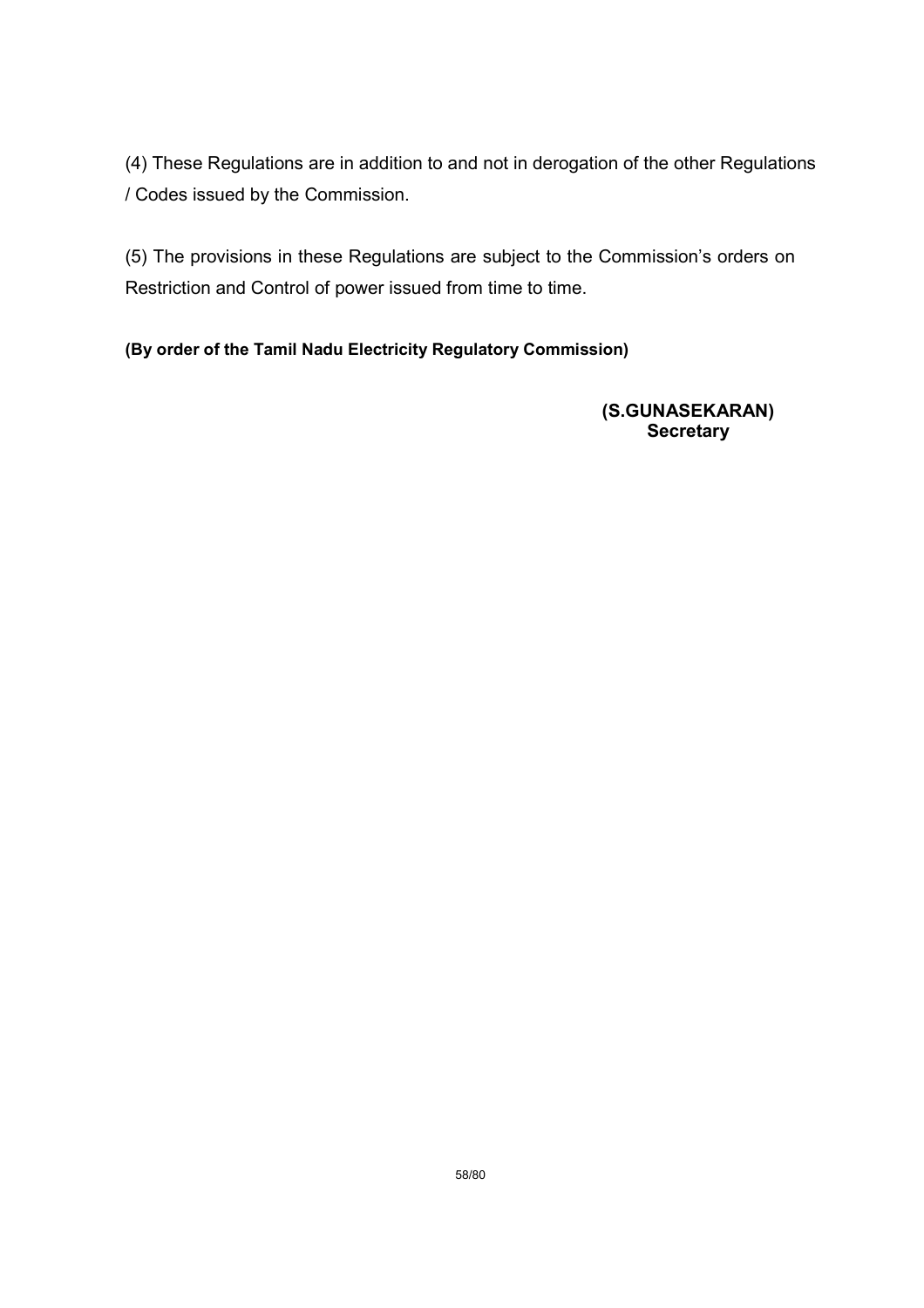(4) These Regulations are in addition to and not in derogation of the other Regulations / Codes issued by the Commission.

(5) The provisions in these Regulations are subject to the Commission's orders on Restriction and Control of power issued from time to time.

**(By order of the Tamil Nadu Electricity Regulatory Commission)**

**(S.GUNASEKARAN)**
**Secretary**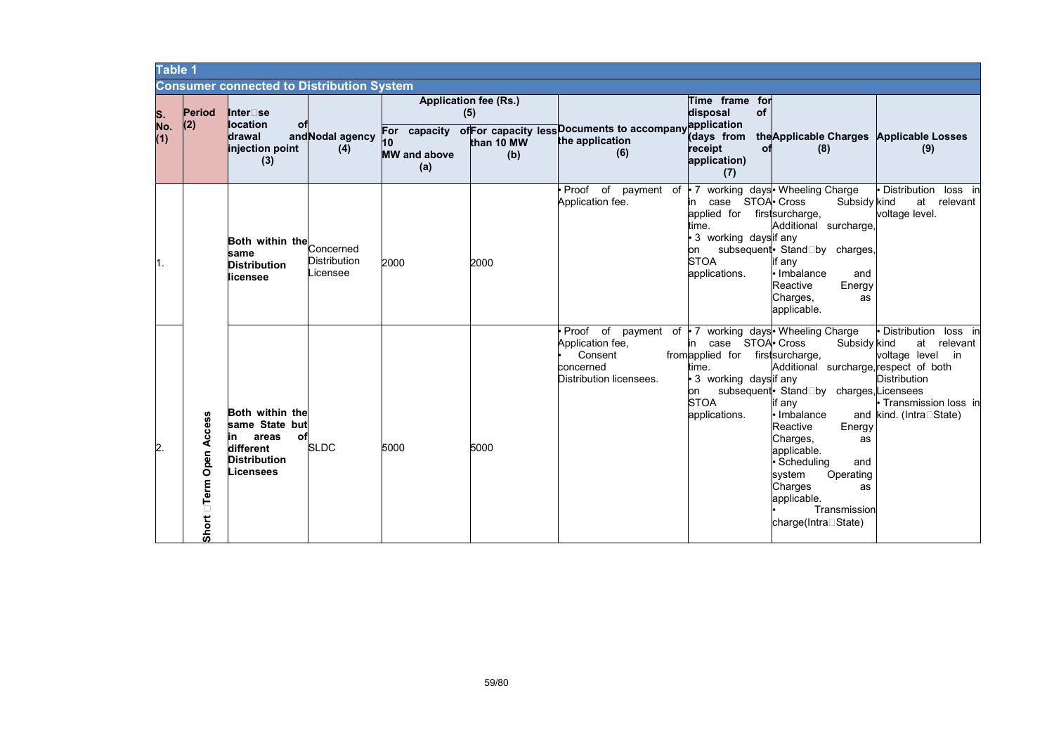| Table 1 | | | | | | | | | |
|---|---|---|---|---|---|---|---|---|---|
| **Consumer connected to Distribution System** | | | | | | | | | |
| **S. No. (1)** | **Period (2)** | **Inter-se location of drawal and injection point (3)** | **Nodal agency (4)** | **Application fee (Rs.) (5)** | | **Documents to accompany the application (6)** | **Time frame for disposal of application (days from the receipt of application) (7)** | **Applicable Charges (8)** | **Applicable Losses (9)** |
| | | | | **For capacity of 10 MW and above (a)** | **For capacity less than 10 MW (b)** | | | | |
| 1. | Short-Term Open Access | **Both within the same Distribution licensee** | Concerned Distribution Licensee | 2000 | 2000 | • Proof of payment of Application fee. | • 7 working days in case STOA applied for first time.<br>• 3 working days on subsequent STOA applications. | • Wheeling Charge<br>• Cross Subsidy surcharge, Additional surcharge, if any<br>• Stand-by charges, if any<br>• Imbalance and Reactive Energy Charges, as applicable. | • Distribution loss in kind at relevant voltage level. |
| 2. | | **Both within the same State but in areas of different Distribution Licensees** | SLDC | 5000 | 5000 | • Proof of payment of Application fee,<br>• Consent from concerned Distribution licensees. | • 7 working days in case STOA applied for first time.<br>• 3 working days on subsequent STOA applications. | • Wheeling Charge<br>• Cross Subsidy surcharge, Additional surcharge, if any<br>• Stand-by charges, if any<br>• Imbalance and Reactive Energy Charges, as applicable.<br>• Scheduling and system Operating Charges as applicable.<br>• Transmission charge(Intra-State) | • Distribution loss in kind at relevant voltage level in respect of both Distribution Licensees<br>• Transmission loss in kind. (Intra-State) |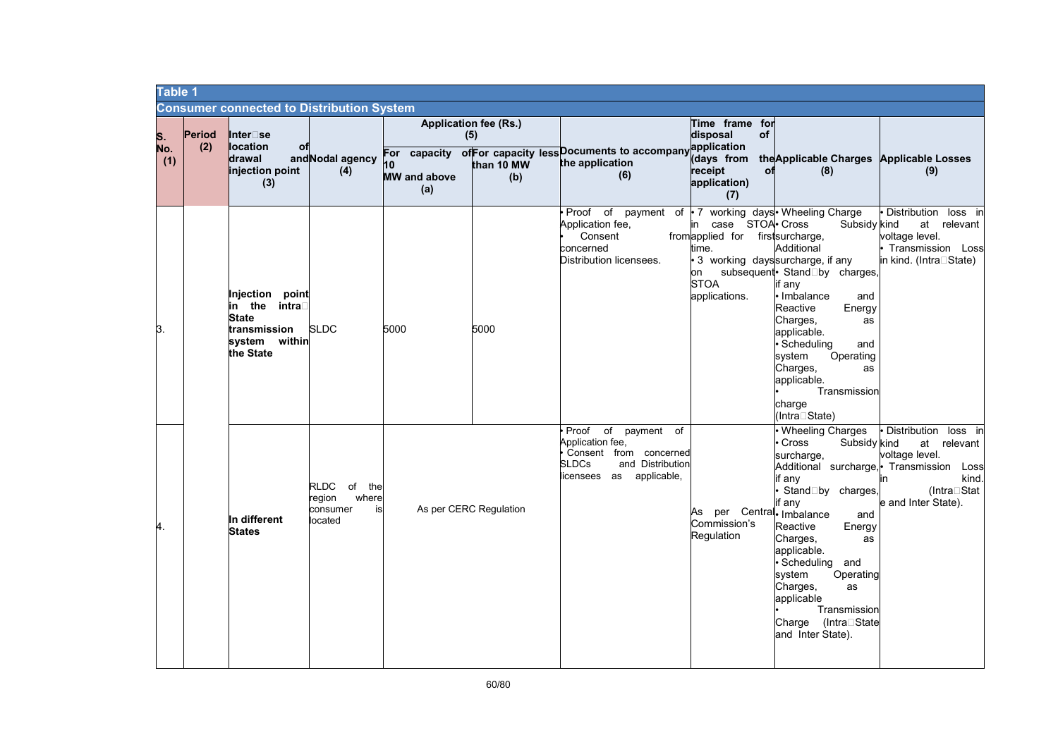**Table 1**

**Consumer connected to Distribution System**

| S. No. (1) | Period (2) | Inter‑se location of drawal and injection point (3) | Nodal agency (4) | Application fee (Rs.) (5) For capacity of 10 MW and above (a) | Application fee (Rs.) (5) For capacity less than 10 MW (b) | Documents to accompany the application (6) | Time frame for disposal of application (days from the receipt of application) (7) | Applicable Charges (8) | Applicable Losses (9) |
|---|---|---|---|---|---|---|---|---|---|
| 3. | | **Injection point in the intra‑State transmission system within the State** | SLDC | 5000 | 5000 | • Proof of payment of Application fee, • Consent from concerned Distribution licensees. | • 7 working days in case STOA applied for first time. • 3 working days on subsequent STOA applications. | • Wheeling Charge • Cross Subsidy surcharge, Additional surcharge, if any • Stand‑by charges, if any • Imbalance and Reactive Energy Charges, as applicable. • Scheduling and system Operating Charges, as applicable. • Transmission charge (Intra‑State) | • Distribution loss in kind at relevant voltage level. • Transmission Loss in kind. (Intra‑State) |
| 4. | | **In different States** | RLDC of the region where consumer is located | As per CERC Regulation | | • Proof of payment of Application fee, • Consent from concerned SLDCs and Distribution licensees as applicable, | As per Central Commission's Regulation | • Wheeling Charges • Cross Subsidy surcharge, Additional surcharge, if any • Stand‑by charges, if any • Imbalance and Reactive Energy Charges, as applicable. • Scheduling and system Operating Charges, as applicable • Transmission Charge (Intra‑State and Inter State). | • Distribution loss in kind at relevant voltage level. • Transmission Loss in kind. (Intra‑State and Inter State). |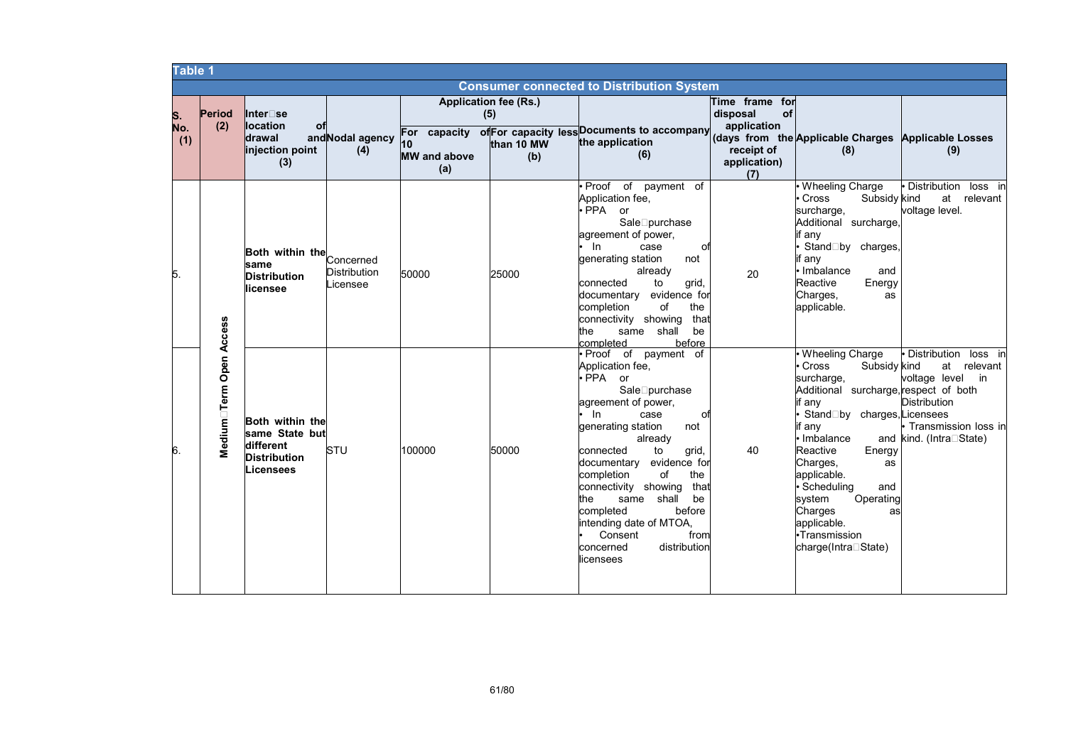**Table 1**

**Consumer connected to Distribution System**

| S. No. (1) | Period (2) | Inter-se location of drawal and injection point (3) | Nodal agency (4) | Application fee (Rs.) (5) For capacity of 10 MW and above (a) | Application fee (Rs.) (5) For capacity less than 10 MW (b) | Documents to accompany the application (6) | Time frame for disposal of application (days from the receipt of application) (7) | Applicable Charges (8) | Applicable Losses (9) |
|---|---|---|---|---|---|---|---|---|---|
| 5. | Medium-Term Open Access | **Both within the same Distribution licensee** | Concerned Distribution Licensee | 50000 | 25000 | • Proof of payment of Application fee,<br>• PPA or Sale-purchase agreement of power,<br>• In case of generating station not already connected to grid, documentary evidence for completion of the connectivity showing that the same shall be completed before | 20 | • Wheeling Charge<br>• Cross Subsidy surcharge, Additional surcharge, if any<br>• Stand-by charges, if any<br>• Imbalance and Reactive Energy Charges, as applicable. | • Distribution loss in kind at relevant voltage level. |
| 6. | Medium-Term Open Access | **Both within the same State but different Distribution Licensees** | STU | 100000 | 50000 | • Proof of payment of Application fee,<br>• PPA or Sale-purchase agreement of power,<br>• In case of generating station not already connected to grid, documentary evidence for completion of the connectivity showing that the same shall be completed before intending date of MTOA,<br>• Consent from concerned distribution licensees | 40 | • Wheeling Charge<br>• Cross Subsidy surcharge, Additional surcharge, if any<br>• Stand-by charges, if any<br>• Imbalance and Reactive Energy Charges, as applicable.<br>• Scheduling and system Operating Charges as applicable.<br>•Transmission charge(Intra-State) | • Distribution loss in kind at relevant voltage level in respect of both Distribution Licensees<br>• Transmission loss in kind. (Intra-State) |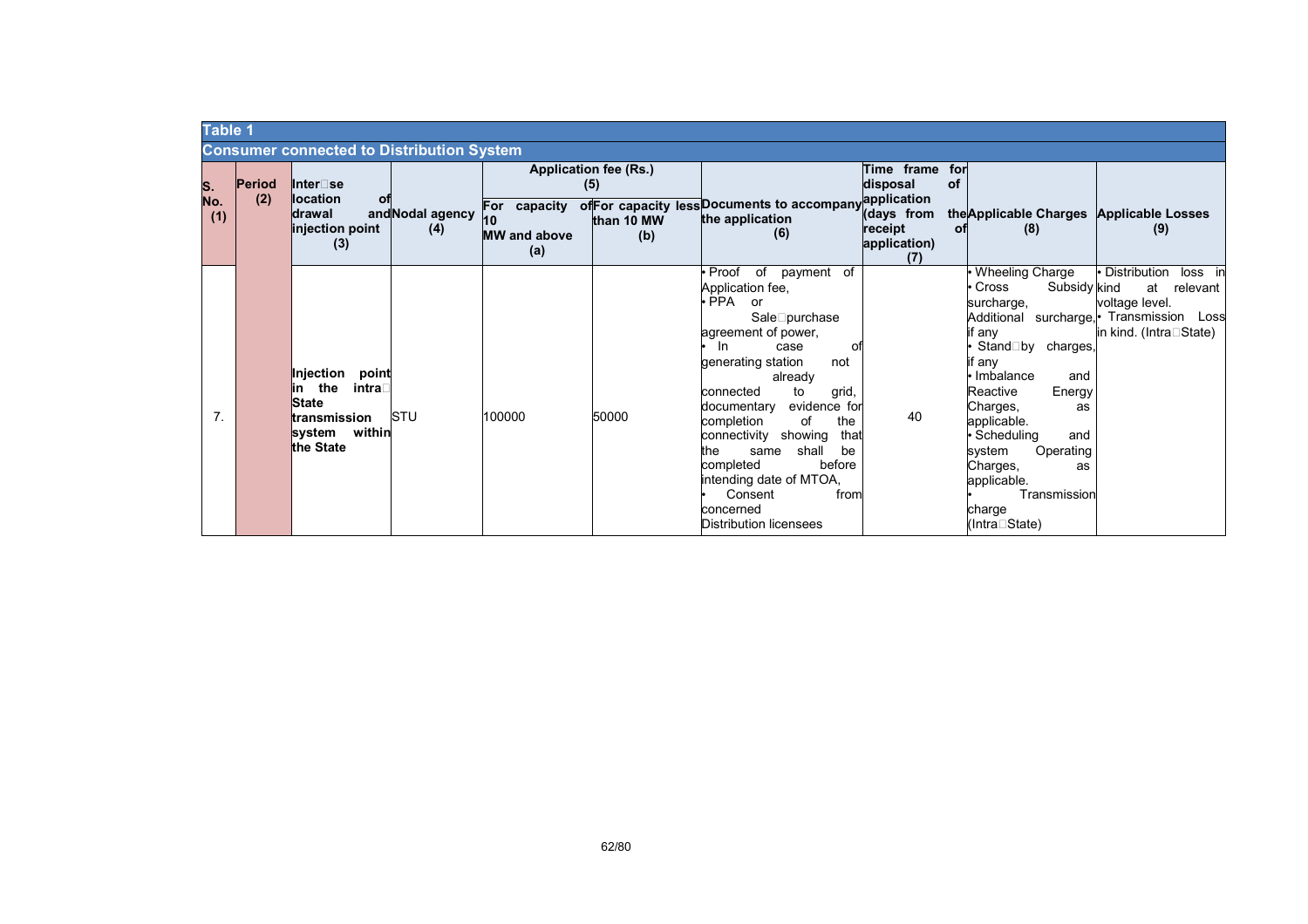**Table 1**

**Consumer connected to Distribution System**

| S. No. (1) | Period (2) | Inter-se location of drawal and injection point (3) | Nodal agency (4) | Application fee (Rs.) (5) | | Documents to accompany the application (6) | Time frame for disposal of application (days from the receipt of application) (7) | Applicable Charges (8) | Applicable Losses (9) |
|---|---|---|---|---|---|---|---|---|---|
| | | | | For capacity of 10 MW and above (a) | For capacity less than 10 MW (b) | | | | |
| 7. | | **Injection point in the intra-State transmission system within the State** | STU | 100000 | 50000 | • Proof of payment of Application fee,<br>• PPA or Sale-purchase agreement of power,<br>• In case of generating station not already connected to grid, documentary evidence for completion of the connectivity showing that the same shall be completed before intending date of MTOA,<br>• Consent from concerned Distribution licensees | 40 | • Wheeling Charge<br>• Cross Subsidy surcharge, Additional surcharge, if any<br>• Stand-by charges, if any<br>• Imbalance and Reactive Energy Charges, as applicable.<br>• Scheduling and system Operating Charges, as applicable.<br>• Transmission charge (Intra-State) | • Distribution loss in kind at relevant voltage level.<br>• Transmission Loss in kind. (Intra-State) |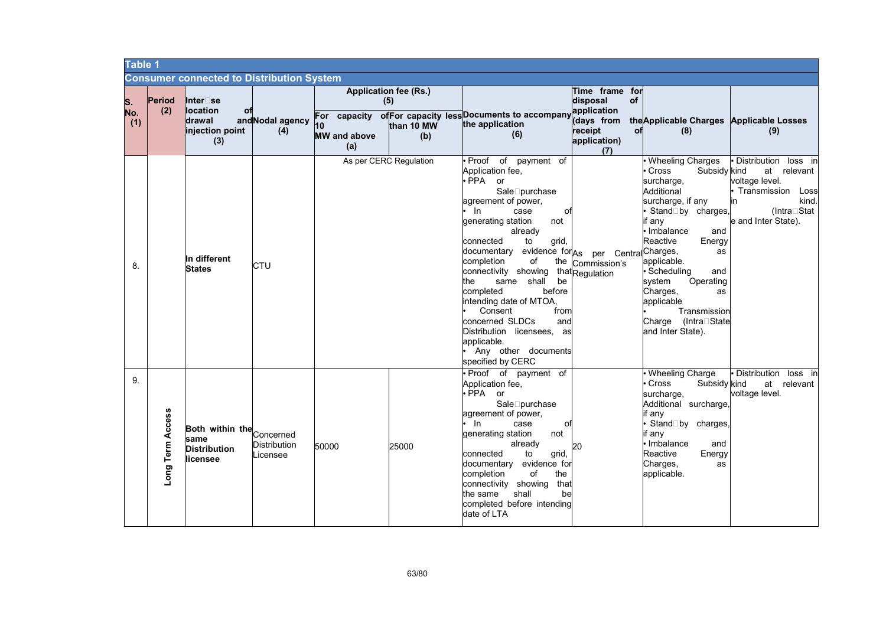**Table 1**

**Consumer connected to Distribution System**

| S. No. (1) | Period (2) | Inter-se location of drawal and injection point (3) | Nodal agency (4) | Application fee (Rs.) (5) | | Documents to accompany the application (6) | Time frame for disposal of application (days from the receipt of application) (7) | Applicable Charges (8) | Applicable Losses (9) |
|---|---|---|---|---|---|---|---|---|---|
| | | | | For capacity of 10 MW and above (a) | For capacity less than 10 MW (b) | | | | |
| 8. | | In different States | CTU | As per CERC Regulation | | • Proof of payment of Application fee,<br>• PPA or Sale-purchase agreement of power,<br>• In case of generating station not already connected to grid, documentary evidence for completion of the connectivity showing that the same shall be completed before intending date of MTOA,<br>• Consent from concerned SLDCs and Distribution licensees, as applicable.<br>• Any other documents specified by CERC | As per Central Commission's Regulation | • Wheeling Charges<br>• Cross Subsidy surcharge, Additional surcharge, if any<br>• Stand-by charges, if any<br>• Imbalance and Reactive Energy Charges, as applicable.<br>• Scheduling and system Operating Charges, as applicable<br>• Transmission Charge (Intra-State and Inter State). | • Distribution loss in kind at relevant voltage level.<br>• Transmission Loss in kind. (Intra-State and Inter State). |
| 9. | Long Term Access | Both within the same Distribution licensee | Concerned Distribution Licensee | 50000 | 25000 | • Proof of payment of Application fee,<br>• PPA or Sale-purchase agreement of power,<br>• In case of generating station not already connected to grid, documentary evidence for completion of the connectivity showing that the same shall be completed before intending date of LTA | 20 | • Wheeling Charge<br>• Cross Subsidy surcharge, Additional surcharge, if any<br>• Stand-by charges, if any<br>• Imbalance and Reactive Energy Charges, as applicable. | • Distribution loss in kind at relevant voltage level. |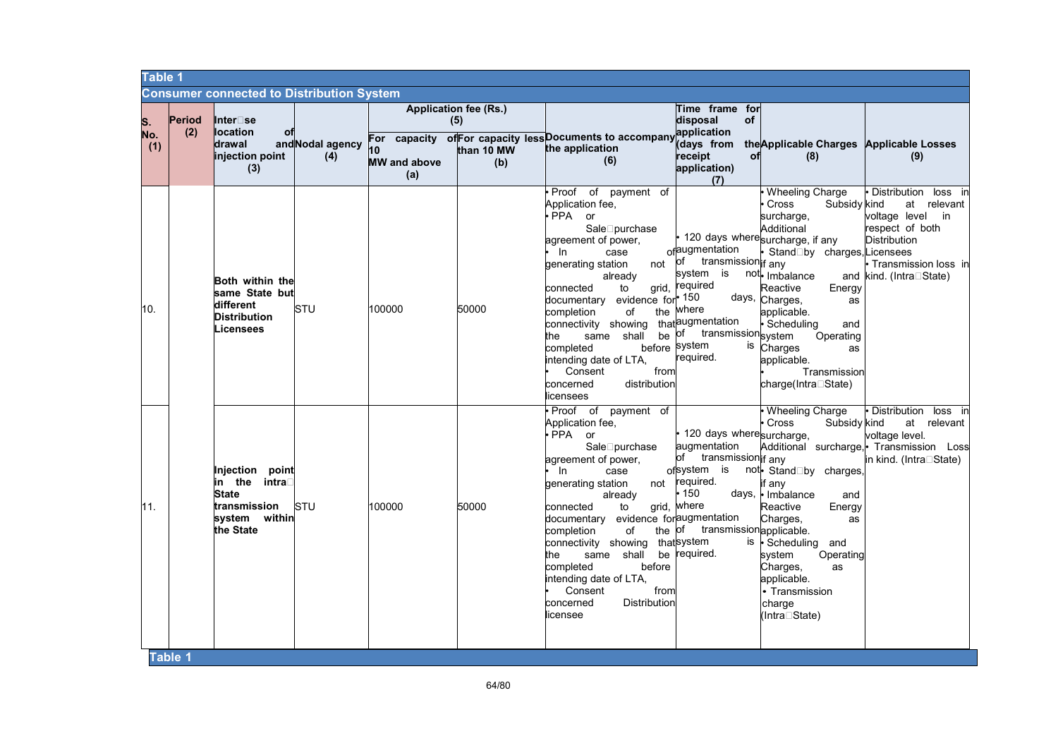**Table 1**

**Consumer connected to Distribution System**

| S. No. (1) | Period (2) | Inter-se location of drawal and injection point (3) | Nodal agency (4) | Application fee (Rs.) (5) For capacity of 10 MW and above (a) | Application fee (Rs.) (5) For capacity less than 10 MW (b) | Documents to accompany the application (6) | Time frame for disposal of application (days from the receipt of application) (7) | Applicable Charges (8) | Applicable Losses (9) |
|---|---|---|---|---|---|---|---|---|---|
| 10. | | Both within the same State but different Distribution Licensees | STU | 100000 | 50000 | • Proof of payment of Application fee,<br>• PPA or Sale-purchase agreement of power,<br>• In case generating station not already connected to grid, documentary evidence for completion of the connectivity showing that the same shall be completed before intending date of LTA,<br>• Consent from concerned distribution licensees | • 120 days where augmentation of transmission system is not required<br>• 150 days, where augmentation of transmission system is required. | • Wheeling Charge<br>• Cross Subsidy surcharge, Additional surcharge, if any<br>• Stand-by charges, if any<br>• Imbalance and Reactive Energy Charges, as applicable.<br>• Scheduling and system Operating Charges as applicable.<br>• Transmission charge(Intra-State) | • Distribution loss in kind at relevant voltage level in respect of both Distribution Licensees<br>• Transmission loss in kind. (Intra-State) |
| 11. | | Injection point in the intra-State transmission system within the State | STU | 100000 | 50000 | • Proof of payment of Application fee,<br>• PPA or Sale-purchase agreement of power,<br>• In case generating station not already connected to grid, documentary evidence for completion of the connectivity showing that the same shall be completed before intending date of LTA,<br>• Consent from concerned Distribution licensee | • 120 days where augmentation of transmission system is not required.<br>• 150 days, where augmentation of transmission system is required. | • Wheeling Charge<br>• Cross Subsidy surcharge, Additional surcharge, if any<br>• Stand-by charges, if any<br>• Imbalance and Reactive Energy Charges, as applicable.<br>• Scheduling and system Operating Charges, as applicable.<br>• Transmission charge (Intra-State) | • Distribution loss in kind at relevant voltage level.<br>• Transmission Loss in kind. (Intra-State) |

**Table 1**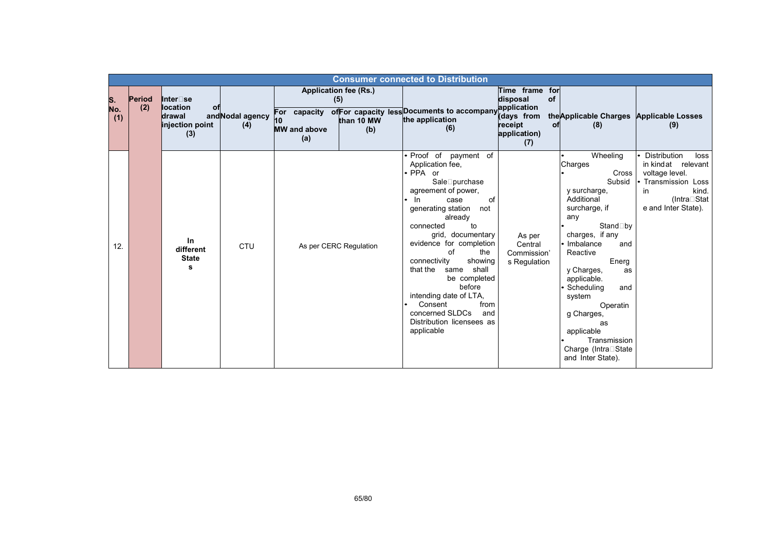| Consumer connected to Distribution | | | | | | | | | |
|---|---|---|---|---|---|---|---|---|---|
| S. No. (1) | Period (2) | Inter-se location of drawal and injection point (3) | Nodal agency (4) | Application fee (Rs.) (5) | | Documents to accompany the application (6) | Time frame for disposal of application (days from the receipt of application) (7) | Applicable Charges (8) | Applicable Losses (9) |
| | | | | For capacity of 10 MW and above (a) | For capacity less than 10 MW (b) | | | | |
| 12. | | In different States | CTU | As per CERC Regulation | | • Proof of payment of Application fee,<br>• PPA or Sale-purchase agreement of power,<br>• In case of generating station not already connected to grid, documentary evidence for completion of the connectivity showing that the same shall be completed before intending date of LTA,<br>• Consent from concerned SLDCs and Distribution licensees as applicable | As per Central Commission's Regulation | • Wheeling Charges<br>• Cross Subsidy surcharge, Additional surcharge, if any<br>• Stand-by charges, if any<br>• Imbalance and Reactive Energy Charges, as applicable.<br>• Scheduling and system Operating Charges, as applicable<br>• Transmission Charge (Intra-State and Inter State). | • Distribution loss in kind at relevant voltage level.<br>• Transmission Loss in kind. (Intra-State and Inter State). |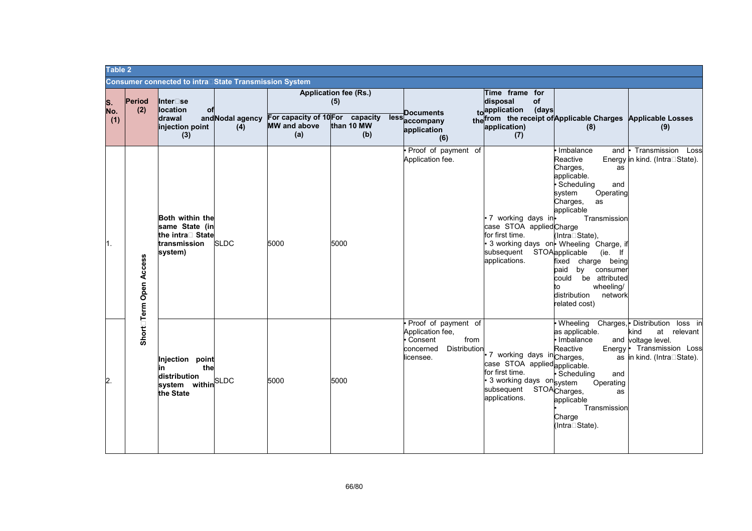**Table 2**

**Consumer connected to intra‑State Transmission System**

| S. No. (1) | Period (2) | Inter‑se location of drawal and injection point (3) | Nodal agency (4) | Application fee (Rs.) (5) For capacity of 10 MW and above (a) | Application fee (Rs.) (5) For capacity less than 10 MW (b) | Documents to accompany the application (6) | Time frame for disposal of application (days from the receipt of application) (7) | Applicable Charges (8) | Applicable Losses (9) |
|---|---|---|---|---|---|---|---|---|---|
| 1. | Short‑Term Open Access | **Both within the same State (in the intra‑ State transmission system)** | SLDC | 5000 | 5000 | • Proof of payment of Application fee. | • 7 working days in case STOA applied for first time.<br>• 3 working days on subsequent STOA applications. | • Imbalance and Reactive Energy Charges, as applicable.<br>• Scheduling and system Operating Charges, as applicable<br>• Transmission Charge (Intra‑State),<br>• Wheeling Charge, if applicable (ie. If fixed charge being paid by consumer could be attributed to wheeling/ distribution network related cost) | • Transmission Loss in kind. (Intra‑State). |
| 2. | Short‑Term Open Access | **Injection point in the distribution system within the State** | SLDC | 5000 | 5000 | • Proof of payment of Application fee,<br>• Consent from concerned Distribution licensee. | • 7 working days in case STOA applied for first time.<br>• 3 working days on subsequent STOA applications. | • Wheeling Charges, as applicable.<br>• Imbalance and Reactive Energy Charges, as applicable.<br>• Scheduling and system Operating Charges, as applicable<br>• Transmission Charge (Intra‑State). | • Distribution loss in kind at relevant voltage level.<br>• Transmission Loss in kind. (Intra‑State). |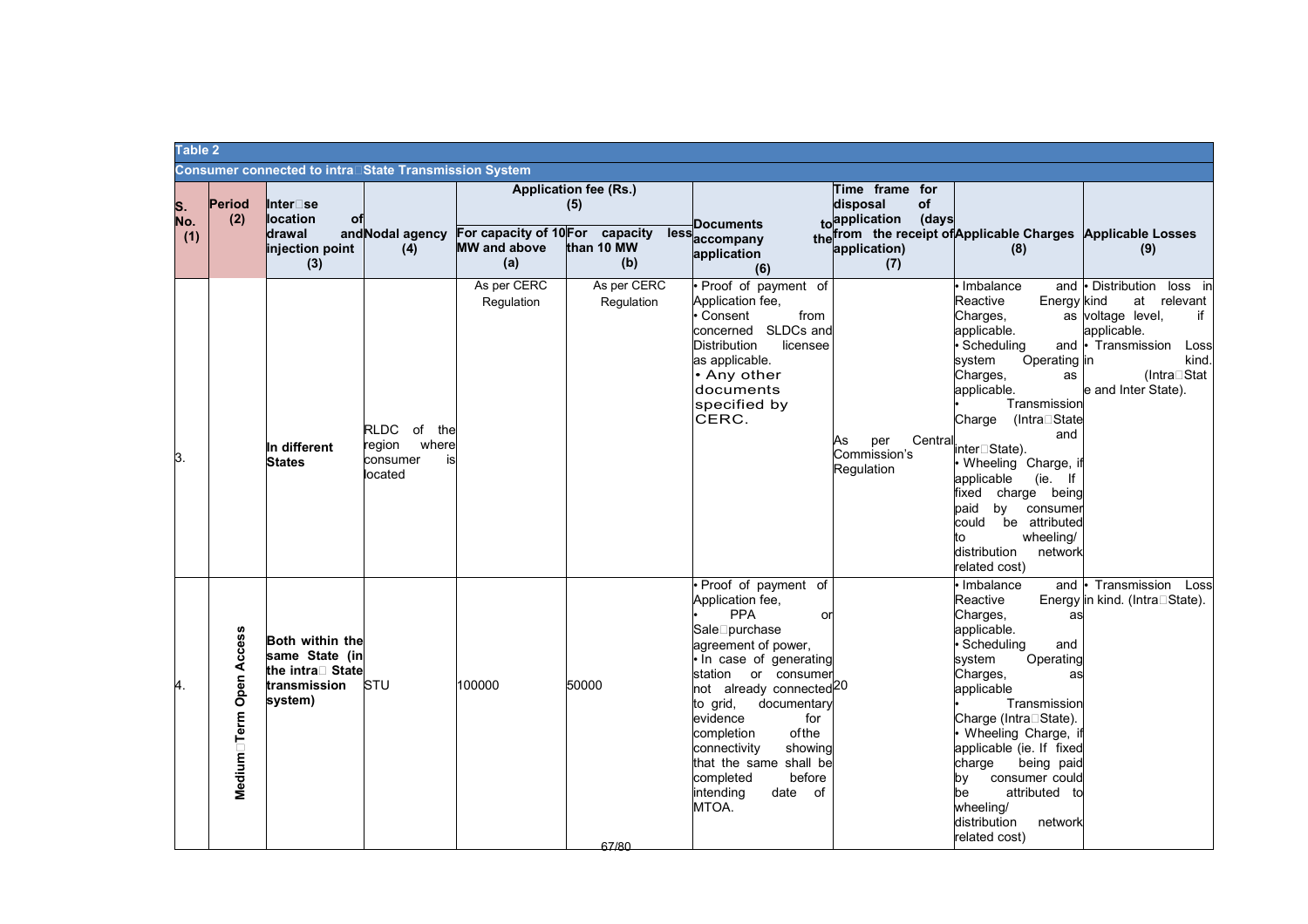**Table 2**

**Consumer connected to intra‑State Transmission System**

| S. No. (1) | Period (2) | Inter‑se location of drawal and injection point (3) | Nodal agency (4) | Application fee (Rs.) (5) | | Documents to accompany the application (6) | Time frame for disposal of application (days from the receipt of application) (7) | Applicable Charges (8) | Applicable Losses (9) |
|---|---|---|---|---|---|---|---|---|---|
| | | | | For capacity of 10 MW and above (a) | For capacity less than 10 MW (b) | | | | |
| 3. | | In different States | RLDC of the region where consumer is located | As per CERC Regulation | As per CERC Regulation | • Proof of payment of Application fee,<br>• Consent from concerned SLDCs and Distribution licensee as applicable.<br>• Any other documents specified by CERC. | As per Central Commission's Regulation | • Imbalance and Reactive Energy Charges, as applicable.<br>• Scheduling and system Operating Charges, as applicable.<br>• Transmission Charge (Intra‑State and inter‑State).<br>• Wheeling Charge, if applicable (ie. If fixed charge being paid by consumer could be attributed to wheeling/ distribution network related cost) | • Distribution loss in kind at relevant voltage level, if applicable.<br>• Transmission Loss in kind. (Intra‑State and Inter State). |
| 4. | Medium‑Term Open Access | Both within the same State (in the intra‑State transmission system) | STU | 100000 | 50000 | • Proof of payment of Application fee,<br>• PPA or Sale‑purchase agreement of power,<br>• In case of generating station or consumer not already connected to grid, documentary evidence for completion of the connectivity showing that the same shall be completed before intending date of MTOA. | 20 | • Imbalance and Reactive Energy Charges, as applicable.<br>• Scheduling and system Operating Charges, as applicable<br>• Transmission Charge (Intra‑State).<br>• Wheeling Charge, if applicable (ie. If fixed charge being paid by consumer could be attributed to wheeling/ distribution network related cost) | • Transmission Loss in kind. (Intra‑State). |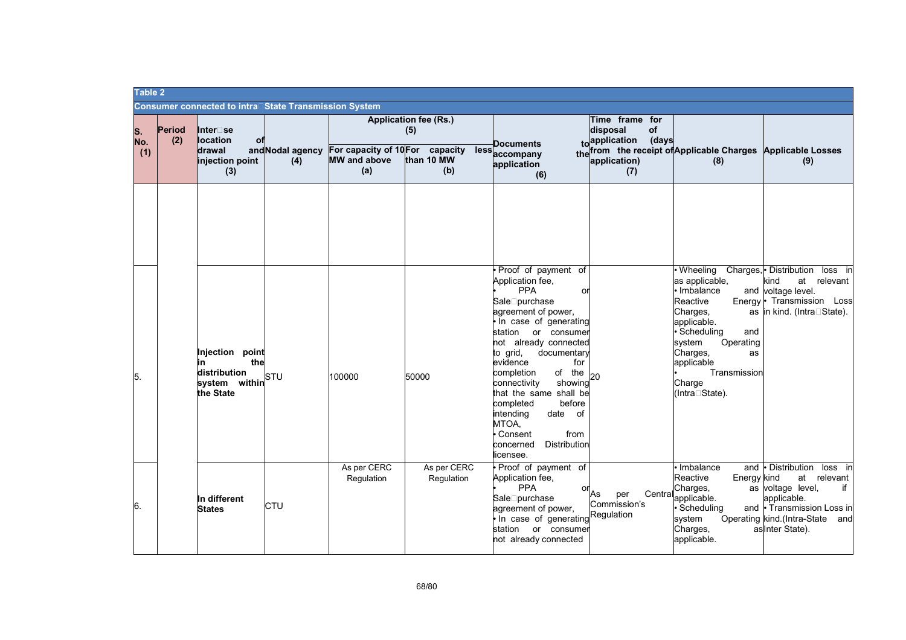**Table 2**

**Consumer connected to intra-State Transmission System**

| S. No. (1) | Period (2) | Inter-se location of drawal and injection point (3) | Nodal agency (4) | Application fee (Rs.) (5) | | Documents to accompany the application (6) | Time frame for disposal of application (days from the receipt of application) (7) | Applicable Charges (8) | Applicable Losses (9) |
|---|---|---|---|---|---|---|---|---|---|
| | | | | For capacity of 10 MW and above (a) | For capacity less than 10 MW (b) | | | | |
| | | | | | | | | | |
| 5. | | Injection point in the distribution system within the State | STU | 100000 | 50000 | • Proof of payment of Application fee,<br>• PPA or Sale-purchase agreement of power,<br>• In case of generating station or consumer not already connected to grid, documentary evidence for completion of the connectivity showing that the same shall be completed before intending date of MTOA,<br>• Consent from concerned Distribution licensee. | 20 | • Wheeling Charges, as applicable,<br>• Imbalance and Reactive Energy Charges, as applicable.<br>• Scheduling and system Operating Charges, as applicable<br>• Transmission Charge (Intra-State). | • Distribution loss in kind at relevant voltage level.<br>• Transmission Loss in kind. (Intra-State). |
| 6. | | In different States | CTU | As per CERC Regulation | As per CERC Regulation | • Proof of payment of Application fee,<br>• PPA or Sale-purchase agreement of power,<br>• In case of generating station or consumer not already connected | As per Central Commission's Regulation | • Imbalance and Reactive Energy Charges, as applicable.<br>• Scheduling and system Operating Charges, as applicable. | • Distribution loss in kind at relevant voltage level, if applicable.<br>• Transmission Loss in kind.(Intra-State and Inter State). |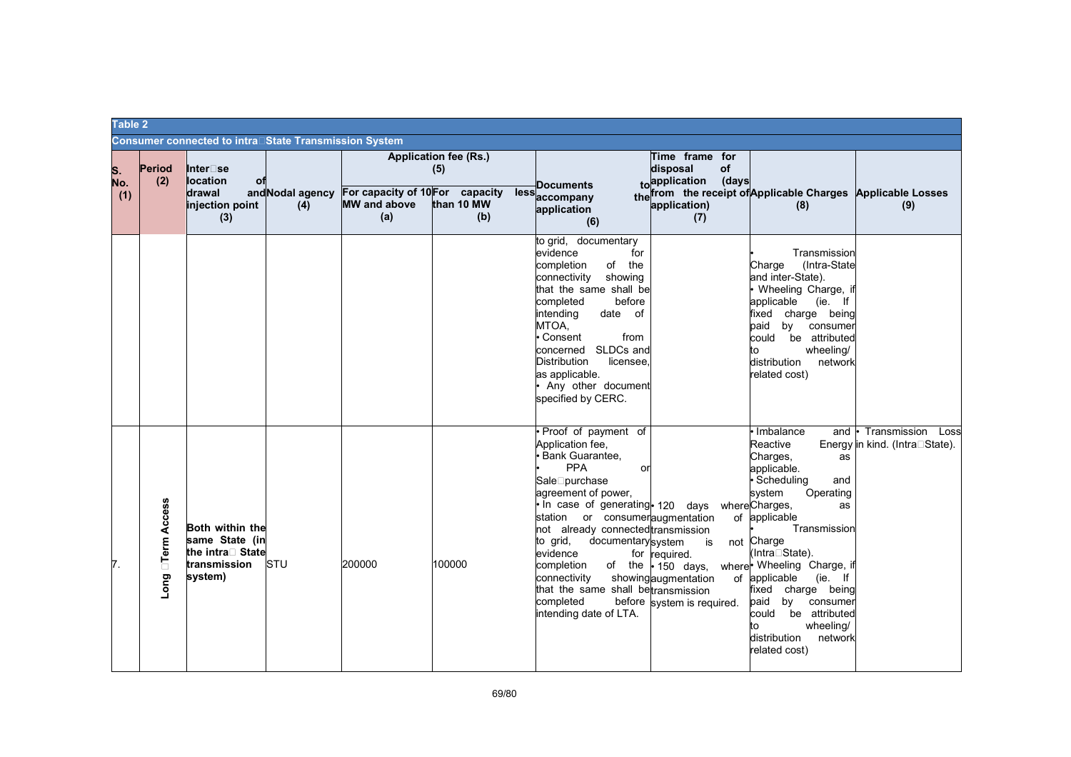| Table 2 | | | | | | | | | |
|---|---|---|---|---|---|---|---|---|---|
| **Consumer connected to intra-State Transmission System** | | | | | | | | | |
| **S. No. (1)** | **Period (2)** | **Inter-se location of drawal and injection point (3)** | **Nodal agency (4)** | **Application fee (Rs.) (5)** | | **Documents to accompany the application (6)** | **Time frame for disposal of application (days from the receipt of application) (7)** | **Applicable Charges (8)** | **Applicable Losses (9)** |
| | | | | **For capacity of 10 MW and above (a)** | **For capacity less than 10 MW (b)** | | | | |
| | | | | | | to grid, documentary evidence for completion of the connectivity showing that the same shall be completed before intending date of MTOA,<br>• Consent from concerned SLDCs and Distribution licensee, as applicable.<br>• Any other document specified by CERC. | | • Transmission Charge (Intra-State and inter-State).<br>• Wheeling Charge, if applicable (ie. If fixed charge being paid by consumer could be attributed to wheeling/ distribution network related cost) | |
| 7. | Long-Term Access | Both within the same State (in the intra- State transmission system) | STU | 200000 | 100000 | • Proof of payment of Application fee,<br>• Bank Guarantee,<br>• PPA or Sale-purchase agreement of power,<br>• In case of generating station or consumer not already connected to grid, documentary evidence for completion of the connectivity showing that the same shall be completed before intending date of LTA. | • 120 days where augmentation of transmission system is not required.<br>• 150 days, where augmentation of transmission system is required. | • Imbalance and Reactive Energy Charges, as applicable.<br>• Scheduling and system Operating Charges, as applicable<br>• Transmission Charge (Intra-State).<br>• Wheeling Charge, if applicable (ie. If fixed charge being paid by consumer could be attributed to wheeling/ distribution network related cost) | • Transmission Loss in kind. (Intra-State). |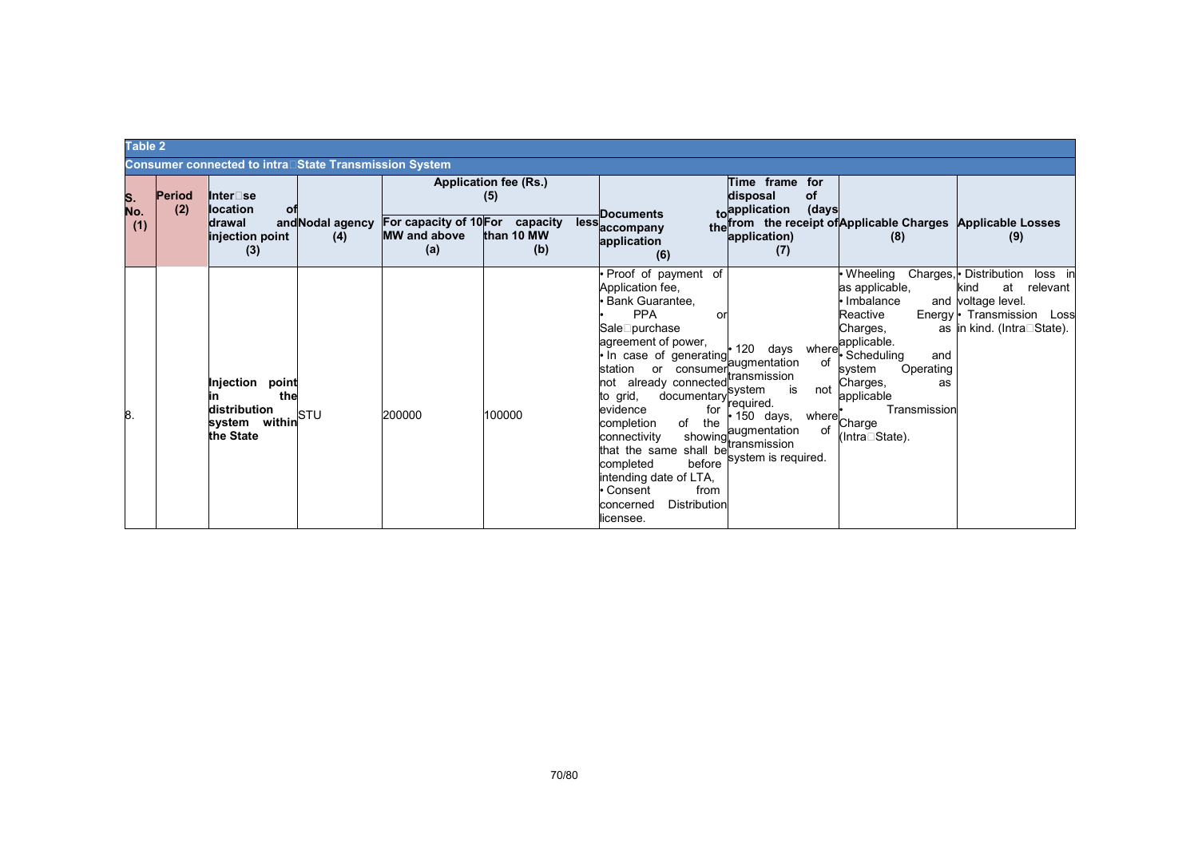**Table 2**

**Consumer connected to intra-State Transmission System**

| S. No. (1) | Period (2) | Inter-se location of drawal and injection point (3) | Nodal agency (4) | Application fee (Rs.) (5) | | Documents to accompany the application (6) | Time frame for disposal of application (days from the receipt of application) (7) | Applicable Charges (8) | Applicable Losses (9) |
|---|---|---|---|---|---|---|---|---|---|
| | | | | For capacity of 10 MW and above (a) | For capacity less than 10 MW (b) | | | | |
| 8. | | Injection point in the distribution system within the State | STU | 200000 | 100000 | • Proof of payment of Application fee, • Bank Guarantee, • PPA or Sale-purchase agreement of power, • In case of generating station or consumer not already connected to grid, documentary evidence for completion of the connectivity showing that the same shall be completed before intending date of LTA, • Consent from concerned Distribution licensee. | • 120 days where augmentation of transmission system is not required. • 150 days, where augmentation of transmission system is required. | • Wheeling Charges, as applicable, • Imbalance and Reactive Energy Charges, as applicable. • Scheduling and system Operating Charges, as applicable • Transmission Charge (Intra-State). | • Distribution loss in kind at relevant voltage level. • Transmission Loss in kind. (Intra-State). |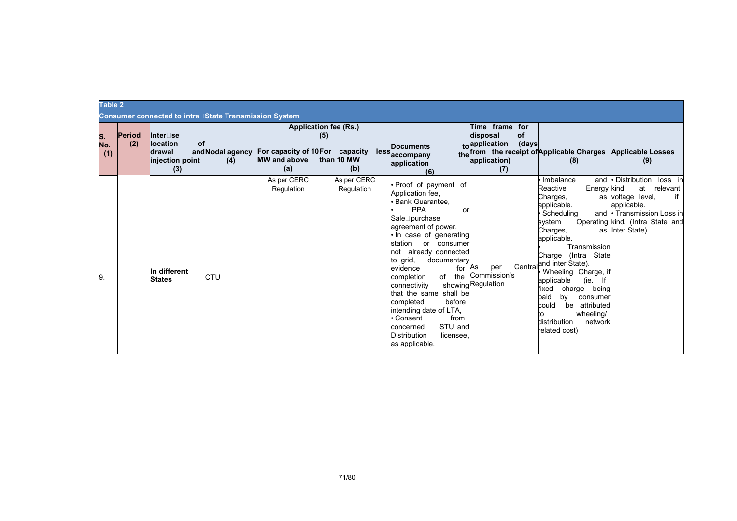**Table 2**

**Consumer connected to intra State Transmission System**

| S. No. (1) | Period (2) | Inter se location of drawal and injection point (3) | Nodal agency (4) | Application fee (Rs.) (5) | | Documents to accompany the application (6) | Time frame for disposal of application (days from the receipt of application) (7) | Applicable Charges (8) | Applicable Losses (9) |
|---|---|---|---|---|---|---|---|---|---|
| | | | | For capacity of 10 MW and above (a) | For capacity less than 10 MW (b) | | | | |
| 9. | | **In different States** | CTU | As per CERC Regulation | As per CERC Regulation | • Proof of payment of Application fee,<br>• Bank Guarantee,<br>• PPA or Sale purchase agreement of power,<br>• In case of generating station or consumer not already connected to grid, documentary evidence for completion of the connectivity showing that the same shall be completed before intending date of LTA,<br>• Consent from concerned STU and Distribution licensee, as applicable. | As per Central Commission's Regulation | • Imbalance and Reactive Energy Charges, as applicable.<br>• Scheduling and system Operating Charges, as applicable.<br>• Transmission Charge (Intra State and inter State).<br>• Wheeling Charge, if applicable (ie. If fixed charge being paid by consumer could be attributed to wheeling/ distribution network related cost) | • Distribution loss in kind at relevant voltage level, if applicable.<br>• Transmission Loss in kind. (Intra State and Inter State). |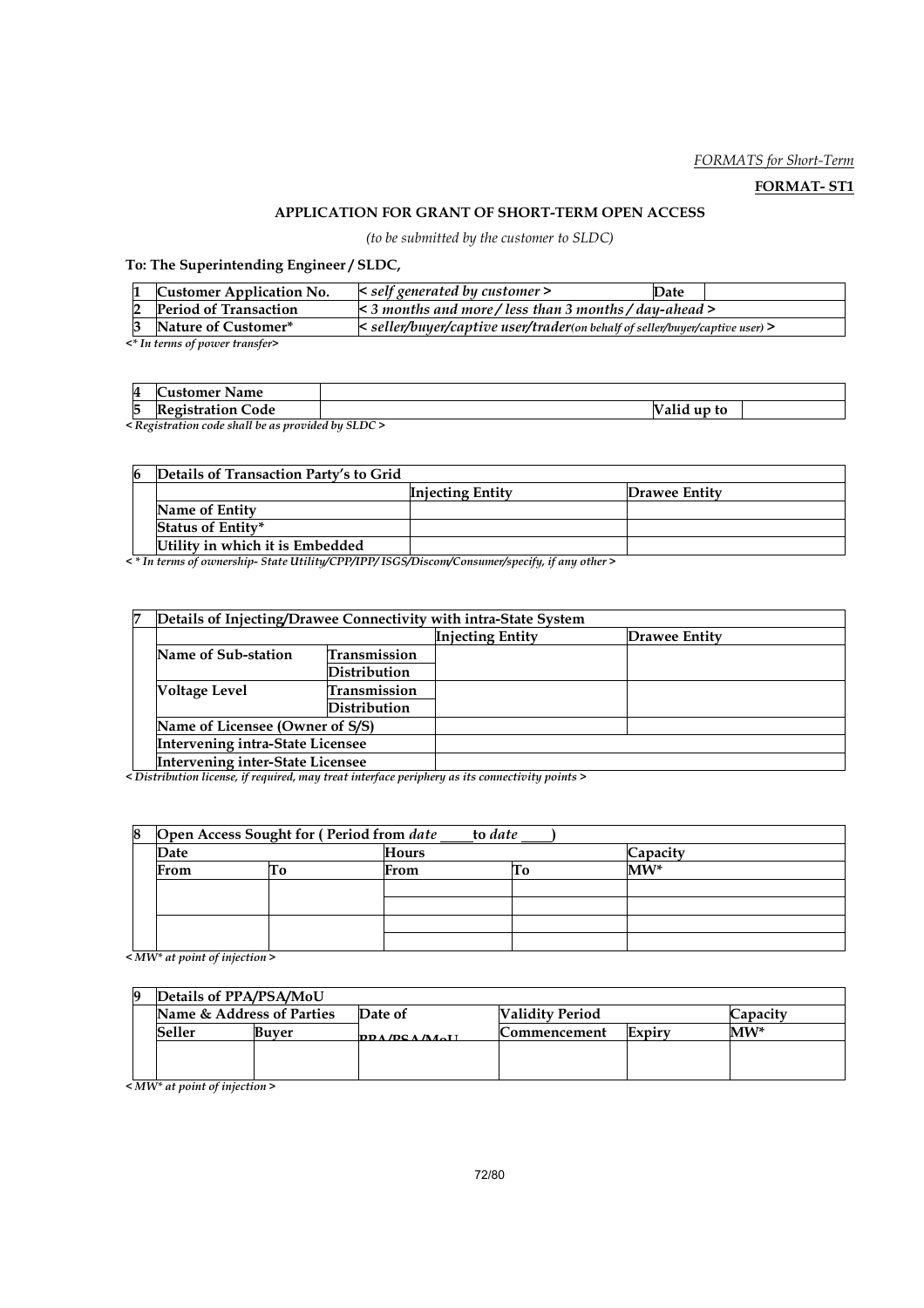*FORMATS for Short-Term*

**FORMAT- ST1**

**APPLICATION FOR GRANT OF SHORT-TERM OPEN ACCESS**

*(to be submitted by the customer to SLDC)*

**To: The Superintending Engineer / SLDC,**

| 1 | Customer Application No. | *< self generated by customer >* | Date | |
|---|---|---|---|---|
| 2 | Period of Transaction | *< 3 months and more / less than 3 months / day-ahead >* | | |
| 3 | Nature of Customer* | *< seller/buyer/captive user/trader(on behalf of seller/buyer/captive user) >* | | |

*<* In terms of power transfer>*

| 4 | Customer Name | | | |
|---|---|---|---|---|
| 5 | Registration Code | | Valid up to | |

*< Registration code shall be as provided by SLDC >*

| 6 | Details of Transaction Party's to Grid | | |
|---|---|---|---|
| | | Injecting Entity | Drawee Entity |
| | Name of Entity | | |
| | Status of Entity* | | |
| | Utility in which it is Embedded | | |

*< * In terms of ownership- State Utility/CPP/IPP/ ISGS/Discom/Consumer/specify, if any other >*

| 7 | Details of Injecting/Drawee Connectivity with intra-State System | | | |
|---|---|---|---|---|
| | | | Injecting Entity | Drawee Entity |
| | Name of Sub-station | Transmission | | |
| | | Distribution | | |
| | Voltage Level | Transmission | | |
| | | Distribution | | |
| | Name of Licensee (Owner of S/S) | | | |
| | Intervening intra-State Licensee | | | |
| | Intervening inter-State Licensee | | | |

*< Distribution license, if required, may treat interface periphery as its connectivity points >*

| 8 | Open Access Sought for ( Period from *date* ____ to *date* ____ ) | | | | |
|---|---|---|---|---|---|
| | Date | | Hours | | Capacity |
| | From | To | From | To | MW* |
| | | | | | |
| | | | | | |
| | | | | | |
| | | | | | |

*< MW* at point of injection >*

| 9 | Details of PPA/PSA/MoU | | | | | |
|---|---|---|---|---|---|---|
| | Name & Address of Parties | | Date of | Validity Period | | Capacity |
| | Seller | Buyer | PPA/PSA/MoU | Commencement | Expiry | MW* |
| | | | | | | |

*< MW* at point of injection >*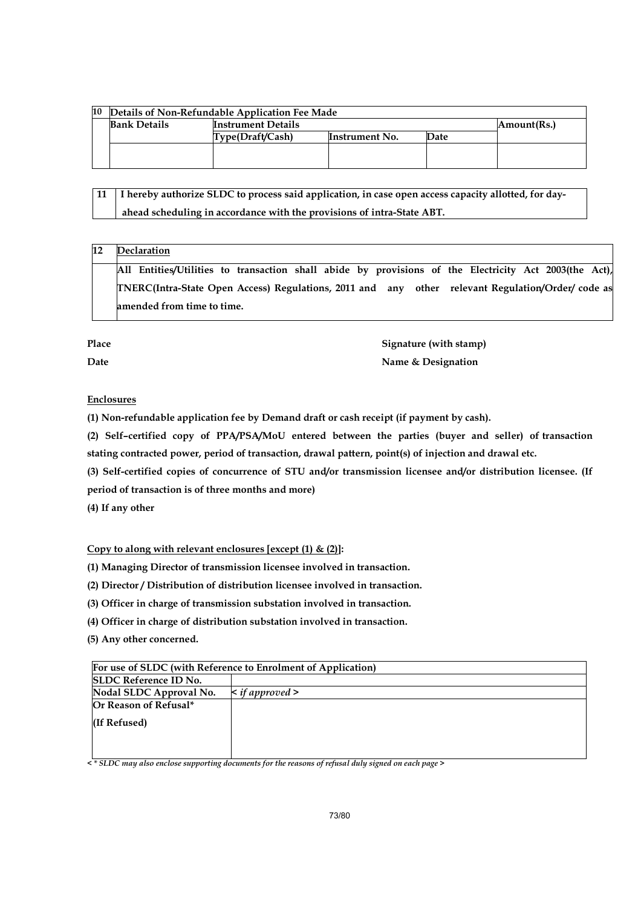| 10 | Details of Non-Refundable Application Fee Made | | | | |
|---|---|---|---|---|---|
| | **Bank Details** | **Instrument Details** | | | **Amount(Rs.)** |
| | | **Type(Draft/Cash)** | **Instrument No.** | **Date** | |
| | | | | | |

| 11 | I hereby authorize SLDC to process said application, in case open access capacity allotted, for day-ahead scheduling in accordance with the provisions of intra-State ABT. |
|---|---|

| 12 | Declaration |
|---|---|
| | All Entities/Utilities to transaction shall abide by provisions of the Electricity Act 2003(the Act), TNERC(Intra-State Open Access) Regulations, 2011 and any other relevant Regulation/Order/ code as amended from time to time. |

**Place** **Signature (with stamp)**

**Date** **Name & Designation**

**Enclosures**

**(1) Non-refundable application fee by Demand draft or cash receipt (if payment by cash).**

**(2) Self–certified copy of PPA/PSA/MoU entered between the parties (buyer and seller) of transaction stating contracted power, period of transaction, drawal pattern, point(s) of injection and drawal etc.**

**(3) Self-certified copies of concurrence of STU and/or transmission licensee and/or distribution licensee. (If period of transaction is of three months and more)**

**(4) If any other**

**Copy to along with relevant enclosures [except (1) & (2)]:**

**(1) Managing Director of transmission licensee involved in transaction.**

**(2) Director / Distribution of distribution licensee involved in transaction.**

**(3) Officer in charge of transmission substation involved in transaction.**

**(4) Officer in charge of distribution substation involved in transaction.**

**(5) Any other concerned.**

| For use of SLDC (with Reference to Enrolment of Application) | |
|---|---|
| **SLDC Reference ID No.** | |
| **Nodal SLDC Approval No.** | *< if approved >* |
| **Or Reason of Refusal*** **(If Refused)** | |

*< * SLDC may also enclose supporting documents for the reasons of refusal duly signed on each page >*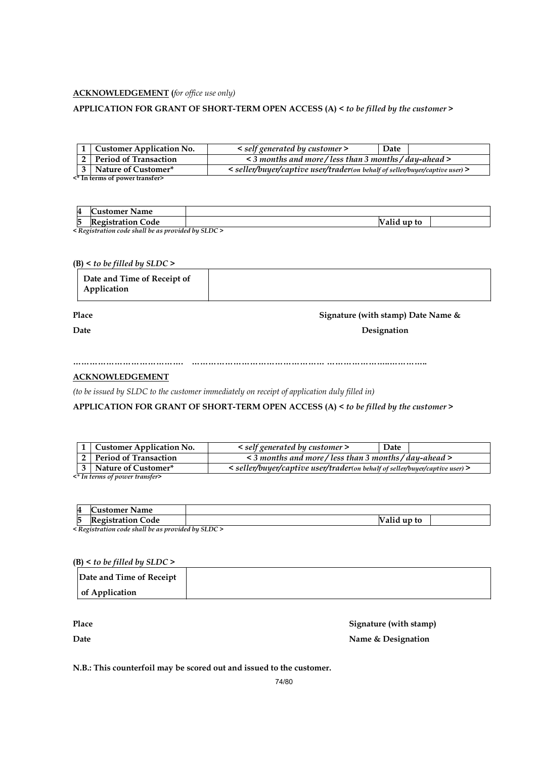**ACKNOWLEDGEMENT** (*for office use only*)

**APPLICATION FOR GRANT OF SHORT-TERM OPEN ACCESS (A) <** ***to be filled by the customer*** **>**

| | | | | |
|---|---|---|---|---|
| **1** | **Customer Application No.** | *< self generated by customer >* | **Date** | |
| **2** | **Period of Transaction** | *< 3 months and more / less than 3 months / day-ahead >* | | |
| **3** | **Nature of Customer*** | *< seller/buyer/captive user/trader(on behalf of seller/buyer/captive user) >* | | |

**<* In terms of power transfer>**

| | | | | |
|---|---|---|---|---|
| **4** | **Customer Name** | | | |
| **5** | **Registration Code** | | **Valid up to** | |

*< Registration code shall be as provided by SLDC >*

**(B) <** ***to be filled by SLDC*** **>**

| | |
|---|---|
| **Date and Time of Receipt of Application** | |

**Place** **Signature (with stamp) Date Name &**

**Date** **Designation**

…………………………………. ………………………………………… ……………………..…………..

**ACKNOWLEDGEMENT**

*(to be issued by SLDC to the customer immediately on receipt of application duly filled in)*

**APPLICATION FOR GRANT OF SHORT-TERM OPEN ACCESS (A) <** ***to be filled by the customer*** **>**

| | | | | |
|---|---|---|---|---|
| **1** | **Customer Application No.** | *< self generated by customer >* | **Date** | |
| **2** | **Period of Transaction** | *< 3 months and more / less than 3 months / day-ahead >* | | |
| **3** | **Nature of Customer*** | *< seller/buyer/captive user/trader(on behalf of seller/buyer/captive user) >* | | |

*<* In terms of power transfer>*

| | | | | |
|---|---|---|---|---|
| **4** | **Customer Name** | | | |
| **5** | **Registration Code** | | **Valid up to** | |

*< Registration code shall be as provided by SLDC >*

**(B) <** ***to be filled by SLDC*** **>**

| | |
|---|---|
| **Date and Time of Receipt of Application** | |

**Place** **Signature (with stamp)**

**Date** **Name & Designation**

**N.B.: This counterfoil may be scored out and issued to the customer.**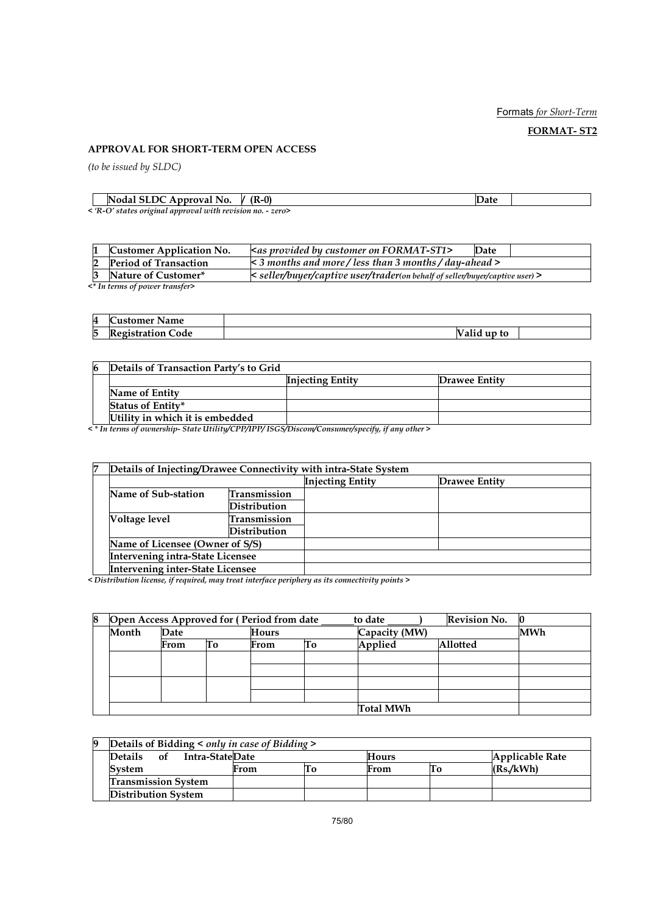Formats *for Short-Term*

**FORMAT- ST2**

**APPROVAL FOR SHORT-TERM OPEN ACCESS**

*(to be issued by SLDC)*

| | Nodal SLDC Approval No. | / (R-0) | Date | |
|---|---|---|---|---|

*< 'R-O' states original approval with revision no. - zero>*

| | | | | |
|---|---|---|---|---|
| 1 | Customer Application No. | *<as provided by customer on FORMAT-ST1>* | Date | |
| 2 | Period of Transaction | *< 3 months and more / less than 3 months / day-ahead >* | | |
| 3 | Nature of Customer* | *< seller/buyer/captive user/trader(on behalf of seller/buyer/captive user) >* | | |

*<* In terms of power transfer>*

| | | | | |
|---|---|---|---|---|
| 4 | Customer Name | | | |
| 5 | Registration Code | | Valid up to | |

| 6 | Details of Transaction Party's to Grid | | |
|---|---|---|---|
| | | Injecting Entity | Drawee Entity |
| | Name of Entity | | |
| | Status of Entity* | | |
| | Utility in which it is embedded | | |

*< * In terms of ownership- State Utility/CPP/IPP/ ISGS/Discom/Consumer/specify, if any other >*

| 7 | Details of Injecting/Drawee Connectivity with intra-State System | | | |
|---|---|---|---|---|
| | | | Injecting Entity | Drawee Entity |
| | Name of Sub-station | Transmission | | |
| | | Distribution | | |
| | Voltage level | Transmission | | |
| | | Distribution | | |
| | Name of Licensee (Owner of S/S) | | | |
| | Intervening intra-State Licensee | | | |
| | Intervening inter-State Licensee | | | |

*< Distribution license, if required, may treat interface periphery as its connectivity points >*

| 8 | Open Access Approved for ( Period from date ______ to date ______) | | | | | | Revision No. | 0 |
|---|---|---|---|---|---|---|---|---|
| | Month | Date | | Hours | | Capacity (MW) | | MWh |
| | | From | To | From | To | Applied | Allotted | |
| | | | | | | | | |
| | | | | | | | | |
| | | | | | | | | |
| | | | | | | | | |
| | | | | | | Total MWh | | |

| 9 | Details of Bidding < *only in case of Bidding* > | | | | | |
|---|---|---|---|---|---|---|
| | Details of Intra-State System | Date | | Hours | | Applicable Rate (Rs./kWh) |
| | | From | To | From | To | |
| | Transmission System | | | | | |
| | Distribution System | | | | | |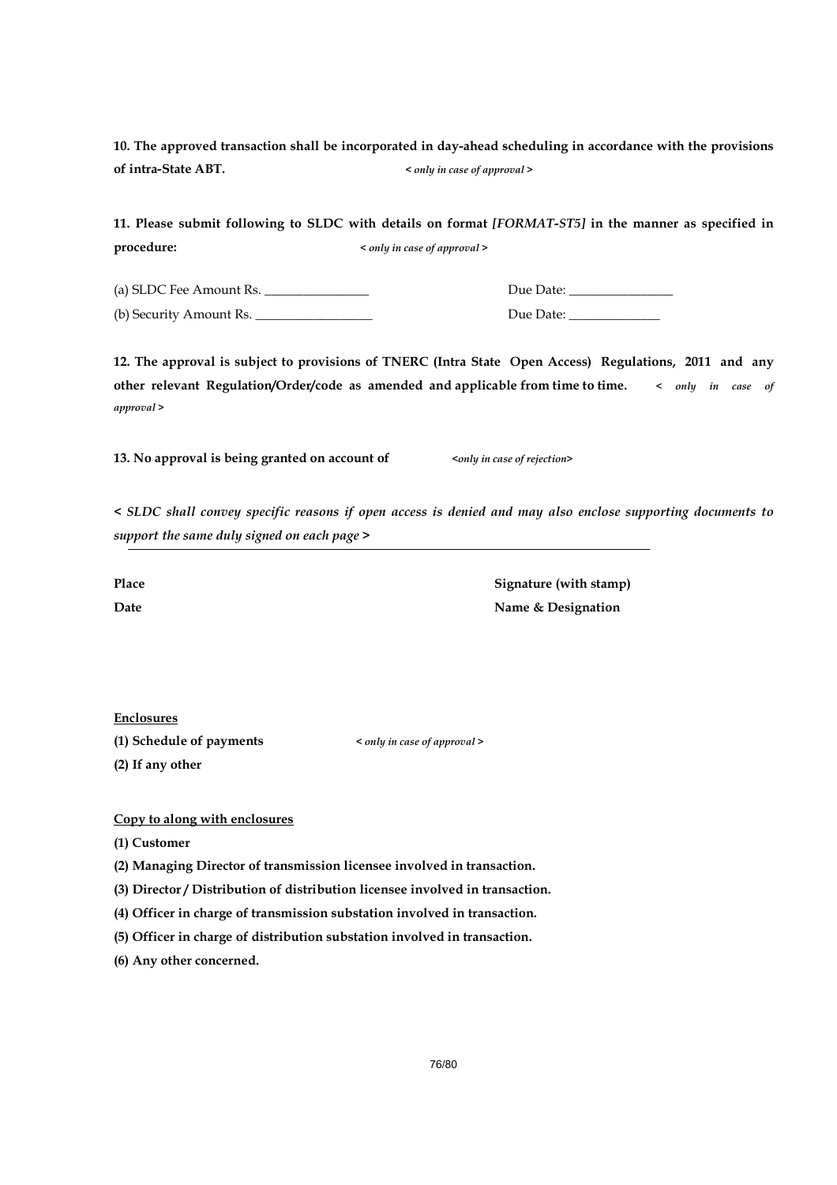**10. The approved transaction shall be incorporated in day-ahead scheduling in accordance with the provisions of intra-State ABT.** *< only in case of approval >*

**11. Please submit following to SLDC with details on format *[FORMAT-ST5]* in the manner as specified in procedure:** *< only in case of approval >*

(a) SLDC Fee Amount Rs. ________________ Due Date: ________________

(b) Security Amount Rs. __________________ Due Date: ______________

**12. The approval is subject to provisions of TNERC (Intra State Open Access) Regulations, 2011 and any other relevant Regulation/Order/code as amended and applicable from time to time.** *< only in case of approval >*

**13. No approval is being granted on account of** *<only in case of rejection>*

***< SLDC shall convey specific reasons if open access is denied and may also enclose supporting documents to support the same duly signed on each page >***

---

**Place** **Signature (with stamp)**

**Date** **Name & Designation**

**Enclosures**

**(1) Schedule of payments** *< only in case of approval >*

**(2) If any other**

**Copy to along with enclosures**

**(1) Customer**

**(2) Managing Director of transmission licensee involved in transaction.**

**(3) Director / Distribution of distribution licensee involved in transaction.**

**(4) Officer in charge of transmission substation involved in transaction.**

**(5) Officer in charge of distribution substation involved in transaction.**

**(6) Any other concerned.**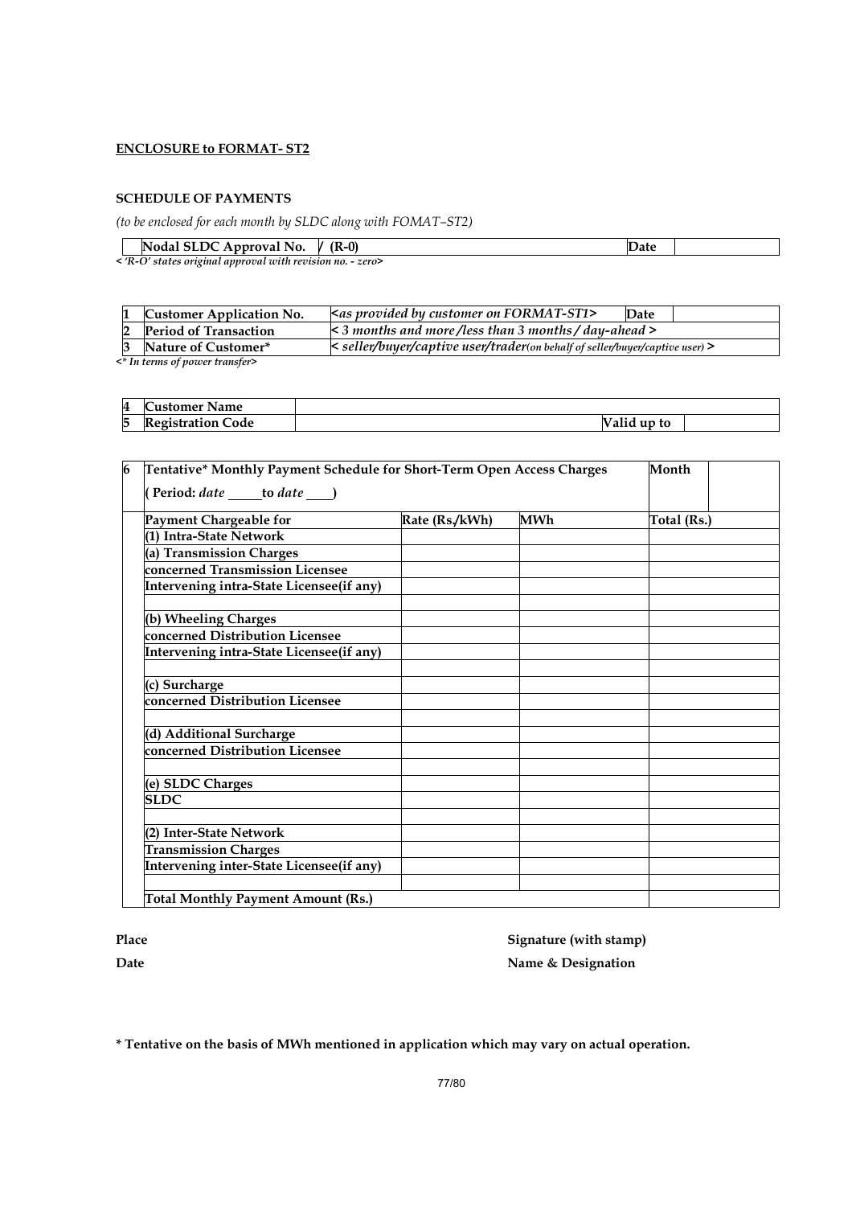**ENCLOSURE to FORMAT- ST2**

**SCHEDULE OF PAYMENTS**

*(to be enclosed for each month by SLDC along with FOMAT–ST2)*

| | **Nodal SLDC Approval No.** | **/ (R-0)** | **Date** | |
|---|---|---|---|---|

***< 'R-O' states original approval with revision no. - zero>***

| | | | | |
|---|---|---|---|---|
| **1** | **Customer Application No.** | *<as provided by customer on FORMAT-ST1>* | **Date** | |
| **2** | **Period of Transaction** | *< 3 months and more /less than 3 months / day-ahead >* | | |
| **3** | **Nature of Customer*** | *< seller/buyer/captive user/trader(on behalf of seller/buyer/captive user) >* | | |

***<* In terms of power transfer>***

| | | | | |
|---|---|---|---|---|
| **4** | **Customer Name** | | | |
| **5** | **Registration Code** | | **Valid up to** | |

| **6** | **Tentative* Monthly Payment Schedule for Short-Term Open Access Charges ( Period: *date* \_\_\_\_\_ to *date* \_\_\_\_ )** | | | **Month** |
|---|---|---|---|---|
| | **Payment Chargeable for** | **Rate (Rs./kWh)** | **MWh** | **Total (Rs.)** |
| | **(1) Intra-State Network** | | | |
| | **(a) Transmission Charges** | | | |
| | **concerned Transmission Licensee** | | | |
| | **Intervening intra-State Licensee(if any)** | | | |
| | | | | |
| | **(b) Wheeling Charges** | | | |
| | **concerned Distribution Licensee** | | | |
| | **Intervening intra-State Licensee(if any)** | | | |
| | | | | |
| | **(c) Surcharge** | | | |
| | **concerned Distribution Licensee** | | | |
| | | | | |
| | **(d) Additional Surcharge** | | | |
| | **concerned Distribution Licensee** | | | |
| | | | | |
| | **(e) SLDC Charges** | | | |
| | **SLDC** | | | |
| | | | | |
| | **(2) Inter-State Network** | | | |
| | **Transmission Charges** | | | |
| | **Intervening inter-State Licensee(if any)** | | | |
| | | | | |
| | **Total Monthly Payment Amount (Rs.)** | | | |

**Place** — **Signature (with stamp)**

**Date** — **Name & Designation**

**\* Tentative on the basis of MWh mentioned in application which may vary on actual operation.**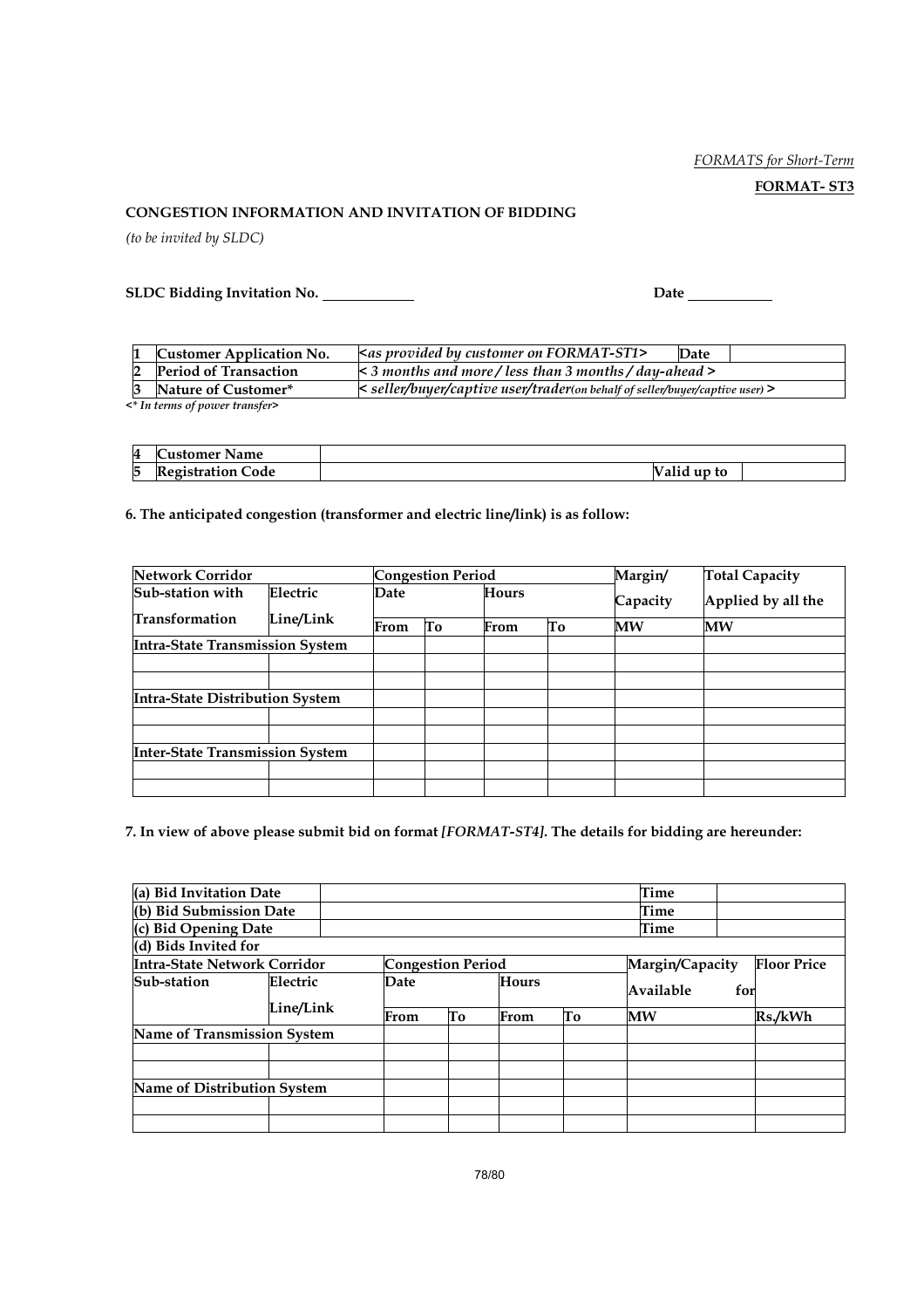*FORMATS for Short-Term*

**FORMAT- ST3**

**CONGESTION INFORMATION AND INVITATION OF BIDDING**

*(to be invited by SLDC)*

**SLDC Bidding Invitation No.** \_\_\_\_\_\_\_\_\_\_ **Date** \_\_\_\_\_\_\_\_\_\_

| | | | | |
|---|---|---|---|---|
| **1** | **Customer Application No.** | *<as provided by customer on FORMAT-ST1>* | **Date** | |
| **2** | **Period of Transaction** | *< 3 months and more / less than 3 months / day-ahead >* | | |
| **3** | **Nature of Customer*** | *< seller/buyer/captive user/trader(on behalf of seller/buyer/captive user) >* | | |

*<* In terms of power transfer>*

| | | | | |
|---|---|---|---|---|
| **4** | **Customer Name** | | | |
| **5** | **Registration Code** | | **Valid up to** | |

**6. The anticipated congestion (transformer and electric line/link) is as follow:**

| **Network Corridor** | | **Congestion Period** | | | | **Margin/** | **Total Capacity** |
|---|---|---|---|---|---|---|---|
| **Sub-station with Transformation** | **Electric Line/Link** | **Date** | | **Hours** | | **Capacity** | **Applied by all the** |
| | | **From** | **To** | **From** | **To** | **MW** | **MW** |
| **Intra-State Transmission System** | | | | | | | |
| | | | | | | | |
| | | | | | | | |
| **Intra-State Distribution System** | | | | | | | |
| | | | | | | | |
| | | | | | | | |
| **Inter-State Transmission System** | | | | | | | |
| | | | | | | | |
| | | | | | | | |

**7. In view of above please submit bid on format *[FORMAT-ST4]*. The details for bidding are hereunder:**

| | | | |
|---|---|---|---|
| **(a) Bid Invitation Date** | | **Time** | |
| **(b) Bid Submission Date** | | **Time** | |
| **(c) Bid Opening Date** | | **Time** | |
| **(d) Bids Invited for** | | | |

| **Intra-State Network Corridor** | | **Congestion Period** | | | | **Margin/Capacity** | **Floor Price** |
|---|---|---|---|---|---|---|---|
| **Sub-station** | **Electric Line/Link** | **Date** | | **Hours** | | **Available for** | |
| | | **From** | **To** | **From** | **To** | **MW** | **Rs./kWh** |
| **Name of Transmission System** | | | | | | | |
| | | | | | | | |
| | | | | | | | |
| **Name of Distribution System** | | | | | | | |
| | | | | | | | |
| | | | | | | | |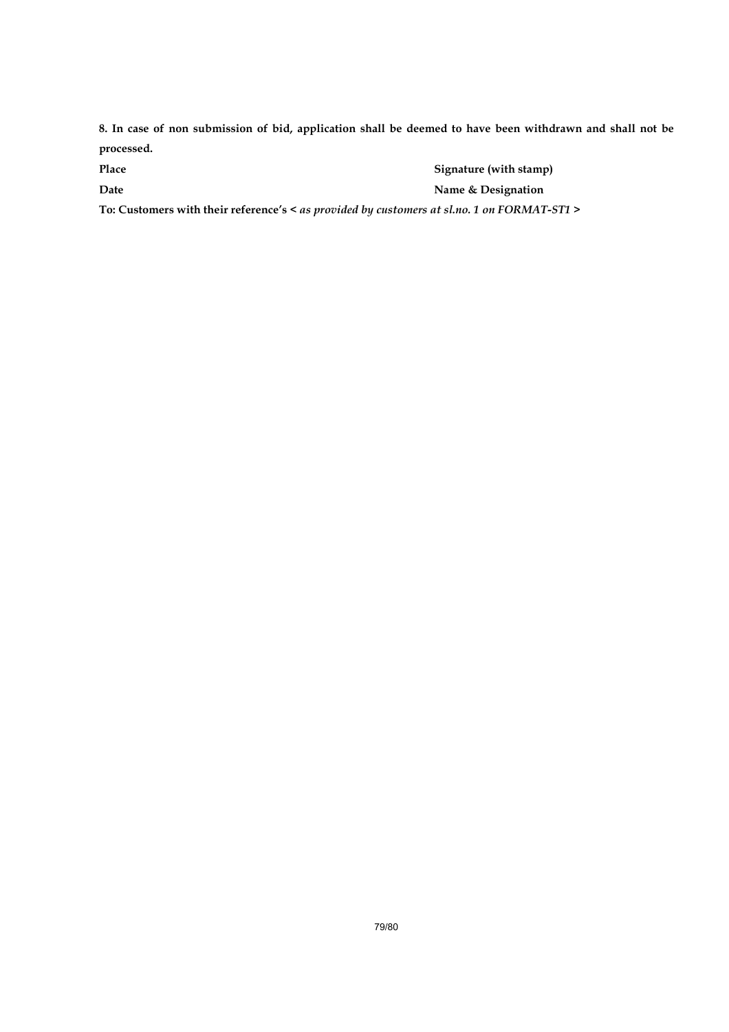**8. In case of non submission of bid, application shall be deemed to have been withdrawn and shall not be processed.**

**Place** **Signature (with stamp)**

**Date** **Name & Designation**

**To: Customers with their reference's <** ***as provided by customers at sl.no. 1 on FORMAT-ST1*** **>**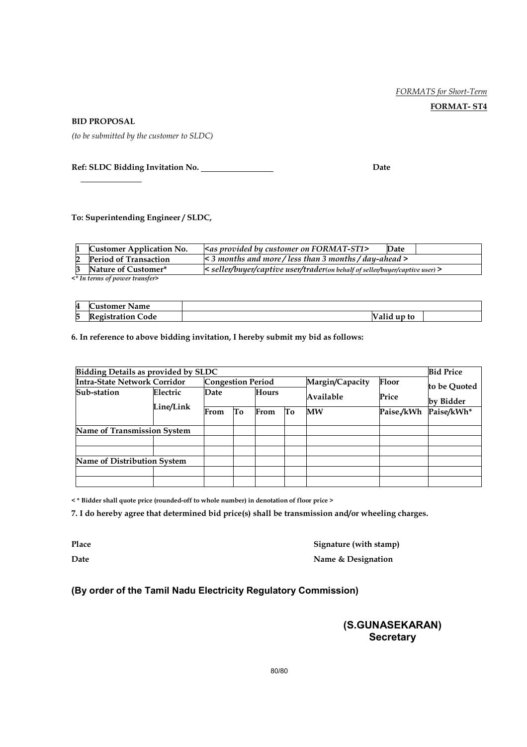*FORMATS for Short-Term*

**FORMAT- ST4**

**BID PROPOSAL**

*(to be submitted by the customer to SLDC)*

**Ref: SLDC Bidding Invitation No. \_\_\_\_\_\_\_\_\_\_\_\_\_\_\_\_\_ Date \_\_\_\_\_\_\_\_\_\_\_\_\_\_**

**To: Superintending Engineer / SLDC,**

| | | | | |
|---|---|---|---|---|
| **1** | **Customer Application No.** | *<as provided by customer on FORMAT-ST1>* | **Date** | |
| **2** | **Period of Transaction** | *< 3 months and more / less than 3 months / day-ahead >* | | |
| **3** | **Nature of Customer*** | *< seller/buyer/captive user/trader(on behalf of seller/buyer/captive user) >* | | |

*<* In terms of power transfer>*

| | | | | |
|---|---|---|---|---|
| **4** | **Customer Name** | | | |
| **5** | **Registration Code** | | **Valid up to** | |

**6. In reference to above bidding invitation, I hereby submit my bid as follows:**

| **Bidding Details as provided by SLDC** | | | | | | | | **Bid Price to be Quoted by Bidder** |
|---|---|---|---|---|---|---|---|---|
| **Intra-State Network Corridor** | | **Congestion Period** | | | | **Margin/Capacity Available** | **Floor Price** | |
| **Sub-station** | **Electric Line/Link** | **Date** | | **Hours** | | | | |
| | | **From** | **To** | **From** | **To** | **MW** | **Paise./kWh** | **Paise/kWh*** |
| **Name of Transmission System** | | | | | | | | |
| | | | | | | | | |
| | | | | | | | | |
| **Name of Distribution System** | | | | | | | | |
| | | | | | | | | |
| | | | | | | | | |

**< * Bidder shall quote price (rounded-off to whole number) in denotation of floor price >**

**7. I do hereby agree that determined bid price(s) shall be transmission and/or wheeling charges.**

**Place** **Signature (with stamp)**

**Date** **Name & Designation**

**(By order of the Tamil Nadu Electricity Regulatory Commission)**

**(S.GUNASEKARAN)**
**Secretary**